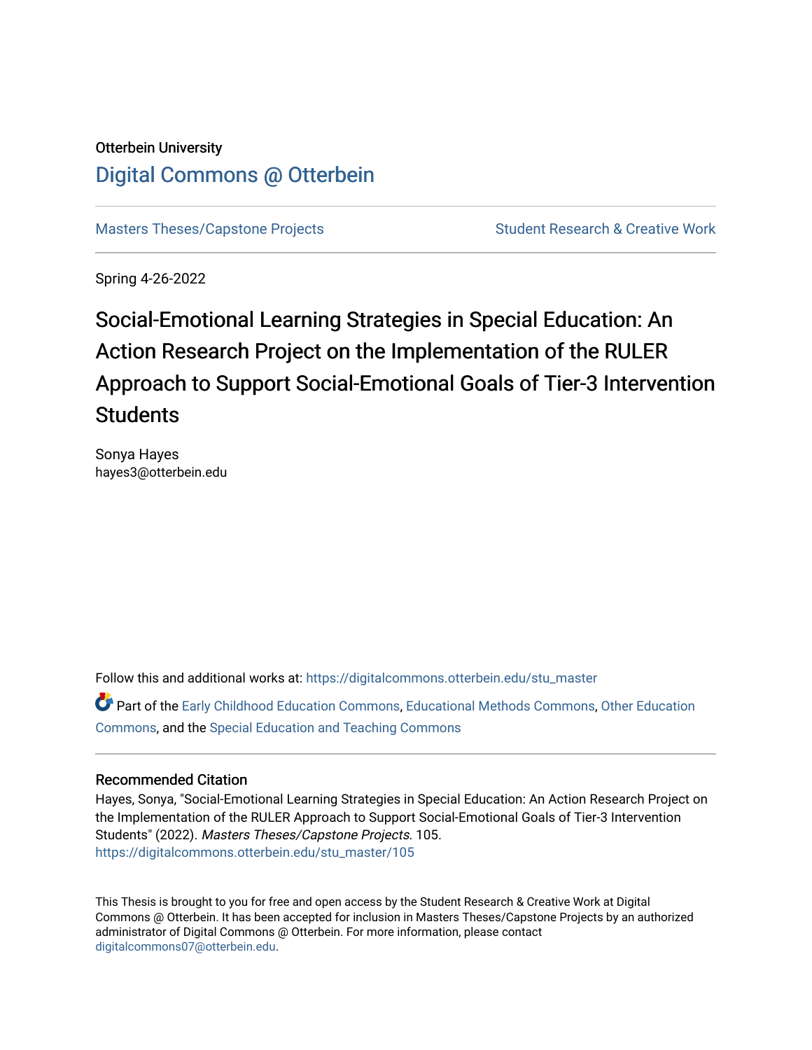Otterbein University

# Digital Commons @ Otterbein

Masters Theses/Capstone Projects

Student Research & Creative Work

Spring 4-26-2022

# Social-Emotional Learning Strategies in Special Education: An Action Research Project on the Implementation of the RULER Approach to Support Social-Emotional Goals of Tier-3 Intervention Students

Sonya Hayes
hayes3@otterbein.edu

Follow this and additional works at: https://digitalcommons.otterbein.edu/stu_master

Part of the Early Childhood Education Commons, Educational Methods Commons, Other Education Commons, and the Special Education and Teaching Commons

## Recommended Citation

Hayes, Sonya, "Social-Emotional Learning Strategies in Special Education: An Action Research Project on the Implementation of the RULER Approach to Support Social-Emotional Goals of Tier-3 Intervention Students" (2022). *Masters Theses/Capstone Projects*. 105.
https://digitalcommons.otterbein.edu/stu_master/105

This Thesis is brought to you for free and open access by the Student Research & Creative Work at Digital Commons @ Otterbein. It has been accepted for inclusion in Masters Theses/Capstone Projects by an authorized administrator of Digital Commons @ Otterbein. For more information, please contact digitalcommons07@otterbein.edu.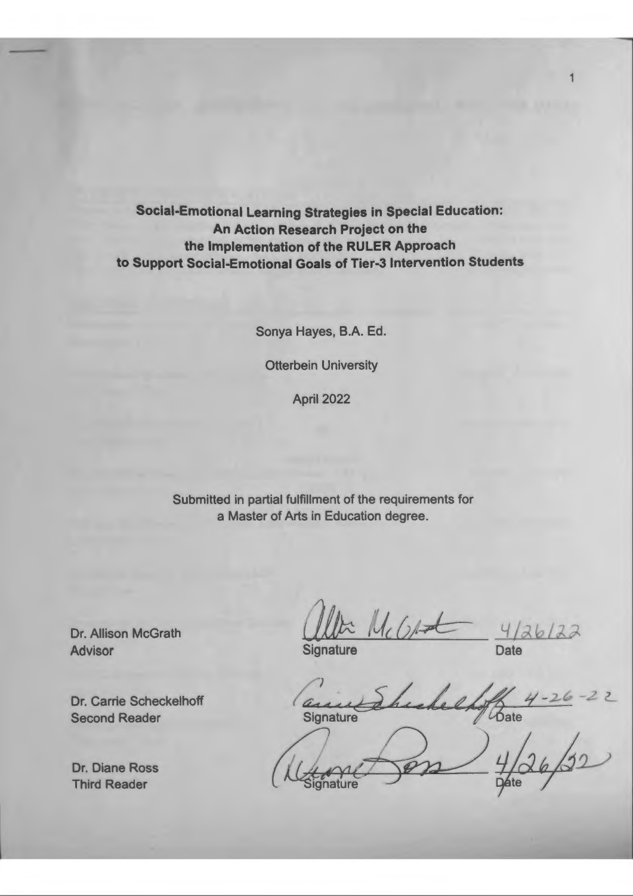**Social-Emotional Learning Strategies in Special Education:**
**An Action Research Project on the**
**the Implementation of the RULER Approach**
**to Support Social-Emotional Goals of Tier-3 Intervention Students**

Sonya Hayes, B.A. Ed.

Otterbein University

April 2022

Submitted in partial fulfillment of the requirements for
a Master of Arts in Education degree.

| | | |
|---|---|---|
| Dr. Allison McGrath<br>Advisor | Signature | 4/26/22<br>Date |
| Dr. Carrie Scheckelhoff<br>Second Reader | Signature | 4-26-22<br>Date |
| Dr. Diane Ross<br>Third Reader | Signature | 4/26/22<br>Date |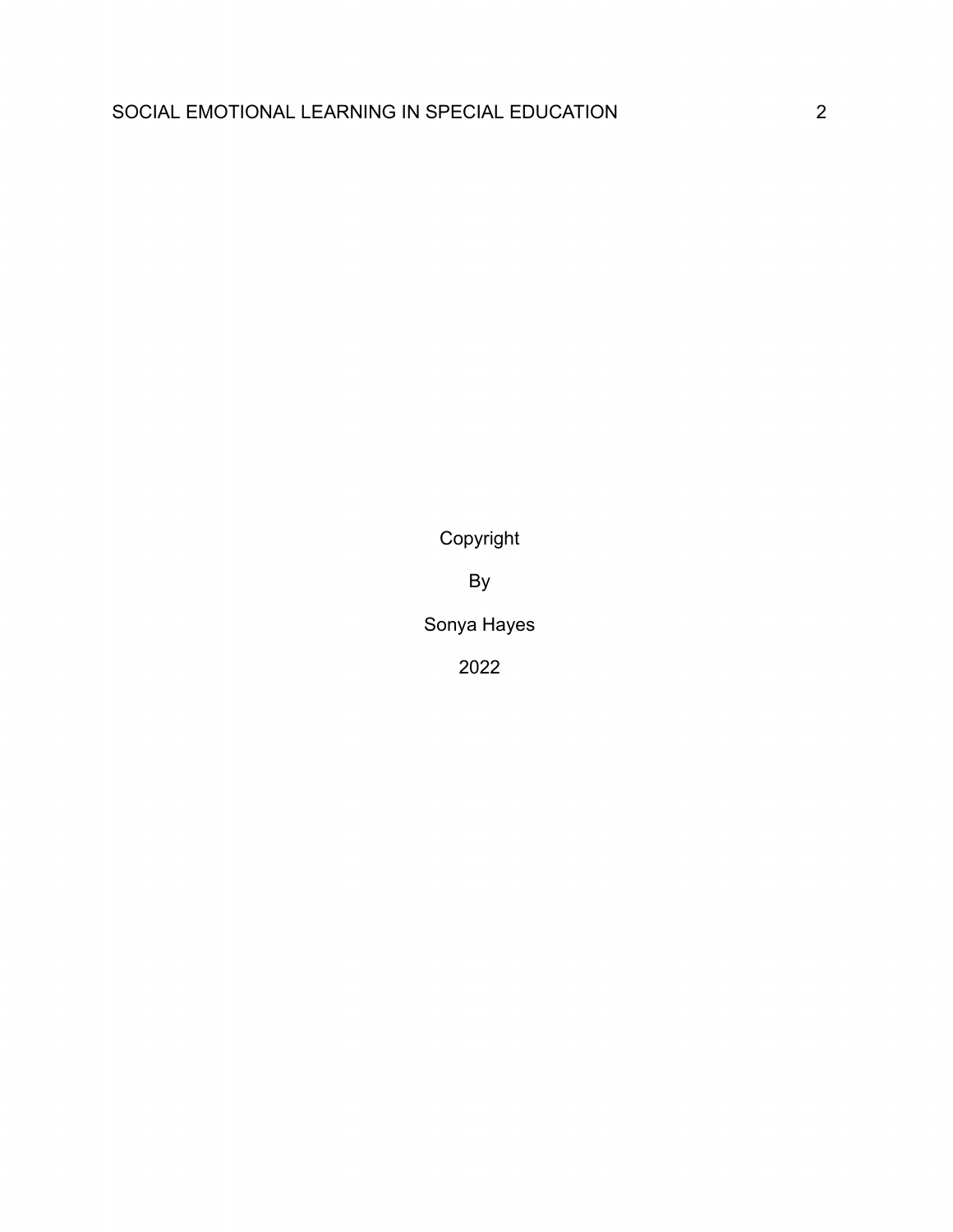Copyright

By

Sonya Hayes

2022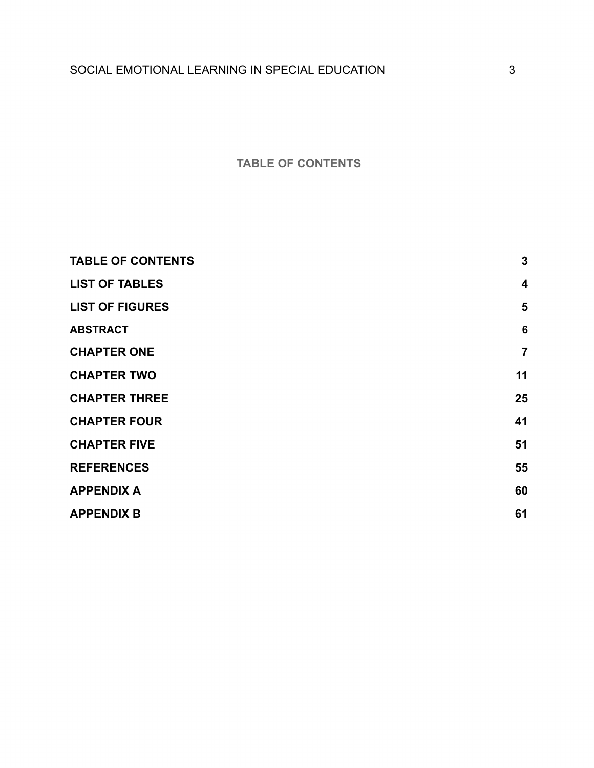# TABLE OF CONTENTS

| | |
|---|---|
| **TABLE OF CONTENTS** | **3** |
| **LIST OF TABLES** | **4** |
| **LIST OF FIGURES** | **5** |
| **ABSTRACT** | **6** |
| **CHAPTER ONE** | **7** |
| **CHAPTER TWO** | **11** |
| **CHAPTER THREE** | **25** |
| **CHAPTER FOUR** | **41** |
| **CHAPTER FIVE** | **51** |
| **REFERENCES** | **55** |
| **APPENDIX A** | **60** |
| **APPENDIX B** | **61** |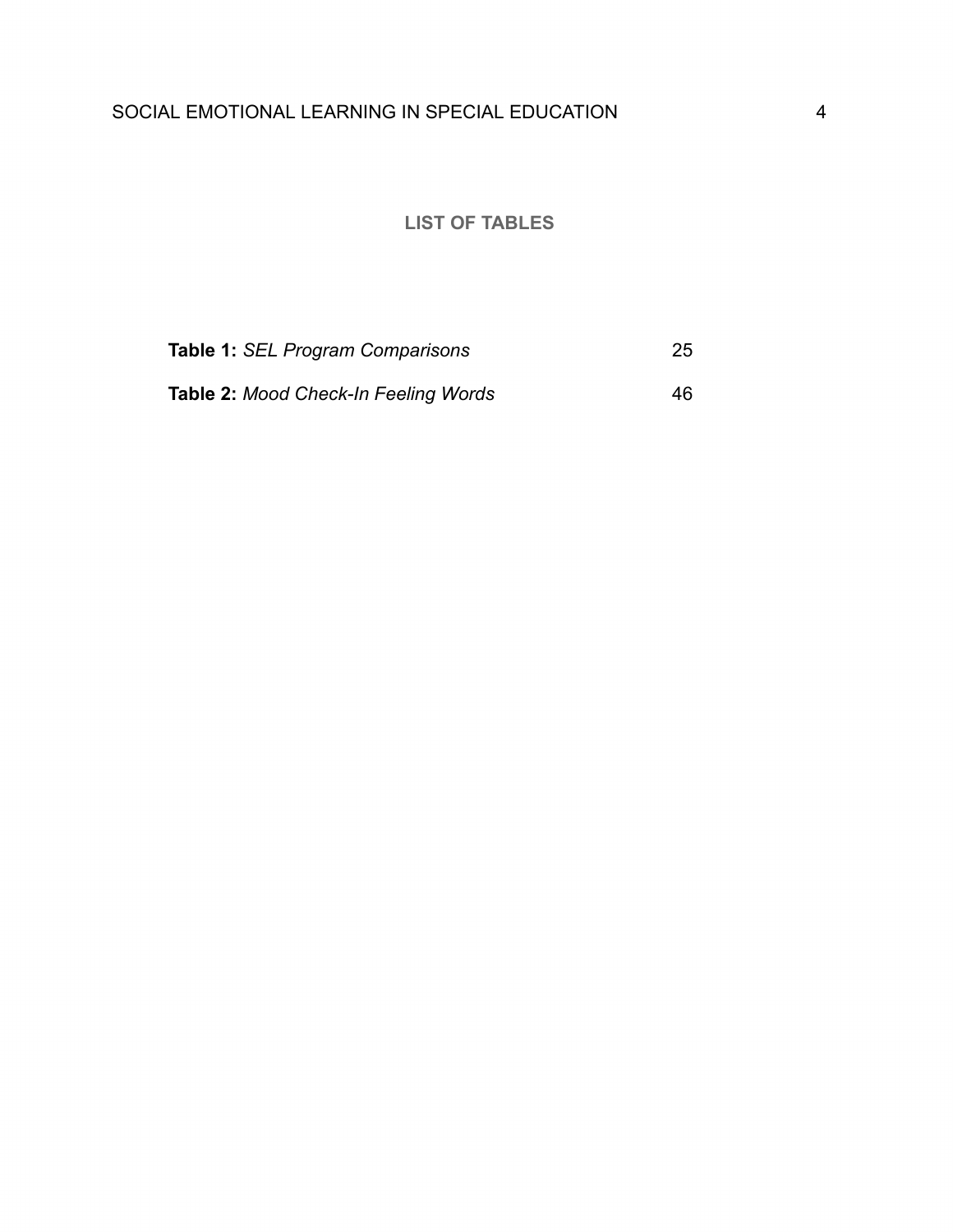## LIST OF TABLES

**Table 1:** *SEL Program Comparisons* 25

**Table 2:** *Mood Check-In Feeling Words* 46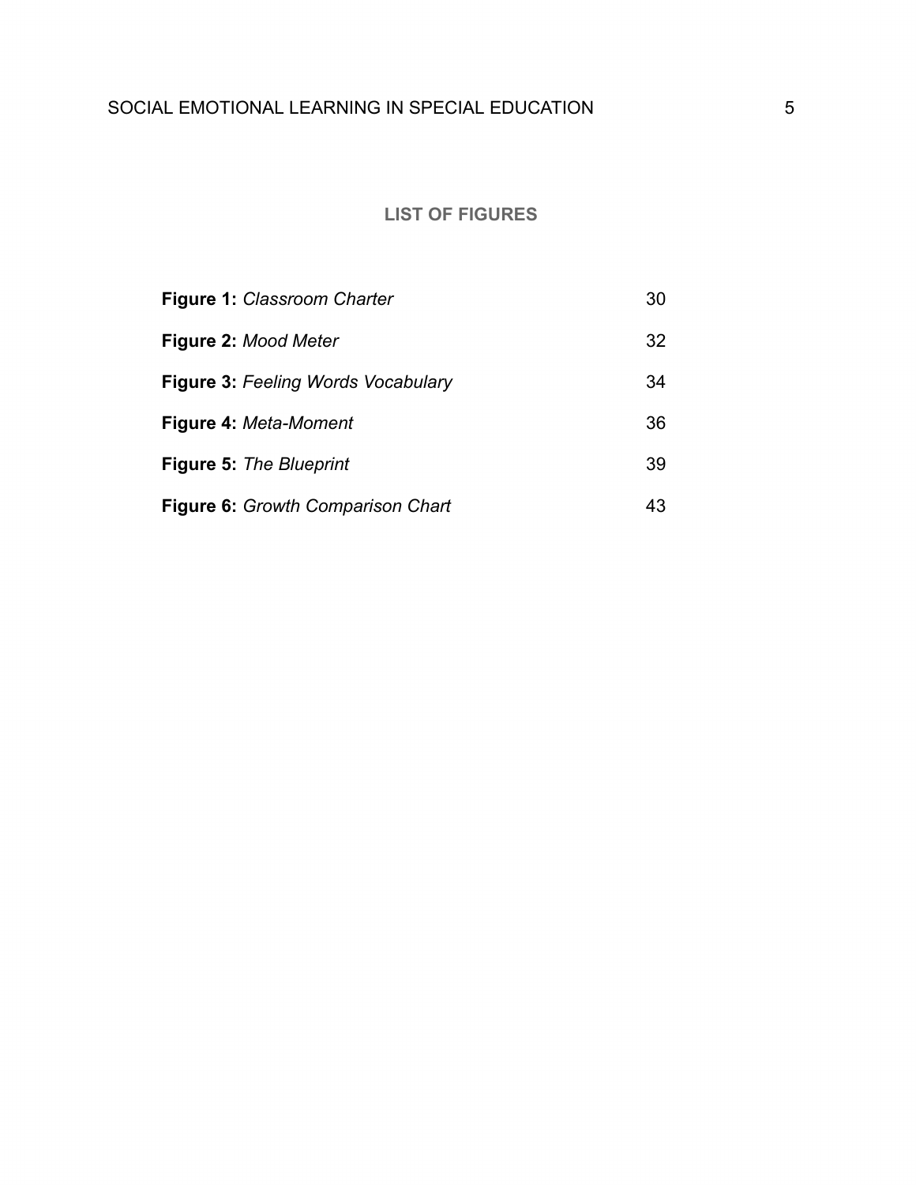## LIST OF FIGURES

| | |
|---|---|
| **Figure 1:** *Classroom Charter* | 30 |
| **Figure 2:** *Mood Meter* | 32 |
| **Figure 3:** *Feeling Words Vocabulary* | 34 |
| **Figure 4:** *Meta-Moment* | 36 |
| **Figure 5:** *The Blueprint* | 39 |
| **Figure 6:** *Growth Comparison Chart* | 43 |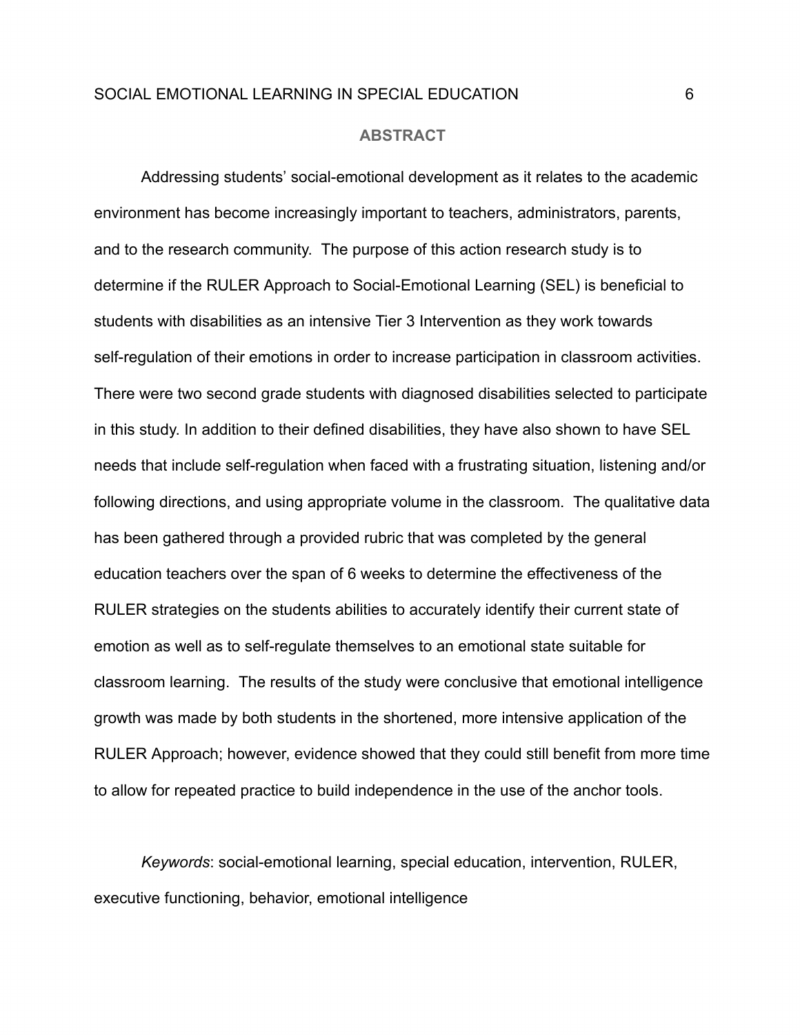## ABSTRACT

Addressing students' social-emotional development as it relates to the academic environment has become increasingly important to teachers, administrators, parents, and to the research community. The purpose of this action research study is to determine if the RULER Approach to Social-Emotional Learning (SEL) is beneficial to students with disabilities as an intensive Tier 3 Intervention as they work towards self-regulation of their emotions in order to increase participation in classroom activities. There were two second grade students with diagnosed disabilities selected to participate in this study. In addition to their defined disabilities, they have also shown to have SEL needs that include self-regulation when faced with a frustrating situation, listening and/or following directions, and using appropriate volume in the classroom. The qualitative data has been gathered through a provided rubric that was completed by the general education teachers over the span of 6 weeks to determine the effectiveness of the RULER strategies on the students abilities to accurately identify their current state of emotion as well as to self-regulate themselves to an emotional state suitable for classroom learning. The results of the study were conclusive that emotional intelligence growth was made by both students in the shortened, more intensive application of the RULER Approach; however, evidence showed that they could still benefit from more time to allow for repeated practice to build independence in the use of the anchor tools.

*Keywords*: social-emotional learning, special education, intervention, RULER, executive functioning, behavior, emotional intelligence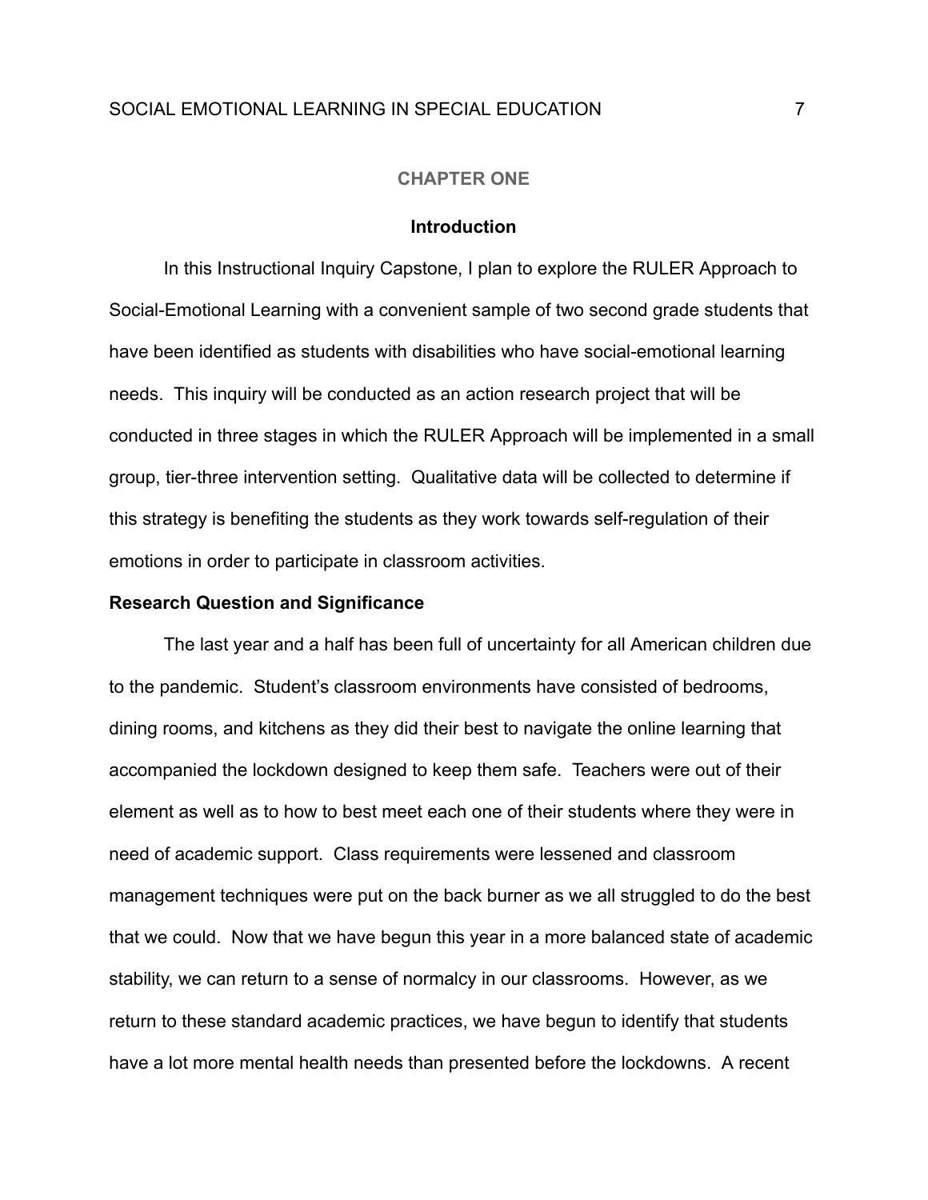# CHAPTER ONE

## Introduction

In this Instructional Inquiry Capstone, I plan to explore the RULER Approach to Social-Emotional Learning with a convenient sample of two second grade students that have been identified as students with disabilities who have social-emotional learning needs. This inquiry will be conducted as an action research project that will be conducted in three stages in which the RULER Approach will be implemented in a small group, tier-three intervention setting. Qualitative data will be collected to determine if this strategy is benefiting the students as they work towards self-regulation of their emotions in order to participate in classroom activities.

### Research Question and Significance

The last year and a half has been full of uncertainty for all American children due to the pandemic. Student's classroom environments have consisted of bedrooms, dining rooms, and kitchens as they did their best to navigate the online learning that accompanied the lockdown designed to keep them safe. Teachers were out of their element as well as to how to best meet each one of their students where they were in need of academic support. Class requirements were lessened and classroom management techniques were put on the back burner as we all struggled to do the best that we could. Now that we have begun this year in a more balanced state of academic stability, we can return to a sense of normalcy in our classrooms. However, as we return to these standard academic practices, we have begun to identify that students have a lot more mental health needs than presented before the lockdowns. A recent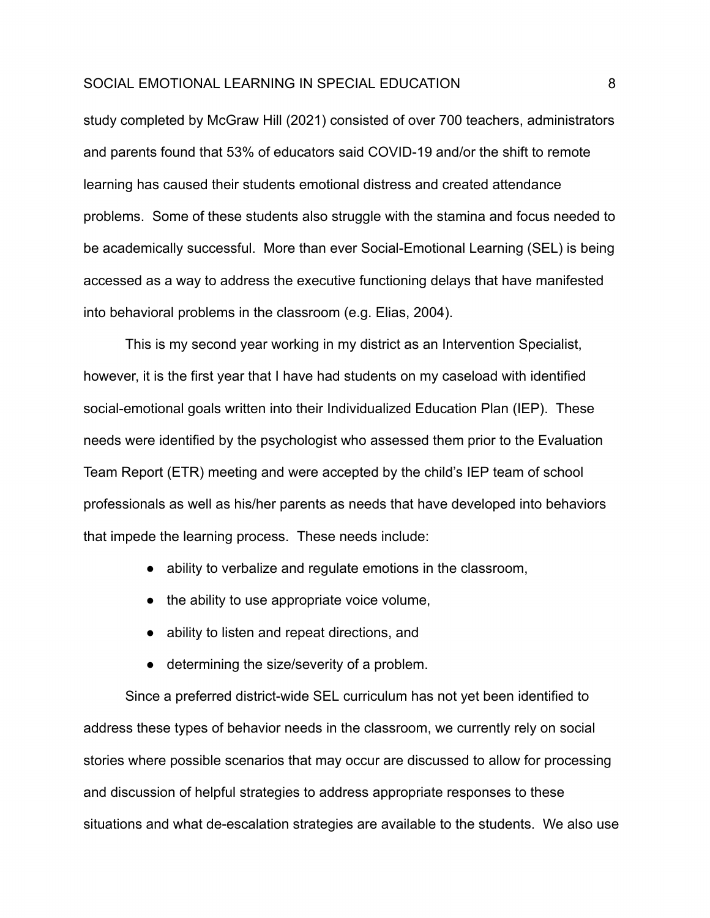study completed by McGraw Hill (2021) consisted of over 700 teachers, administrators and parents found that 53% of educators said COVID-19 and/or the shift to remote learning has caused their students emotional distress and created attendance problems. Some of these students also struggle with the stamina and focus needed to be academically successful. More than ever Social-Emotional Learning (SEL) is being accessed as a way to address the executive functioning delays that have manifested into behavioral problems in the classroom (e.g. Elias, 2004).

This is my second year working in my district as an Intervention Specialist, however, it is the first year that I have had students on my caseload with identified social-emotional goals written into their Individualized Education Plan (IEP). These needs were identified by the psychologist who assessed them prior to the Evaluation Team Report (ETR) meeting and were accepted by the child's IEP team of school professionals as well as his/her parents as needs that have developed into behaviors that impede the learning process. These needs include:

- ability to verbalize and regulate emotions in the classroom,
- the ability to use appropriate voice volume,
- ability to listen and repeat directions, and
- determining the size/severity of a problem.

Since a preferred district-wide SEL curriculum has not yet been identified to address these types of behavior needs in the classroom, we currently rely on social stories where possible scenarios that may occur are discussed to allow for processing and discussion of helpful strategies to address appropriate responses to these situations and what de-escalation strategies are available to the students. We also use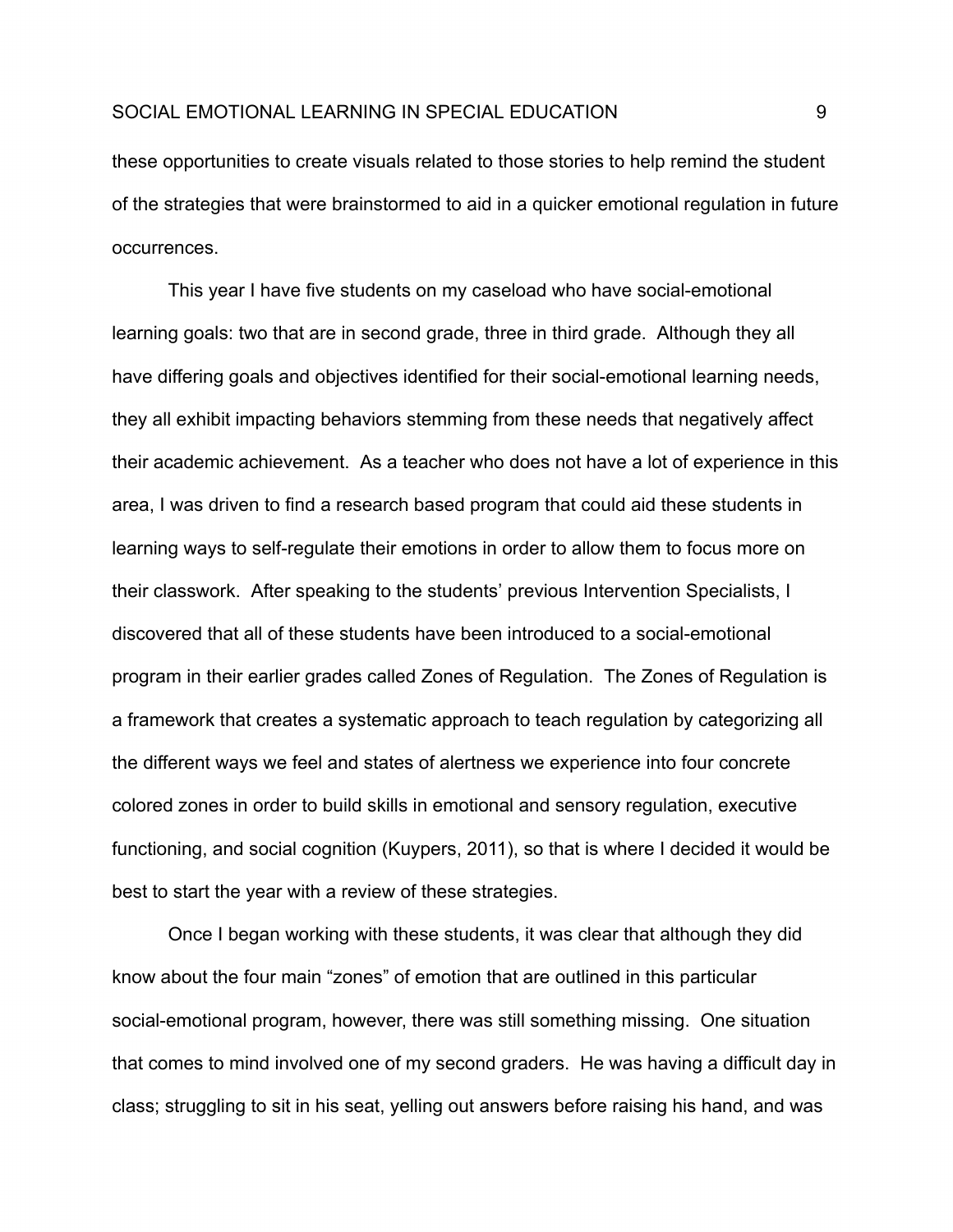these opportunities to create visuals related to those stories to help remind the student of the strategies that were brainstormed to aid in a quicker emotional regulation in future occurrences.

This year I have five students on my caseload who have social-emotional learning goals: two that are in second grade, three in third grade. Although they all have differing goals and objectives identified for their social-emotional learning needs, they all exhibit impacting behaviors stemming from these needs that negatively affect their academic achievement. As a teacher who does not have a lot of experience in this area, I was driven to find a research based program that could aid these students in learning ways to self-regulate their emotions in order to allow them to focus more on their classwork. After speaking to the students' previous Intervention Specialists, I discovered that all of these students have been introduced to a social-emotional program in their earlier grades called Zones of Regulation. The Zones of Regulation is a framework that creates a systematic approach to teach regulation by categorizing all the different ways we feel and states of alertness we experience into four concrete colored zones in order to build skills in emotional and sensory regulation, executive functioning, and social cognition (Kuypers, 2011), so that is where I decided it would be best to start the year with a review of these strategies.

Once I began working with these students, it was clear that although they did know about the four main "zones" of emotion that are outlined in this particular social-emotional program, however, there was still something missing. One situation that comes to mind involved one of my second graders. He was having a difficult day in class; struggling to sit in his seat, yelling out answers before raising his hand, and was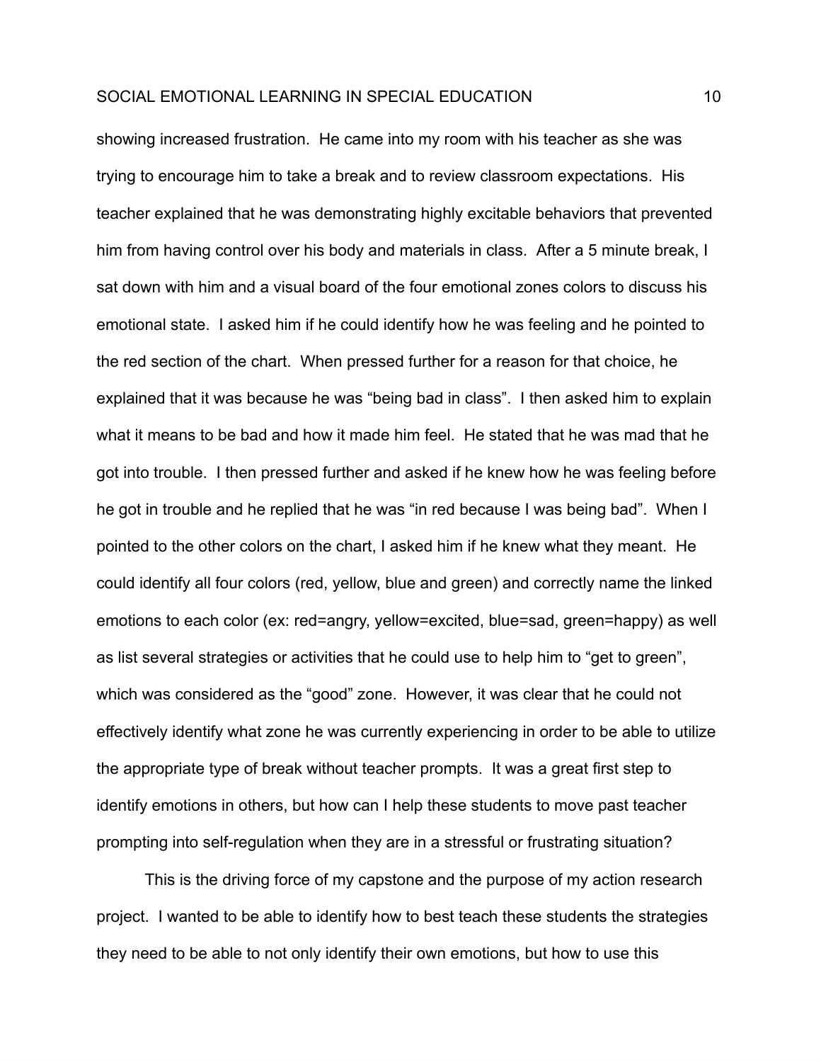showing increased frustration. He came into my room with his teacher as she was trying to encourage him to take a break and to review classroom expectations. His teacher explained that he was demonstrating highly excitable behaviors that prevented him from having control over his body and materials in class. After a 5 minute break, I sat down with him and a visual board of the four emotional zones colors to discuss his emotional state. I asked him if he could identify how he was feeling and he pointed to the red section of the chart. When pressed further for a reason for that choice, he explained that it was because he was "being bad in class". I then asked him to explain what it means to be bad and how it made him feel. He stated that he was mad that he got into trouble. I then pressed further and asked if he knew how he was feeling before he got in trouble and he replied that he was "in red because I was being bad". When I pointed to the other colors on the chart, I asked him if he knew what they meant. He could identify all four colors (red, yellow, blue and green) and correctly name the linked emotions to each color (ex: red=angry, yellow=excited, blue=sad, green=happy) as well as list several strategies or activities that he could use to help him to "get to green", which was considered as the "good" zone. However, it was clear that he could not effectively identify what zone he was currently experiencing in order to be able to utilize the appropriate type of break without teacher prompts. It was a great first step to identify emotions in others, but how can I help these students to move past teacher prompting into self-regulation when they are in a stressful or frustrating situation?

This is the driving force of my capstone and the purpose of my action research project. I wanted to be able to identify how to best teach these students the strategies they need to be able to not only identify their own emotions, but how to use this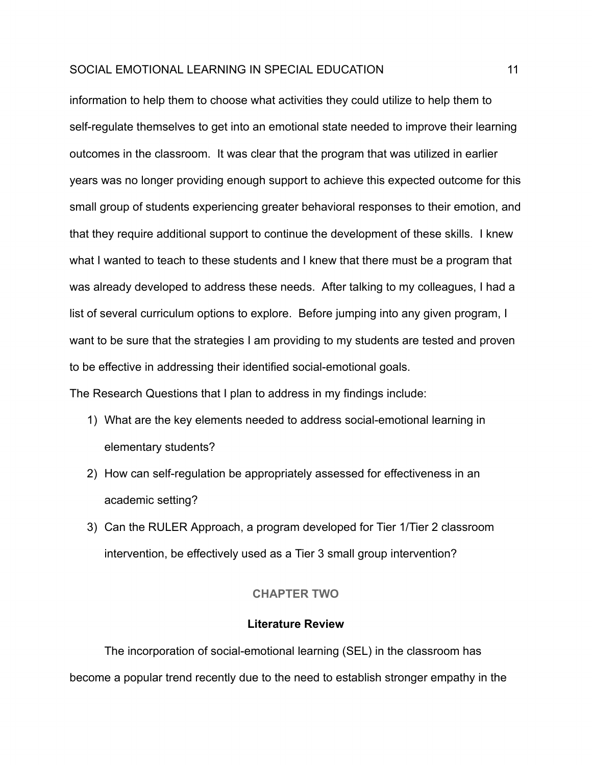information to help them to choose what activities they could utilize to help them to self-regulate themselves to get into an emotional state needed to improve their learning outcomes in the classroom. It was clear that the program that was utilized in earlier years was no longer providing enough support to achieve this expected outcome for this small group of students experiencing greater behavioral responses to their emotion, and that they require additional support to continue the development of these skills. I knew what I wanted to teach to these students and I knew that there must be a program that was already developed to address these needs. After talking to my colleagues, I had a list of several curriculum options to explore. Before jumping into any given program, I want to be sure that the strategies I am providing to my students are tested and proven to be effective in addressing their identified social-emotional goals.

The Research Questions that I plan to address in my findings include:

1) What are the key elements needed to address social-emotional learning in elementary students?
2) How can self-regulation be appropriately assessed for effectiveness in an academic setting?
3) Can the RULER Approach, a program developed for Tier 1/Tier 2 classroom intervention, be effectively used as a Tier 3 small group intervention?

## CHAPTER TWO

### Literature Review

The incorporation of social-emotional learning (SEL) in the classroom has become a popular trend recently due to the need to establish stronger empathy in the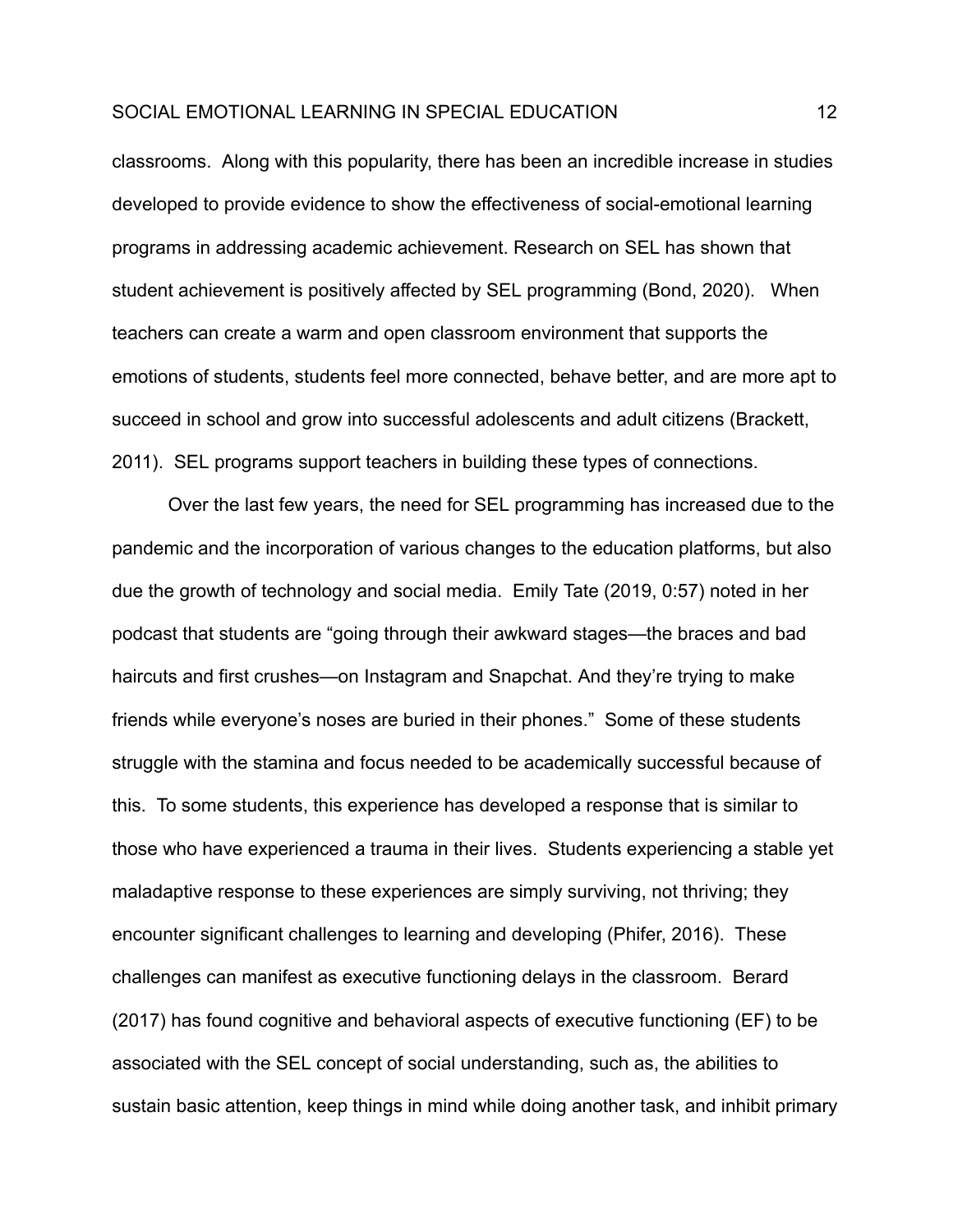classrooms. Along with this popularity, there has been an incredible increase in studies developed to provide evidence to show the effectiveness of social-emotional learning programs in addressing academic achievement. Research on SEL has shown that student achievement is positively affected by SEL programming (Bond, 2020). When teachers can create a warm and open classroom environment that supports the emotions of students, students feel more connected, behave better, and are more apt to succeed in school and grow into successful adolescents and adult citizens (Brackett, 2011). SEL programs support teachers in building these types of connections.

Over the last few years, the need for SEL programming has increased due to the pandemic and the incorporation of various changes to the education platforms, but also due the growth of technology and social media. Emily Tate (2019, 0:57) noted in her podcast that students are "going through their awkward stages—the braces and bad haircuts and first crushes—on Instagram and Snapchat. And they're trying to make friends while everyone's noses are buried in their phones." Some of these students struggle with the stamina and focus needed to be academically successful because of this. To some students, this experience has developed a response that is similar to those who have experienced a trauma in their lives. Students experiencing a stable yet maladaptive response to these experiences are simply surviving, not thriving; they encounter significant challenges to learning and developing (Phifer, 2016). These challenges can manifest as executive functioning delays in the classroom. Berard (2017) has found cognitive and behavioral aspects of executive functioning (EF) to be associated with the SEL concept of social understanding, such as, the abilities to sustain basic attention, keep things in mind while doing another task, and inhibit primary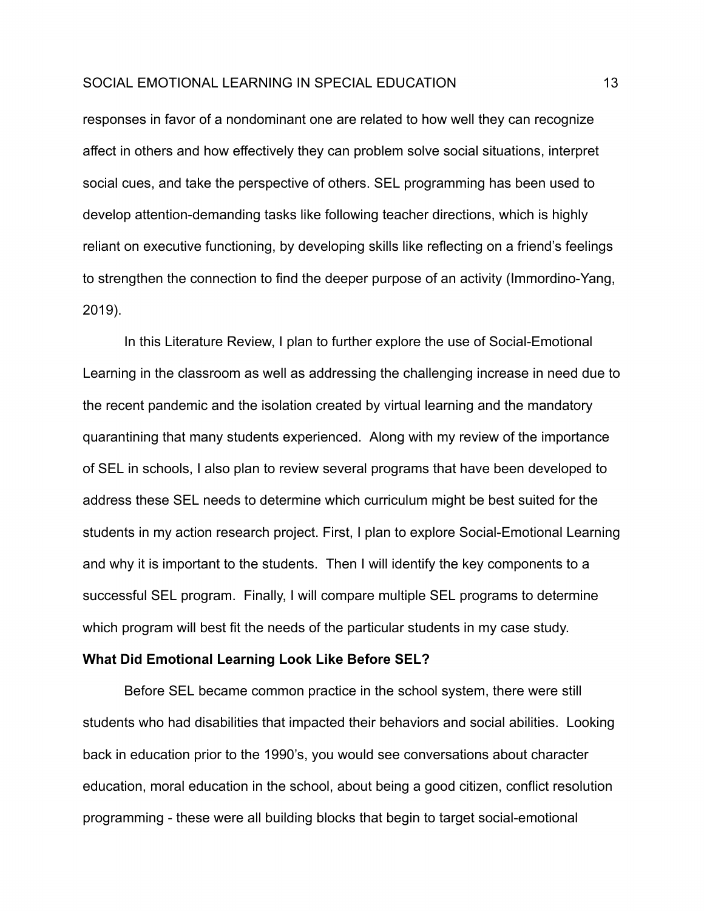responses in favor of a nondominant one are related to how well they can recognize affect in others and how effectively they can problem solve social situations, interpret social cues, and take the perspective of others. SEL programming has been used to develop attention-demanding tasks like following teacher directions, which is highly reliant on executive functioning, by developing skills like reflecting on a friend's feelings to strengthen the connection to find the deeper purpose of an activity (Immordino-Yang, 2019).

In this Literature Review, I plan to further explore the use of Social-Emotional Learning in the classroom as well as addressing the challenging increase in need due to the recent pandemic and the isolation created by virtual learning and the mandatory quarantining that many students experienced. Along with my review of the importance of SEL in schools, I also plan to review several programs that have been developed to address these SEL needs to determine which curriculum might be best suited for the students in my action research project. First, I plan to explore Social-Emotional Learning and why it is important to the students. Then I will identify the key components to a successful SEL program. Finally, I will compare multiple SEL programs to determine which program will best fit the needs of the particular students in my case study.

**What Did Emotional Learning Look Like Before SEL?**

Before SEL became common practice in the school system, there were still students who had disabilities that impacted their behaviors and social abilities. Looking back in education prior to the 1990's, you would see conversations about character education, moral education in the school, about being a good citizen, conflict resolution programming - these were all building blocks that begin to target social-emotional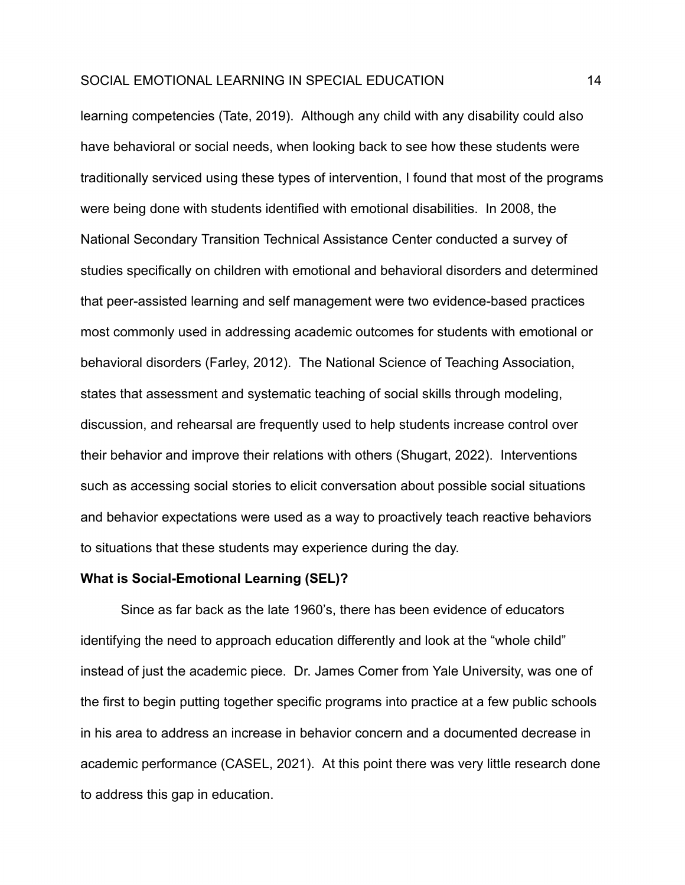learning competencies (Tate, 2019). Although any child with any disability could also have behavioral or social needs, when looking back to see how these students were traditionally serviced using these types of intervention, I found that most of the programs were being done with students identified with emotional disabilities. In 2008, the National Secondary Transition Technical Assistance Center conducted a survey of studies specifically on children with emotional and behavioral disorders and determined that peer-assisted learning and self management were two evidence-based practices most commonly used in addressing academic outcomes for students with emotional or behavioral disorders (Farley, 2012). The National Science of Teaching Association, states that assessment and systematic teaching of social skills through modeling, discussion, and rehearsal are frequently used to help students increase control over their behavior and improve their relations with others (Shugart, 2022). Interventions such as accessing social stories to elicit conversation about possible social situations and behavior expectations were used as a way to proactively teach reactive behaviors to situations that these students may experience during the day.

**What is Social-Emotional Learning (SEL)?**

Since as far back as the late 1960's, there has been evidence of educators identifying the need to approach education differently and look at the "whole child" instead of just the academic piece. Dr. James Comer from Yale University, was one of the first to begin putting together specific programs into practice at a few public schools in his area to address an increase in behavior concern and a documented decrease in academic performance (CASEL, 2021). At this point there was very little research done to address this gap in education.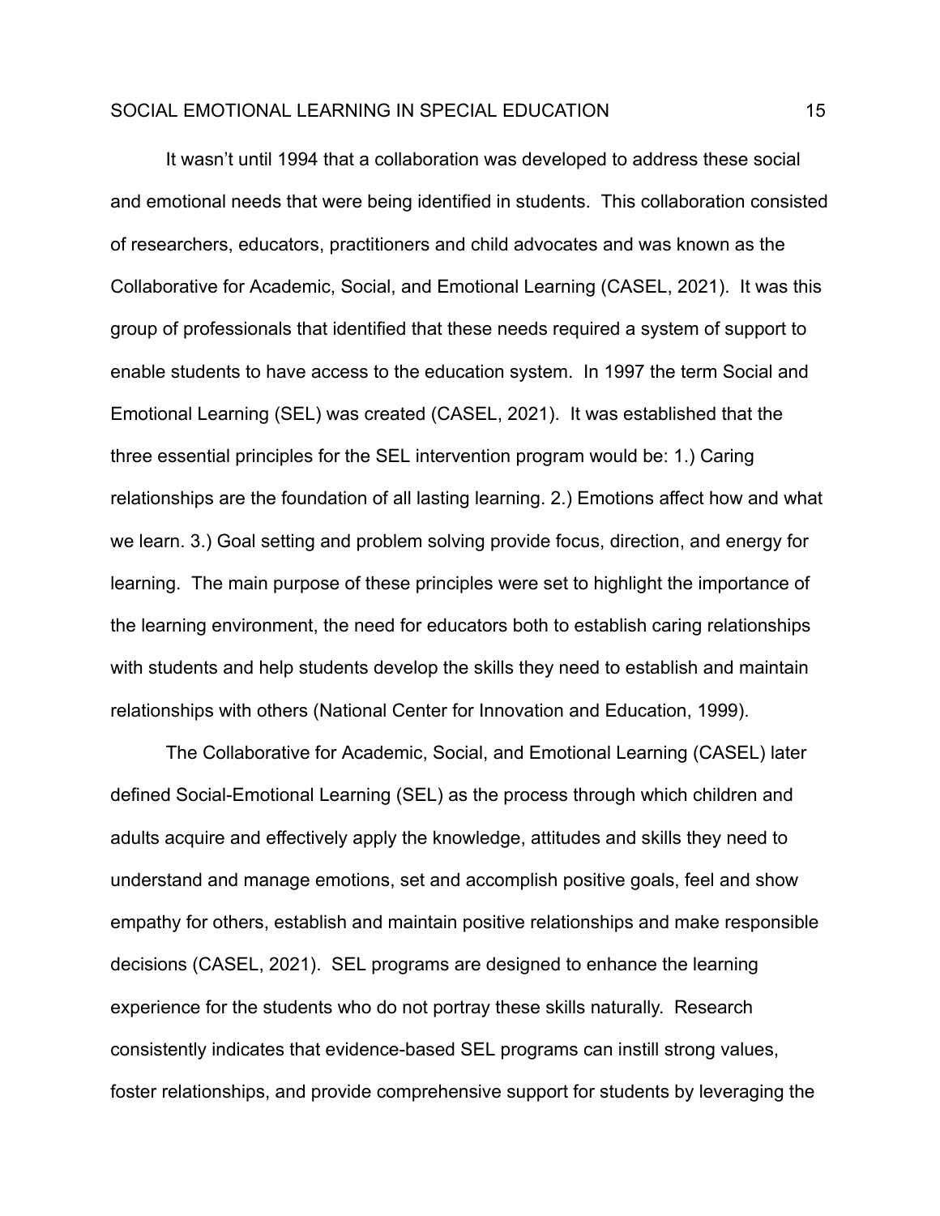It wasn't until 1994 that a collaboration was developed to address these social and emotional needs that were being identified in students. This collaboration consisted of researchers, educators, practitioners and child advocates and was known as the Collaborative for Academic, Social, and Emotional Learning (CASEL, 2021). It was this group of professionals that identified that these needs required a system of support to enable students to have access to the education system. In 1997 the term Social and Emotional Learning (SEL) was created (CASEL, 2021). It was established that the three essential principles for the SEL intervention program would be: 1.) Caring relationships are the foundation of all lasting learning. 2.) Emotions affect how and what we learn. 3.) Goal setting and problem solving provide focus, direction, and energy for learning. The main purpose of these principles were set to highlight the importance of the learning environment, the need for educators both to establish caring relationships with students and help students develop the skills they need to establish and maintain relationships with others (National Center for Innovation and Education, 1999).

The Collaborative for Academic, Social, and Emotional Learning (CASEL) later defined Social-Emotional Learning (SEL) as the process through which children and adults acquire and effectively apply the knowledge, attitudes and skills they need to understand and manage emotions, set and accomplish positive goals, feel and show empathy for others, establish and maintain positive relationships and make responsible decisions (CASEL, 2021). SEL programs are designed to enhance the learning experience for the students who do not portray these skills naturally. Research consistently indicates that evidence-based SEL programs can instill strong values, foster relationships, and provide comprehensive support for students by leveraging the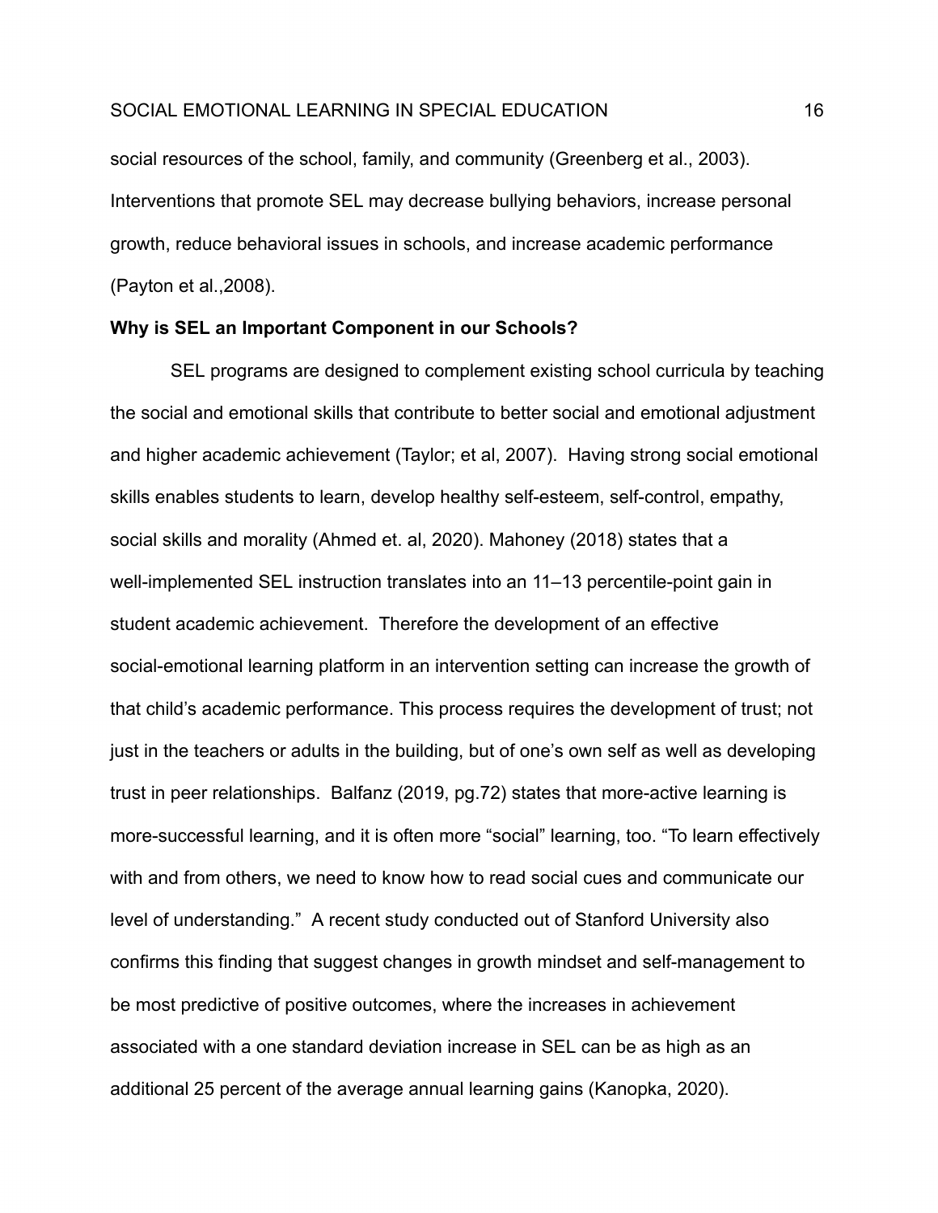social resources of the school, family, and community (Greenberg et al., 2003). Interventions that promote SEL may decrease bullying behaviors, increase personal growth, reduce behavioral issues in schools, and increase academic performance (Payton et al.,2008).

**Why is SEL an Important Component in our Schools?**

SEL programs are designed to complement existing school curricula by teaching the social and emotional skills that contribute to better social and emotional adjustment and higher academic achievement (Taylor; et al, 2007). Having strong social emotional skills enables students to learn, develop healthy self-esteem, self-control, empathy, social skills and morality (Ahmed et. al, 2020). Mahoney (2018) states that a well-implemented SEL instruction translates into an 11–13 percentile-point gain in student academic achievement. Therefore the development of an effective social-emotional learning platform in an intervention setting can increase the growth of that child's academic performance. This process requires the development of trust; not just in the teachers or adults in the building, but of one's own self as well as developing trust in peer relationships. Balfanz (2019, pg.72) states that more-active learning is more-successful learning, and it is often more "social" learning, too. "To learn effectively with and from others, we need to know how to read social cues and communicate our level of understanding." A recent study conducted out of Stanford University also confirms this finding that suggest changes in growth mindset and self-management to be most predictive of positive outcomes, where the increases in achievement associated with a one standard deviation increase in SEL can be as high as an additional 25 percent of the average annual learning gains (Kanopka, 2020).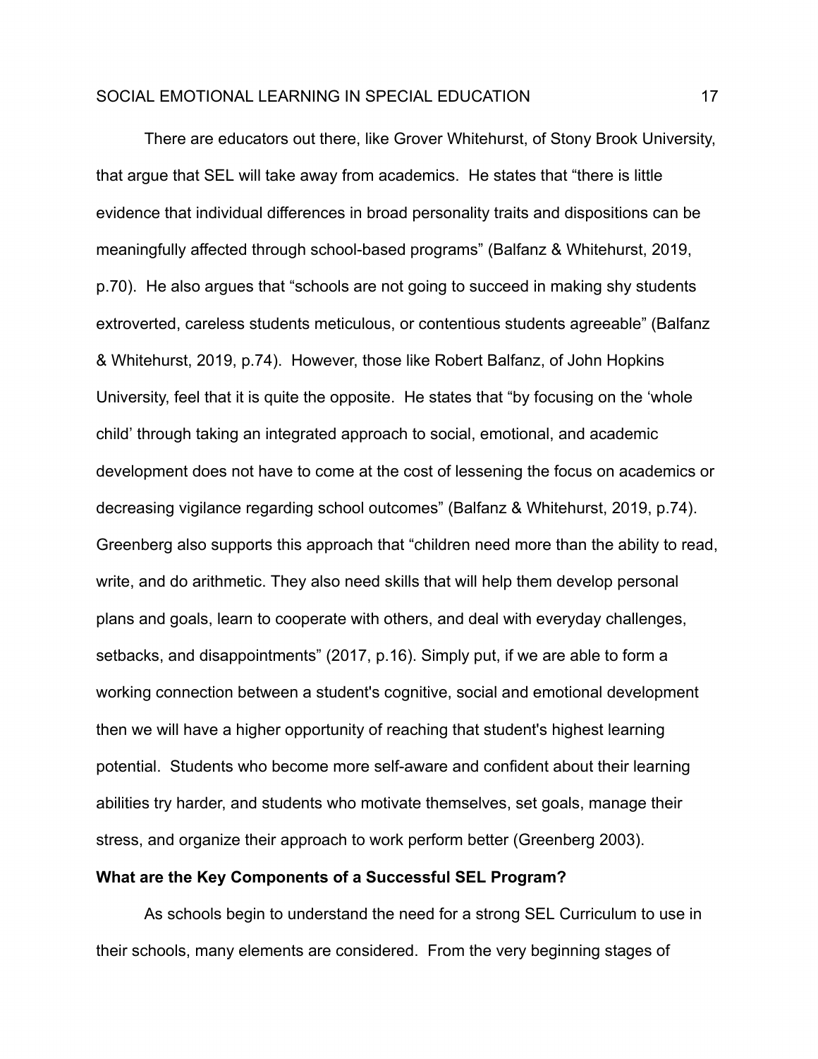There are educators out there, like Grover Whitehurst, of Stony Brook University, that argue that SEL will take away from academics. He states that "there is little evidence that individual differences in broad personality traits and dispositions can be meaningfully affected through school-based programs" (Balfanz & Whitehurst, 2019, p.70). He also argues that "schools are not going to succeed in making shy students extroverted, careless students meticulous, or contentious students agreeable" (Balfanz & Whitehurst, 2019, p.74). However, those like Robert Balfanz, of John Hopkins University, feel that it is quite the opposite. He states that "by focusing on the 'whole child' through taking an integrated approach to social, emotional, and academic development does not have to come at the cost of lessening the focus on academics or decreasing vigilance regarding school outcomes" (Balfanz & Whitehurst, 2019, p.74). Greenberg also supports this approach that "children need more than the ability to read, write, and do arithmetic. They also need skills that will help them develop personal plans and goals, learn to cooperate with others, and deal with everyday challenges, setbacks, and disappointments" (2017, p.16). Simply put, if we are able to form a working connection between a student's cognitive, social and emotional development then we will have a higher opportunity of reaching that student's highest learning potential. Students who become more self-aware and confident about their learning abilities try harder, and students who motivate themselves, set goals, manage their stress, and organize their approach to work perform better (Greenberg 2003).

**What are the Key Components of a Successful SEL Program?**

As schools begin to understand the need for a strong SEL Curriculum to use in their schools, many elements are considered. From the very beginning stages of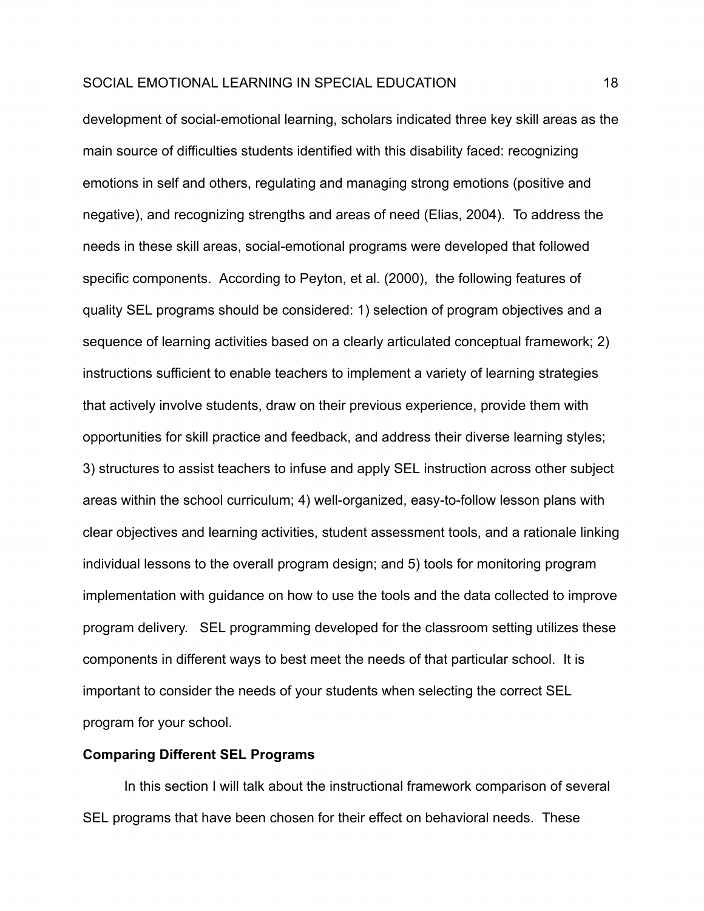development of social-emotional learning, scholars indicated three key skill areas as the main source of difficulties students identified with this disability faced: recognizing emotions in self and others, regulating and managing strong emotions (positive and negative), and recognizing strengths and areas of need (Elias, 2004). To address the needs in these skill areas, social-emotional programs were developed that followed specific components. According to Peyton, et al. (2000), the following features of quality SEL programs should be considered: 1) selection of program objectives and a sequence of learning activities based on a clearly articulated conceptual framework; 2) instructions sufficient to enable teachers to implement a variety of learning strategies that actively involve students, draw on their previous experience, provide them with opportunities for skill practice and feedback, and address their diverse learning styles; 3) structures to assist teachers to infuse and apply SEL instruction across other subject areas within the school curriculum; 4) well-organized, easy-to-follow lesson plans with clear objectives and learning activities, student assessment tools, and a rationale linking individual lessons to the overall program design; and 5) tools for monitoring program implementation with guidance on how to use the tools and the data collected to improve program delivery. SEL programming developed for the classroom setting utilizes these components in different ways to best meet the needs of that particular school. It is important to consider the needs of your students when selecting the correct SEL program for your school.

**Comparing Different SEL Programs**

In this section I will talk about the instructional framework comparison of several SEL programs that have been chosen for their effect on behavioral needs. These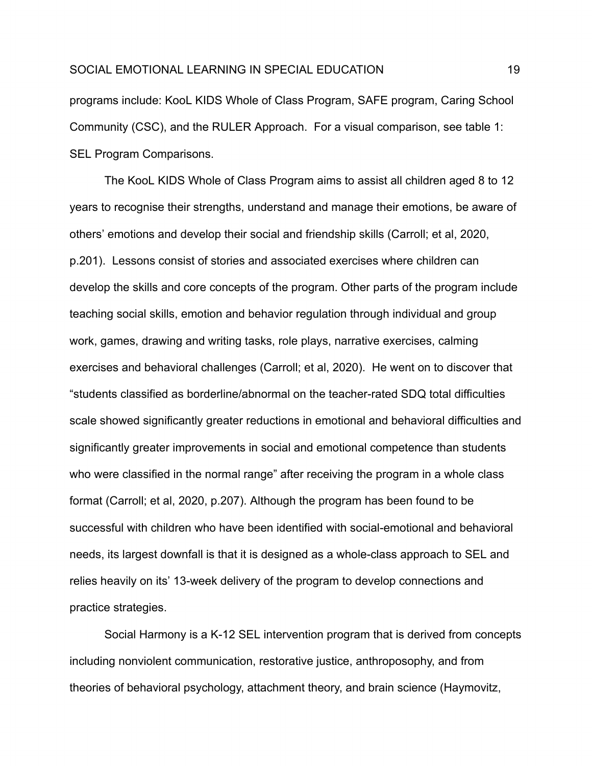programs include: KooL KIDS Whole of Class Program, SAFE program, Caring School Community (CSC), and the RULER Approach.  For a visual comparison, see table 1: SEL Program Comparisons.

The KooL KIDS Whole of Class Program aims to assist all children aged 8 to 12 years to recognise their strengths, understand and manage their emotions, be aware of others' emotions and develop their social and friendship skills (Carroll; et al, 2020, p.201).  Lessons consist of stories and associated exercises where children can develop the skills and core concepts of the program. Other parts of the program include teaching social skills, emotion and behavior regulation through individual and group work, games, drawing and writing tasks, role plays, narrative exercises, calming exercises and behavioral challenges (Carroll; et al, 2020).  He went on to discover that "students classified as borderline/abnormal on the teacher-rated SDQ total difficulties scale showed significantly greater reductions in emotional and behavioral difficulties and significantly greater improvements in social and emotional competence than students who were classified in the normal range" after receiving the program in a whole class format (Carroll; et al, 2020, p.207). Although the program has been found to be successful with children who have been identified with social-emotional and behavioral needs, its largest downfall is that it is designed as a whole-class approach to SEL and relies heavily on its' 13-week delivery of the program to develop connections and practice strategies.

Social Harmony is a K-12 SEL intervention program that is derived from concepts including nonviolent communication, restorative justice, anthroposophy, and from theories of behavioral psychology, attachment theory, and brain science (Haymovitz,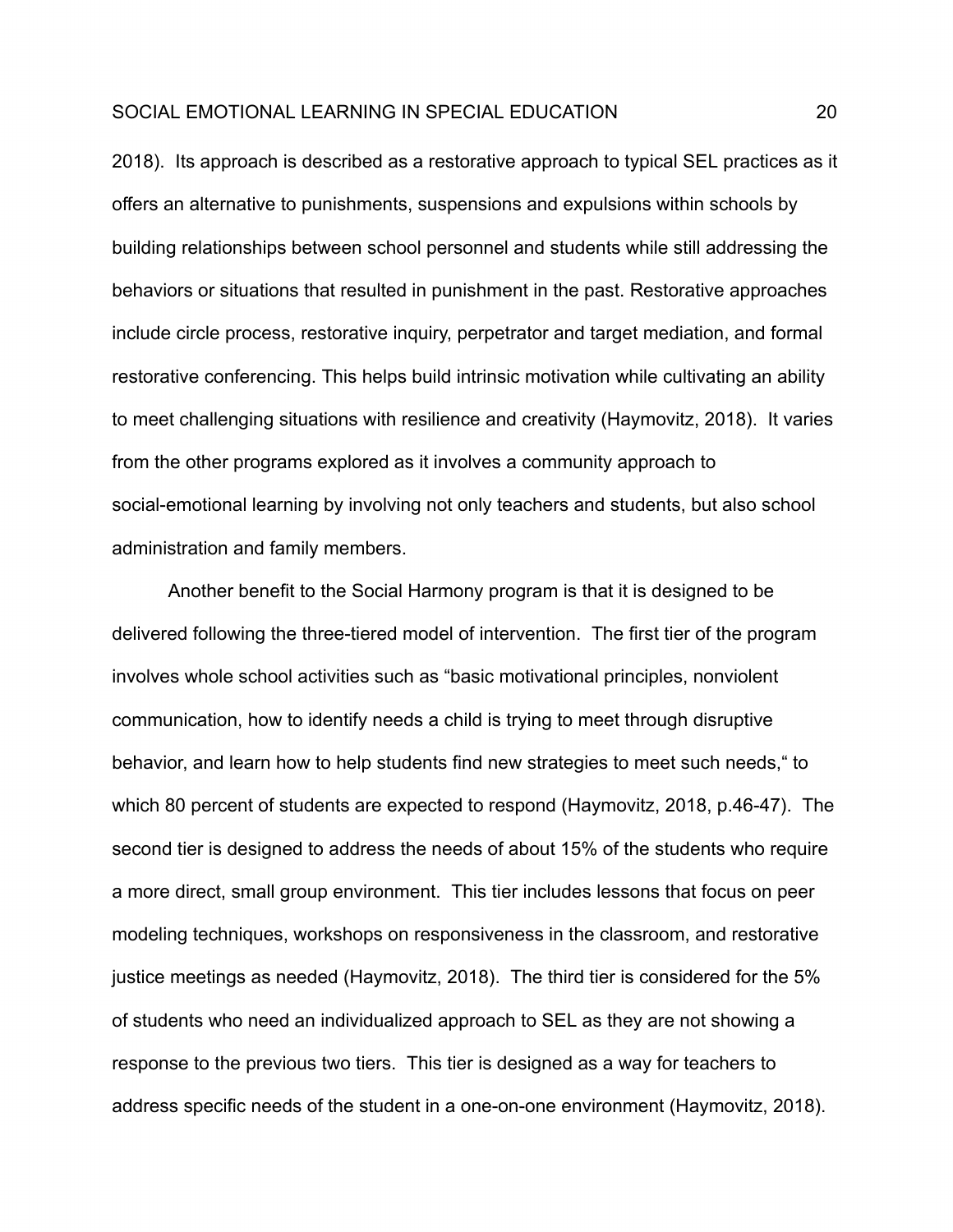2018). Its approach is described as a restorative approach to typical SEL practices as it offers an alternative to punishments, suspensions and expulsions within schools by building relationships between school personnel and students while still addressing the behaviors or situations that resulted in punishment in the past. Restorative approaches include circle process, restorative inquiry, perpetrator and target mediation, and formal restorative conferencing. This helps build intrinsic motivation while cultivating an ability to meet challenging situations with resilience and creativity (Haymovitz, 2018). It varies from the other programs explored as it involves a community approach to social-emotional learning by involving not only teachers and students, but also school administration and family members.

Another benefit to the Social Harmony program is that it is designed to be delivered following the three-tiered model of intervention. The first tier of the program involves whole school activities such as "basic motivational principles, nonviolent communication, how to identify needs a child is trying to meet through disruptive behavior, and learn how to help students find new strategies to meet such needs," to which 80 percent of students are expected to respond (Haymovitz, 2018, p.46-47). The second tier is designed to address the needs of about 15% of the students who require a more direct, small group environment. This tier includes lessons that focus on peer modeling techniques, workshops on responsiveness in the classroom, and restorative justice meetings as needed (Haymovitz, 2018). The third tier is considered for the 5% of students who need an individualized approach to SEL as they are not showing a response to the previous two tiers. This tier is designed as a way for teachers to address specific needs of the student in a one-on-one environment (Haymovitz, 2018).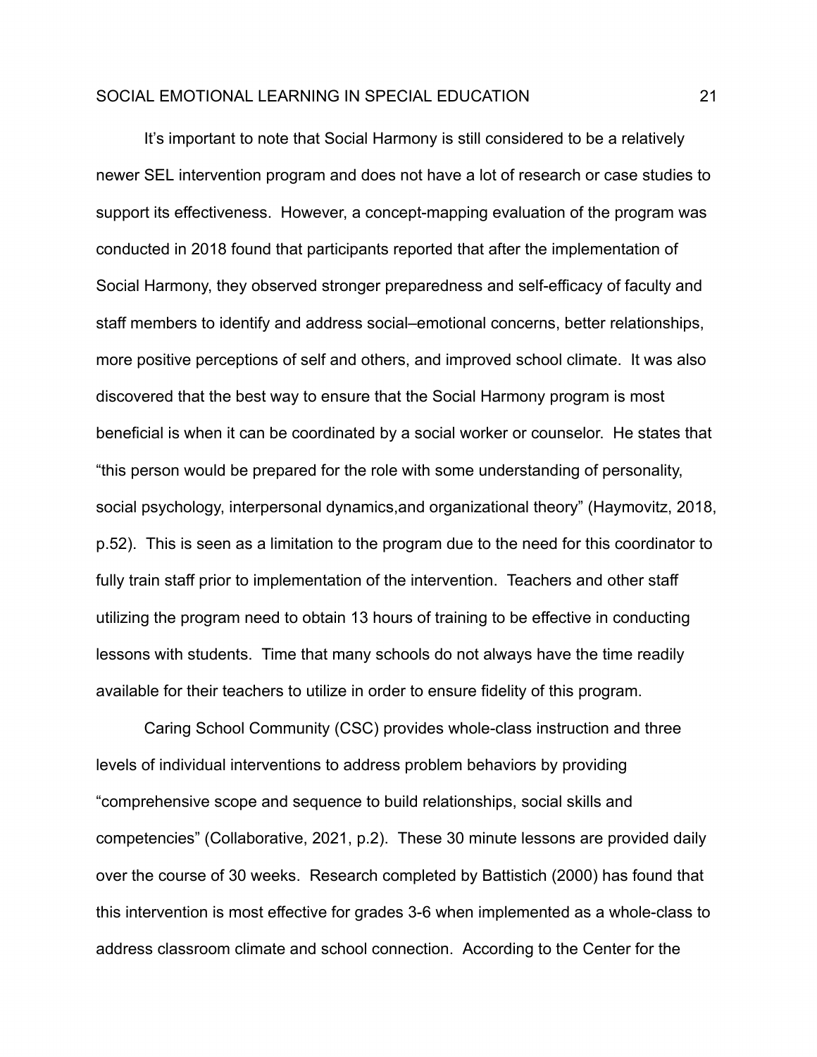It's important to note that Social Harmony is still considered to be a relatively newer SEL intervention program and does not have a lot of research or case studies to support its effectiveness. However, a concept-mapping evaluation of the program was conducted in 2018 found that participants reported that after the implementation of Social Harmony, they observed stronger preparedness and self-efficacy of faculty and staff members to identify and address social–emotional concerns, better relationships, more positive perceptions of self and others, and improved school climate. It was also discovered that the best way to ensure that the Social Harmony program is most beneficial is when it can be coordinated by a social worker or counselor. He states that "this person would be prepared for the role with some understanding of personality, social psychology, interpersonal dynamics,and organizational theory" (Haymovitz, 2018, p.52). This is seen as a limitation to the program due to the need for this coordinator to fully train staff prior to implementation of the intervention. Teachers and other staff utilizing the program need to obtain 13 hours of training to be effective in conducting lessons with students. Time that many schools do not always have the time readily available for their teachers to utilize in order to ensure fidelity of this program.

Caring School Community (CSC) provides whole-class instruction and three levels of individual interventions to address problem behaviors by providing "comprehensive scope and sequence to build relationships, social skills and competencies" (Collaborative, 2021, p.2). These 30 minute lessons are provided daily over the course of 30 weeks. Research completed by Battistich (2000) has found that this intervention is most effective for grades 3-6 when implemented as a whole-class to address classroom climate and school connection. According to the Center for the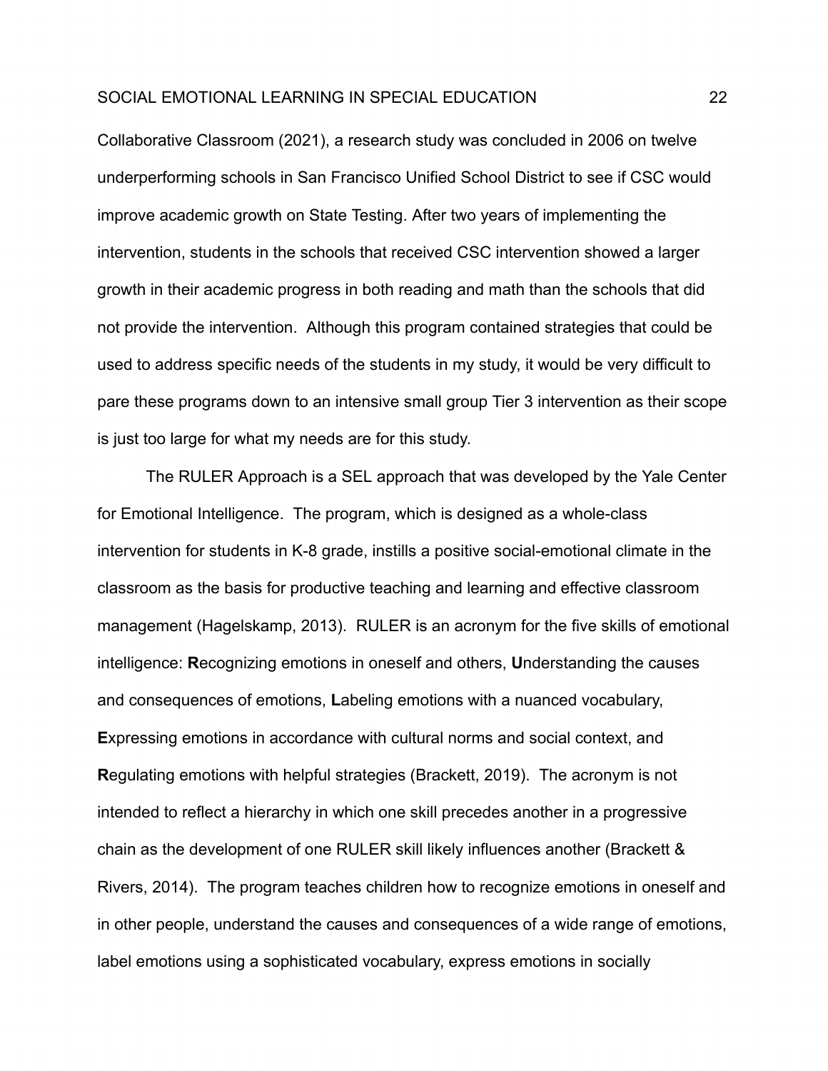Collaborative Classroom (2021), a research study was concluded in 2006 on twelve underperforming schools in San Francisco Unified School District to see if CSC would improve academic growth on State Testing. After two years of implementing the intervention, students in the schools that received CSC intervention showed a larger growth in their academic progress in both reading and math than the schools that did not provide the intervention. Although this program contained strategies that could be used to address specific needs of the students in my study, it would be very difficult to pare these programs down to an intensive small group Tier 3 intervention as their scope is just too large for what my needs are for this study.

The RULER Approach is a SEL approach that was developed by the Yale Center for Emotional Intelligence. The program, which is designed as a whole-class intervention for students in K-8 grade, instills a positive social-emotional climate in the classroom as the basis for productive teaching and learning and effective classroom management (Hagelskamp, 2013). RULER is an acronym for the five skills of emotional intelligence: **R**ecognizing emotions in oneself and others, **U**nderstanding the causes and consequences of emotions, **L**abeling emotions with a nuanced vocabulary, **E**xpressing emotions in accordance with cultural norms and social context, and **R**egulating emotions with helpful strategies (Brackett, 2019). The acronym is not intended to reflect a hierarchy in which one skill precedes another in a progressive chain as the development of one RULER skill likely influences another (Brackett & Rivers, 2014). The program teaches children how to recognize emotions in oneself and in other people, understand the causes and consequences of a wide range of emotions, label emotions using a sophisticated vocabulary, express emotions in socially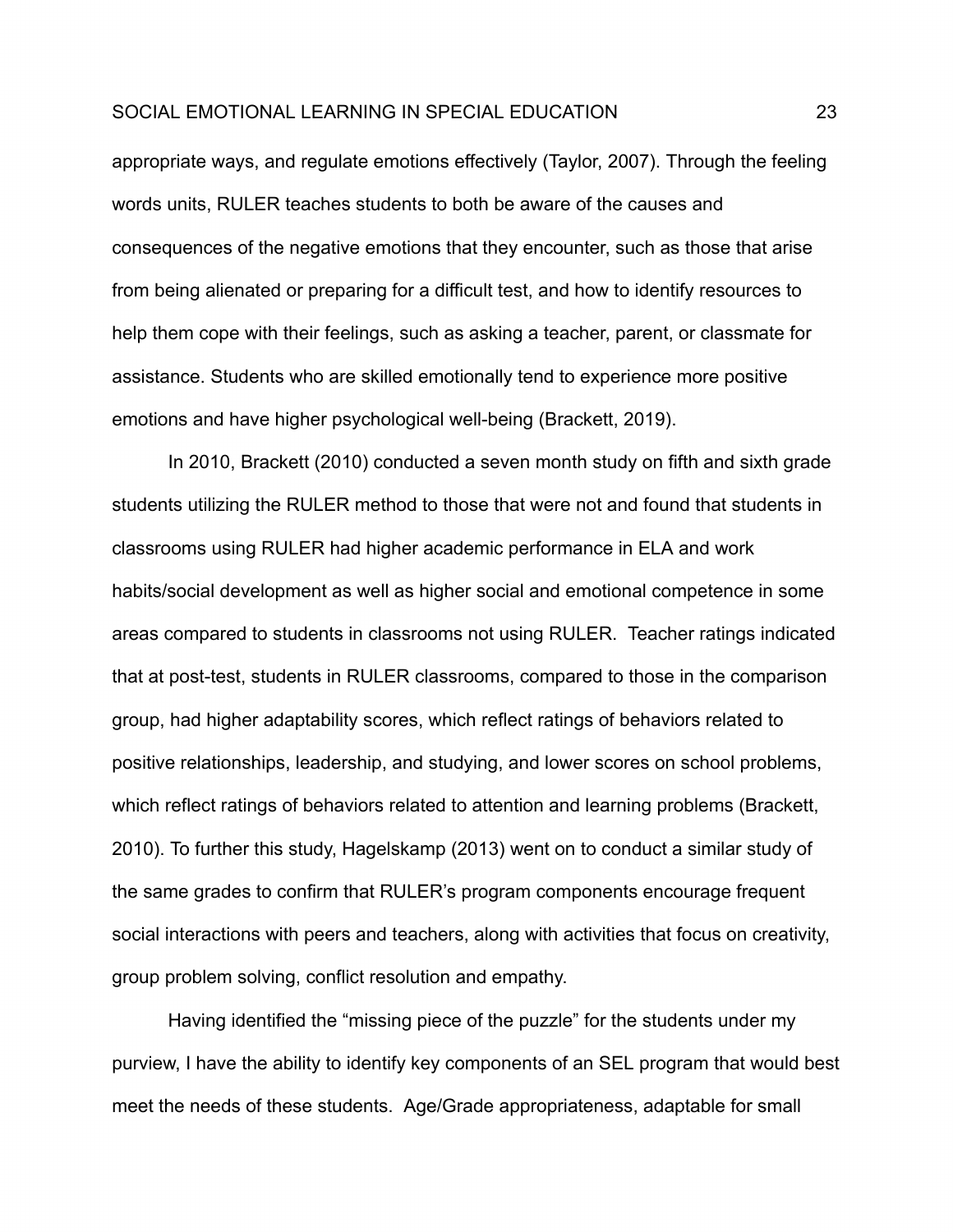appropriate ways, and regulate emotions effectively (Taylor, 2007). Through the feeling words units, RULER teaches students to both be aware of the causes and consequences of the negative emotions that they encounter, such as those that arise from being alienated or preparing for a difficult test, and how to identify resources to help them cope with their feelings, such as asking a teacher, parent, or classmate for assistance. Students who are skilled emotionally tend to experience more positive emotions and have higher psychological well-being (Brackett, 2019).

In 2010, Brackett (2010) conducted a seven month study on fifth and sixth grade students utilizing the RULER method to those that were not and found that students in classrooms using RULER had higher academic performance in ELA and work habits/social development as well as higher social and emotional competence in some areas compared to students in classrooms not using RULER.  Teacher ratings indicated that at post-test, students in RULER classrooms, compared to those in the comparison group, had higher adaptability scores, which reflect ratings of behaviors related to positive relationships, leadership, and studying, and lower scores on school problems, which reflect ratings of behaviors related to attention and learning problems (Brackett, 2010). To further this study, Hagelskamp (2013) went on to conduct a similar study of the same grades to confirm that RULER's program components encourage frequent social interactions with peers and teachers, along with activities that focus on creativity, group problem solving, conflict resolution and empathy.

Having identified the "missing piece of the puzzle" for the students under my purview, I have the ability to identify key components of an SEL program that would best meet the needs of these students.  Age/Grade appropriateness, adaptable for small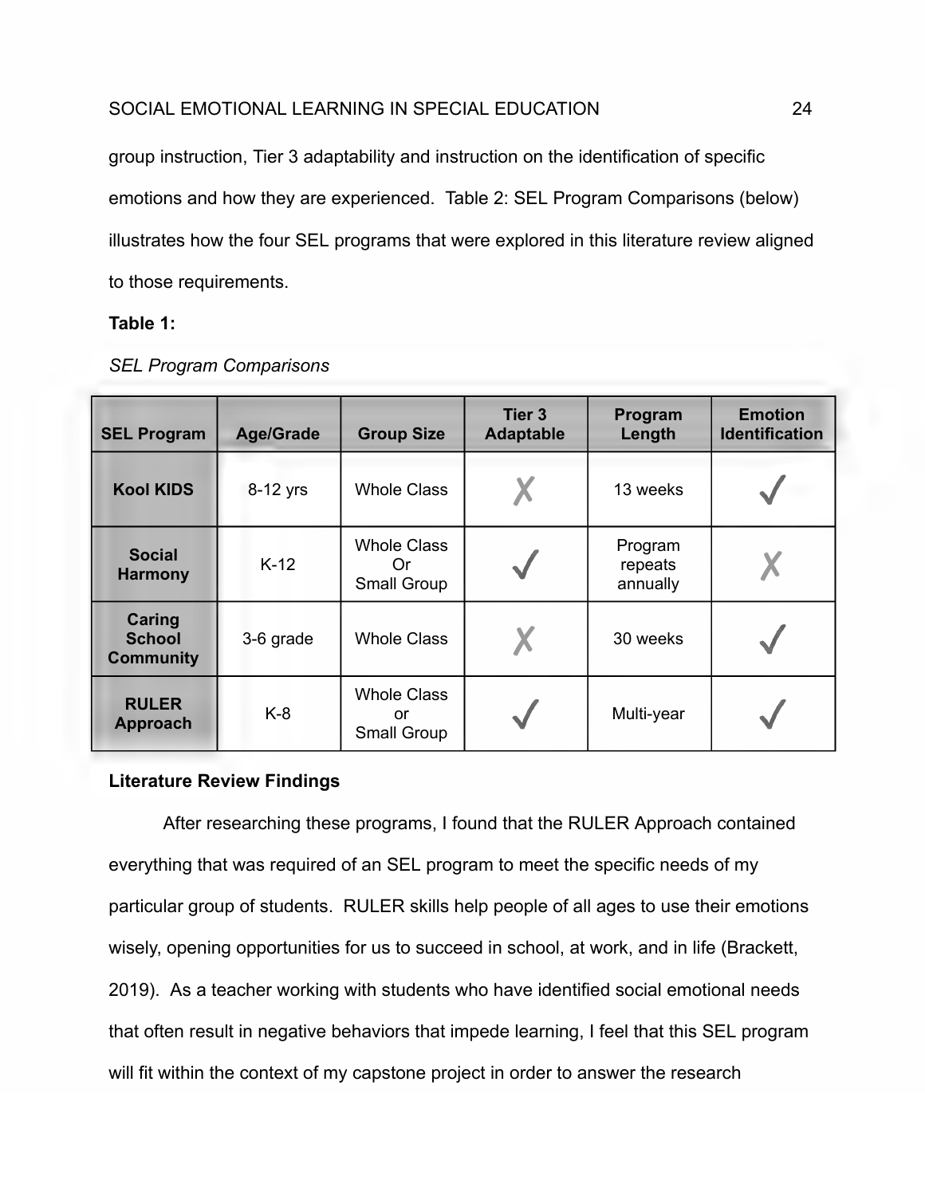group instruction, Tier 3 adaptability and instruction on the identification of specific emotions and how they are experienced. Table 2: SEL Program Comparisons (below) illustrates how the four SEL programs that were explored in this literature review aligned to those requirements.

**Table 1:**

*SEL Program Comparisons*

| SEL Program | Age/Grade | Group Size | Tier 3 Adaptable | Program Length | Emotion Identification |
|---|---|---|---|---|---|
| **Kool KIDS** | 8-12 yrs | Whole Class | ✗ | 13 weeks | ✓ |
| **Social Harmony** | K-12 | Whole Class Or Small Group | ✓ | Program repeats annually | ✗ |
| **Caring School Community** | 3-6 grade | Whole Class | ✗ | 30 weeks | ✓ |
| **RULER Approach** | K-8 | Whole Class or Small Group | ✓ | Multi-year | ✓ |

**Literature Review Findings**

After researching these programs, I found that the RULER Approach contained everything that was required of an SEL program to meet the specific needs of my particular group of students. RULER skills help people of all ages to use their emotions wisely, opening opportunities for us to succeed in school, at work, and in life (Brackett, 2019). As a teacher working with students who have identified social emotional needs that often result in negative behaviors that impede learning, I feel that this SEL program will fit within the context of my capstone project in order to answer the research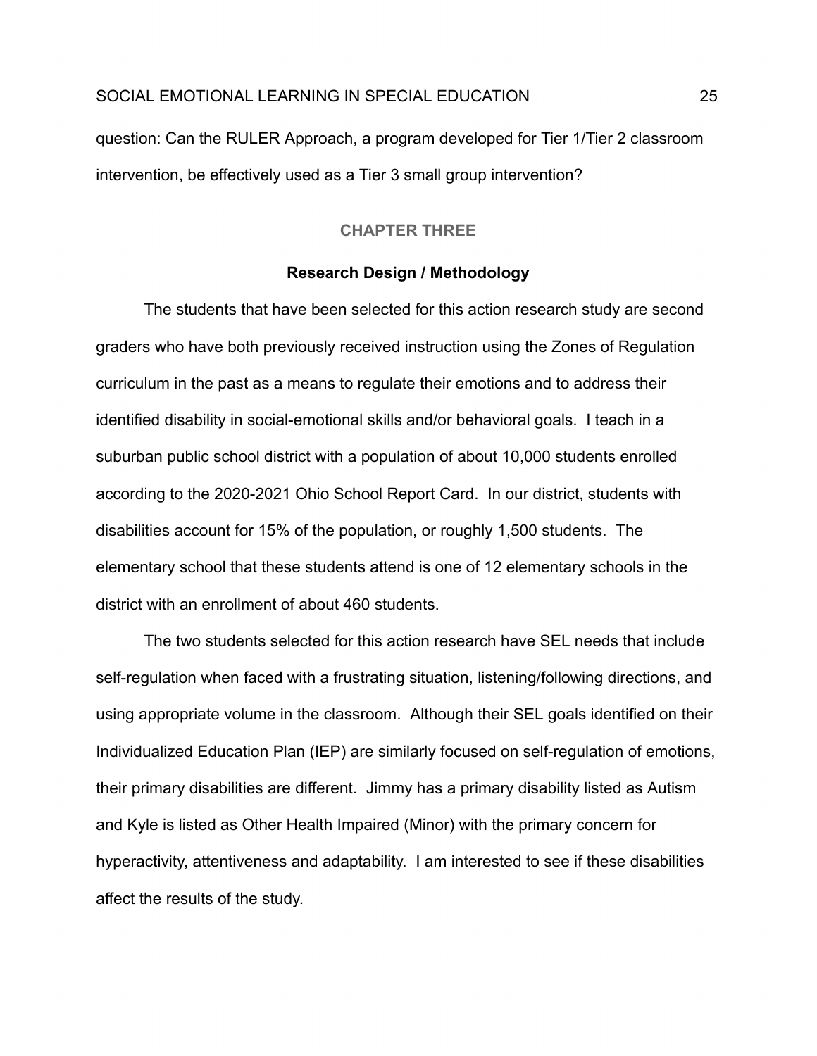question: Can the RULER Approach, a program developed for Tier 1/Tier 2 classroom intervention, be effectively used as a Tier 3 small group intervention?

## CHAPTER THREE

### Research Design / Methodology

The students that have been selected for this action research study are second graders who have both previously received instruction using the Zones of Regulation curriculum in the past as a means to regulate their emotions and to address their identified disability in social-emotional skills and/or behavioral goals. I teach in a suburban public school district with a population of about 10,000 students enrolled according to the 2020-2021 Ohio School Report Card. In our district, students with disabilities account for 15% of the population, or roughly 1,500 students. The elementary school that these students attend is one of 12 elementary schools in the district with an enrollment of about 460 students.

The two students selected for this action research have SEL needs that include self-regulation when faced with a frustrating situation, listening/following directions, and using appropriate volume in the classroom. Although their SEL goals identified on their Individualized Education Plan (IEP) are similarly focused on self-regulation of emotions, their primary disabilities are different. Jimmy has a primary disability listed as Autism and Kyle is listed as Other Health Impaired (Minor) with the primary concern for hyperactivity, attentiveness and adaptability. I am interested to see if these disabilities affect the results of the study.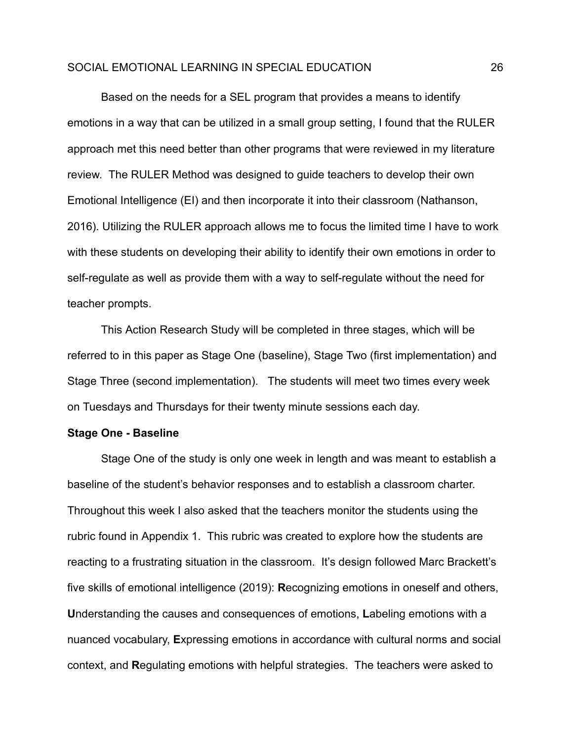Based on the needs for a SEL program that provides a means to identify emotions in a way that can be utilized in a small group setting, I found that the RULER approach met this need better than other programs that were reviewed in my literature review. The RULER Method was designed to guide teachers to develop their own Emotional Intelligence (EI) and then incorporate it into their classroom (Nathanson, 2016). Utilizing the RULER approach allows me to focus the limited time I have to work with these students on developing their ability to identify their own emotions in order to self-regulate as well as provide them with a way to self-regulate without the need for teacher prompts.

This Action Research Study will be completed in three stages, which will be referred to in this paper as Stage One (baseline), Stage Two (first implementation) and Stage Three (second implementation). The students will meet two times every week on Tuesdays and Thursdays for their twenty minute sessions each day.

**Stage One - Baseline**

Stage One of the study is only one week in length and was meant to establish a baseline of the student's behavior responses and to establish a classroom charter. Throughout this week I also asked that the teachers monitor the students using the rubric found in Appendix 1. This rubric was created to explore how the students are reacting to a frustrating situation in the classroom. It's design followed Marc Brackett's five skills of emotional intelligence (2019): **R**ecognizing emotions in oneself and others, **U**nderstanding the causes and consequences of emotions, **L**abeling emotions with a nuanced vocabulary, **E**xpressing emotions in accordance with cultural norms and social context, and **R**egulating emotions with helpful strategies. The teachers were asked to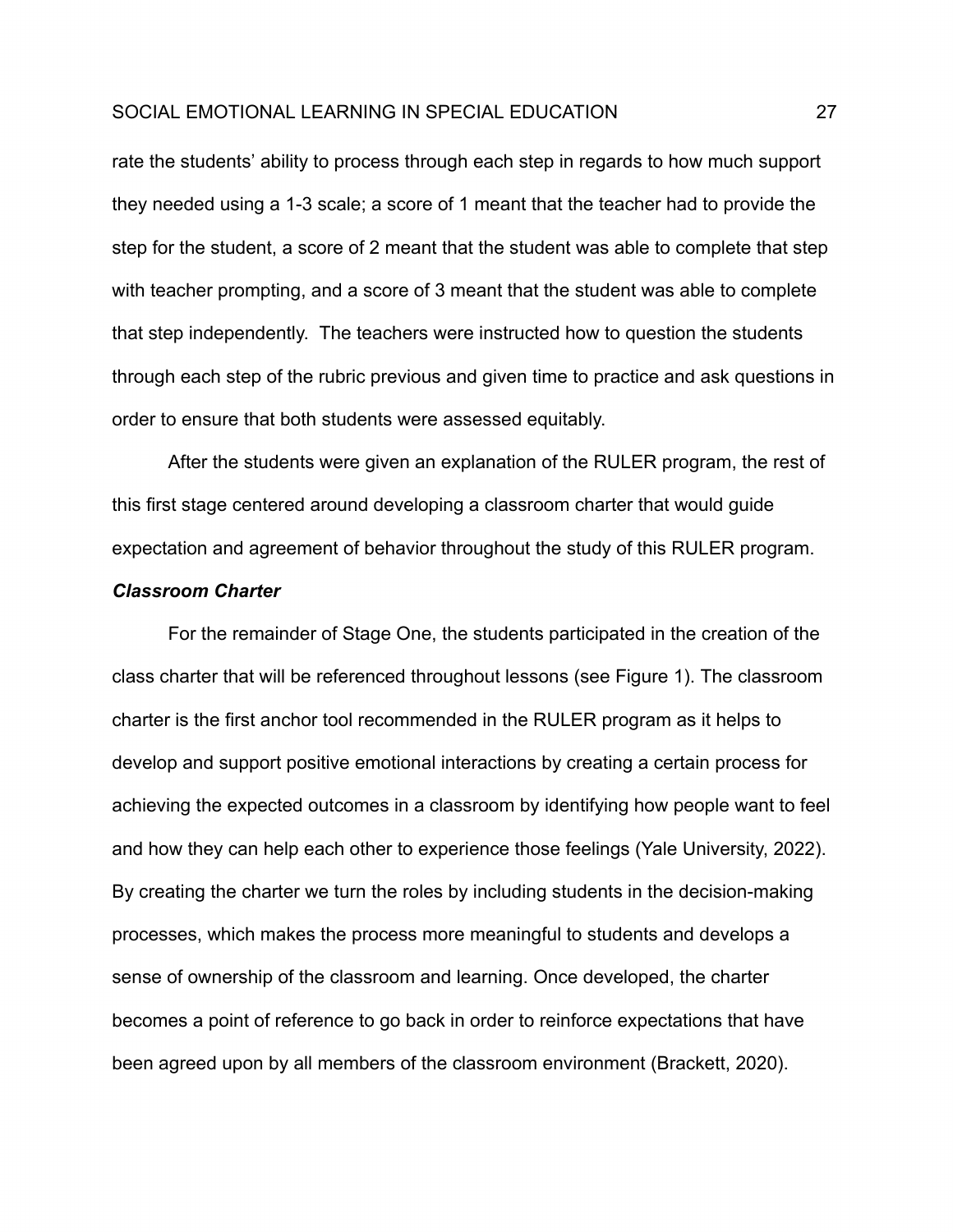rate the students' ability to process through each step in regards to how much support they needed using a 1-3 scale; a score of 1 meant that the teacher had to provide the step for the student, a score of 2 meant that the student was able to complete that step with teacher prompting, and a score of 3 meant that the student was able to complete that step independently. The teachers were instructed how to question the students through each step of the rubric previous and given time to practice and ask questions in order to ensure that both students were assessed equitably.

After the students were given an explanation of the RULER program, the rest of this first stage centered around developing a classroom charter that would guide expectation and agreement of behavior throughout the study of this RULER program.

### ***Classroom Charter***

For the remainder of Stage One, the students participated in the creation of the class charter that will be referenced throughout lessons (see Figure 1). The classroom charter is the first anchor tool recommended in the RULER program as it helps to develop and support positive emotional interactions by creating a certain process for achieving the expected outcomes in a classroom by identifying how people want to feel and how they can help each other to experience those feelings (Yale University, 2022). By creating the charter we turn the roles by including students in the decision-making processes, which makes the process more meaningful to students and develops a sense of ownership of the classroom and learning. Once developed, the charter becomes a point of reference to go back in order to reinforce expectations that have been agreed upon by all members of the classroom environment (Brackett, 2020).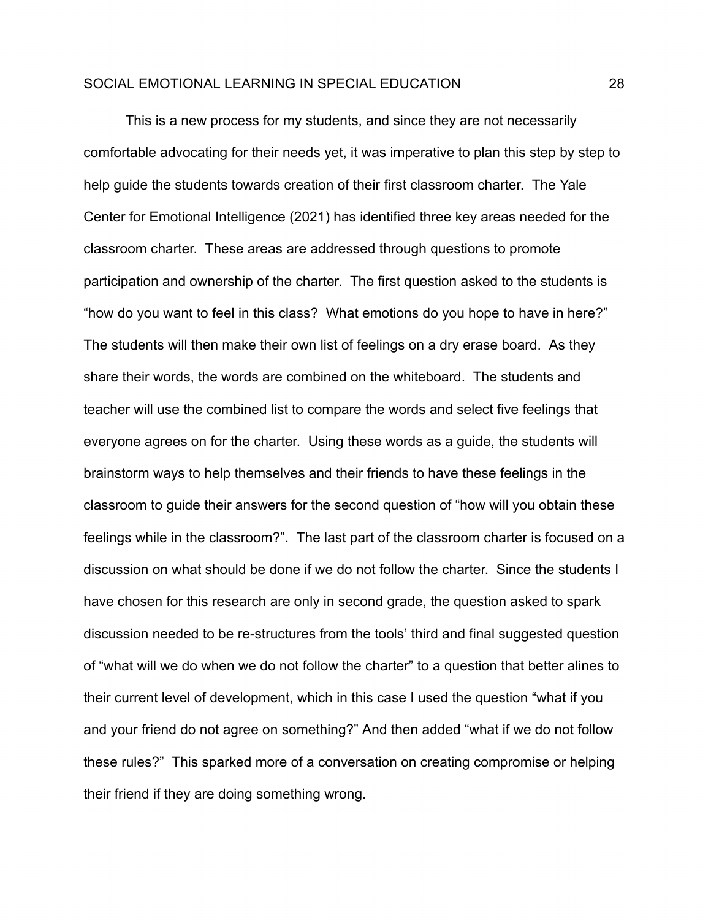This is a new process for my students, and since they are not necessarily comfortable advocating for their needs yet, it was imperative to plan this step by step to help guide the students towards creation of their first classroom charter. The Yale Center for Emotional Intelligence (2021) has identified three key areas needed for the classroom charter. These areas are addressed through questions to promote participation and ownership of the charter. The first question asked to the students is "how do you want to feel in this class? What emotions do you hope to have in here?" The students will then make their own list of feelings on a dry erase board. As they share their words, the words are combined on the whiteboard. The students and teacher will use the combined list to compare the words and select five feelings that everyone agrees on for the charter. Using these words as a guide, the students will brainstorm ways to help themselves and their friends to have these feelings in the classroom to guide their answers for the second question of "how will you obtain these feelings while in the classroom?". The last part of the classroom charter is focused on a discussion on what should be done if we do not follow the charter. Since the students I have chosen for this research are only in second grade, the question asked to spark discussion needed to be re-structures from the tools' third and final suggested question of "what will we do when we do not follow the charter" to a question that better alines to their current level of development, which in this case I used the question "what if you and your friend do not agree on something?" And then added "what if we do not follow these rules?" This sparked more of a conversation on creating compromise or helping their friend if they are doing something wrong.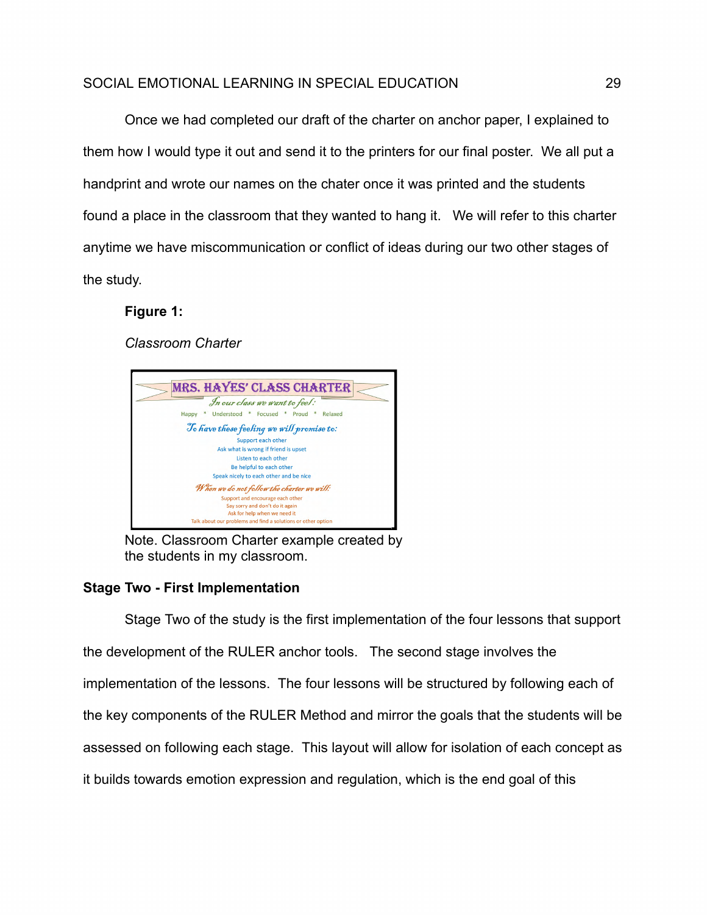Once we had completed our draft of the charter on anchor paper, I explained to them how I would type it out and send it to the printers for our final poster. We all put a handprint and wrote our names on the chater once it was printed and the students found a place in the classroom that they wanted to hang it. We will refer to this charter anytime we have miscommunication or conflict of ideas during our two other stages of the study.

**Figure 1:**

*Classroom Charter*

MRS. HAYES' CLASS CHARTER

*In our class we want to feel:*

Happy * Understood * Focused * Proud * Relaxed

*To have these feeling we will promise to:*

Support each other
Ask what is wrong if friend is upset
Listen to each other
Be helpful to each other
Speak nicely to each other and be nice

*When we do not follow the charter we will:*

Support and encourage each other
Say sorry and don't do it again
Ask for help when we need it
Talk about our problems and find a solutions or other option

Note. Classroom Charter example created by the students in my classroom.

### Stage Two - First Implementation

Stage Two of the study is the first implementation of the four lessons that support the development of the RULER anchor tools. The second stage involves the implementation of the lessons. The four lessons will be structured by following each of the key components of the RULER Method and mirror the goals that the students will be assessed on following each stage. This layout will allow for isolation of each concept as it builds towards emotion expression and regulation, which is the end goal of this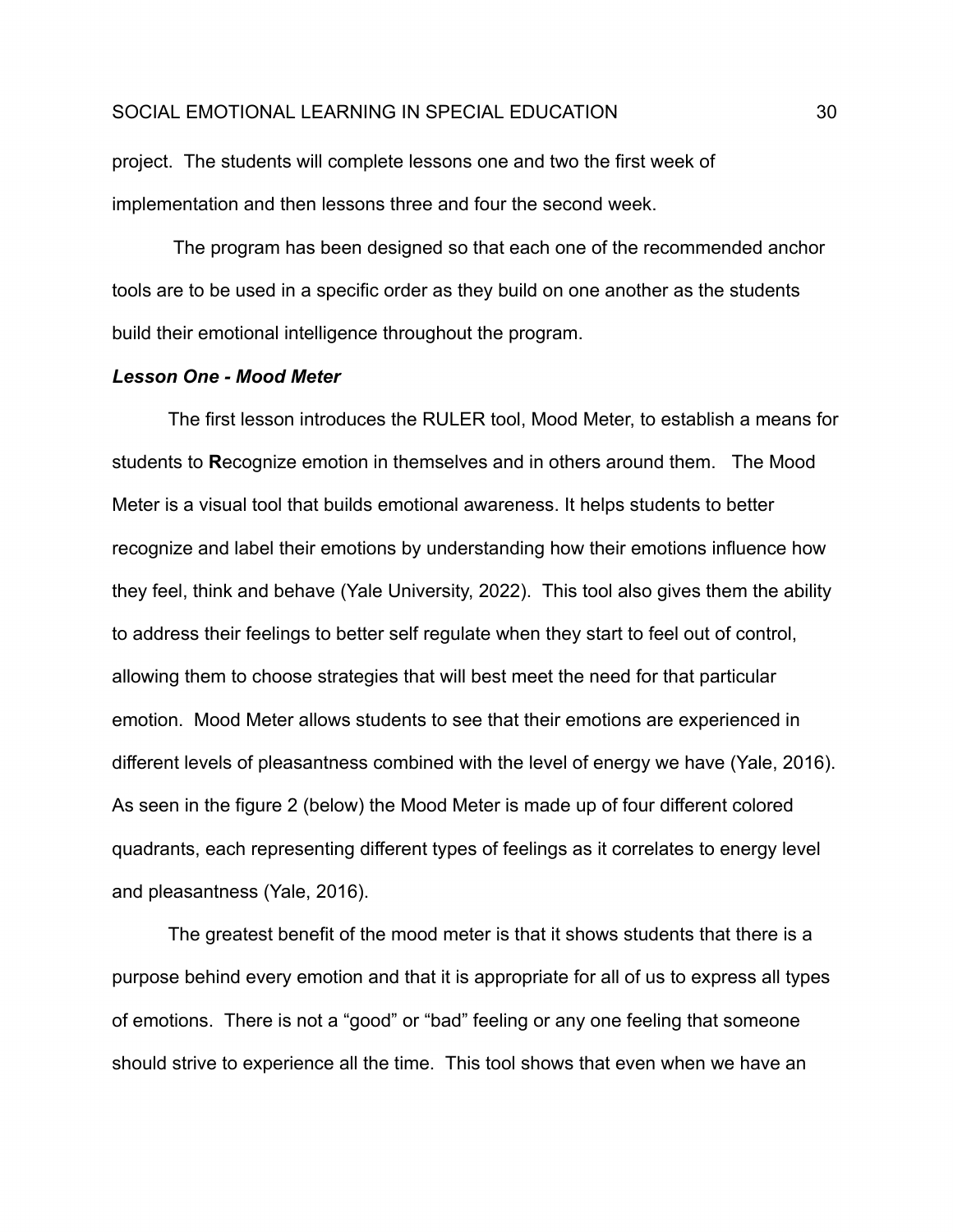project. The students will complete lessons one and two the first week of implementation and then lessons three and four the second week.

The program has been designed so that each one of the recommended anchor tools are to be used in a specific order as they build on one another as the students build their emotional intelligence throughout the program.

***Lesson One - Mood Meter***

The first lesson introduces the RULER tool, Mood Meter, to establish a means for students to **R**ecognize emotion in themselves and in others around them. The Mood Meter is a visual tool that builds emotional awareness. It helps students to better recognize and label their emotions by understanding how their emotions influence how they feel, think and behave (Yale University, 2022). This tool also gives them the ability to address their feelings to better self regulate when they start to feel out of control, allowing them to choose strategies that will best meet the need for that particular emotion. Mood Meter allows students to see that their emotions are experienced in different levels of pleasantness combined with the level of energy we have (Yale, 2016). As seen in the figure 2 (below) the Mood Meter is made up of four different colored quadrants, each representing different types of feelings as it correlates to energy level and pleasantness (Yale, 2016).

The greatest benefit of the mood meter is that it shows students that there is a purpose behind every emotion and that it is appropriate for all of us to express all types of emotions. There is not a "good" or "bad" feeling or any one feeling that someone should strive to experience all the time. This tool shows that even when we have an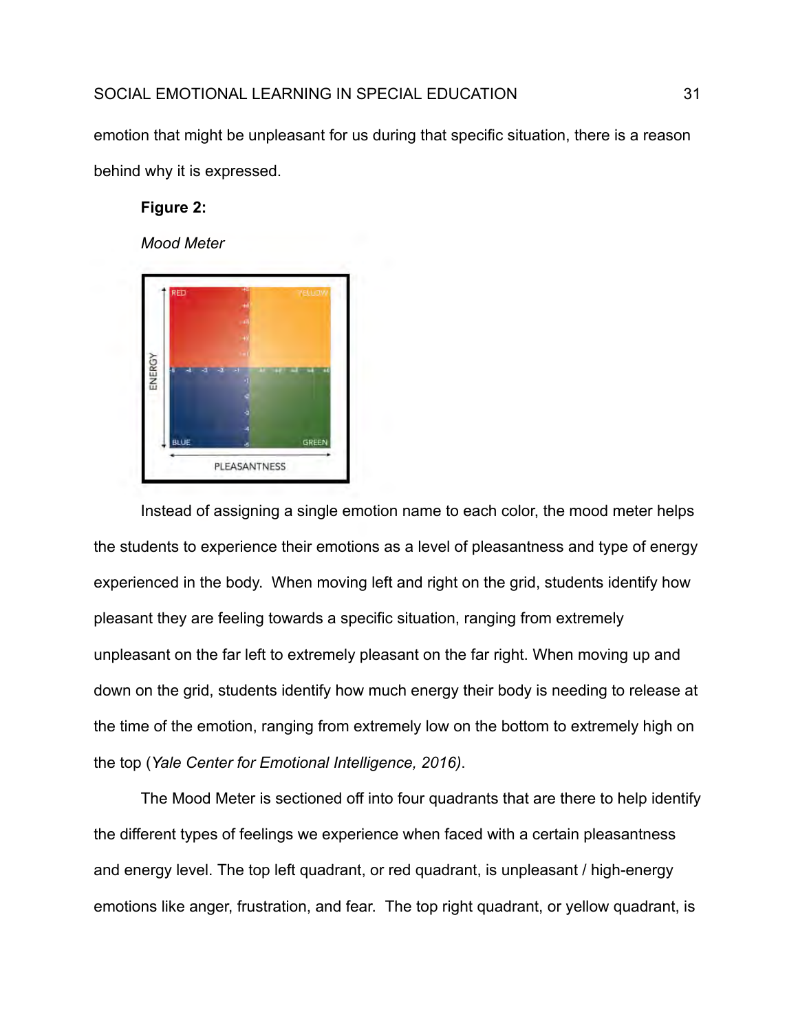emotion that might be unpleasant for us during that specific situation, there is a reason behind why it is expressed.

**Figure 2:**

*Mood Meter*

Instead of assigning a single emotion name to each color, the mood meter helps the students to experience their emotions as a level of pleasantness and type of energy experienced in the body. When moving left and right on the grid, students identify how pleasant they are feeling towards a specific situation, ranging from extremely unpleasant on the far left to extremely pleasant on the far right. When moving up and down on the grid, students identify how much energy their body is needing to release at the time of the emotion, ranging from extremely low on the bottom to extremely high on the top (*Yale Center for Emotional Intelligence, 2016)*.

The Mood Meter is sectioned off into four quadrants that are there to help identify the different types of feelings we experience when faced with a certain pleasantness and energy level. The top left quadrant, or red quadrant, is unpleasant / high-energy emotions like anger, frustration, and fear. The top right quadrant, or yellow quadrant, is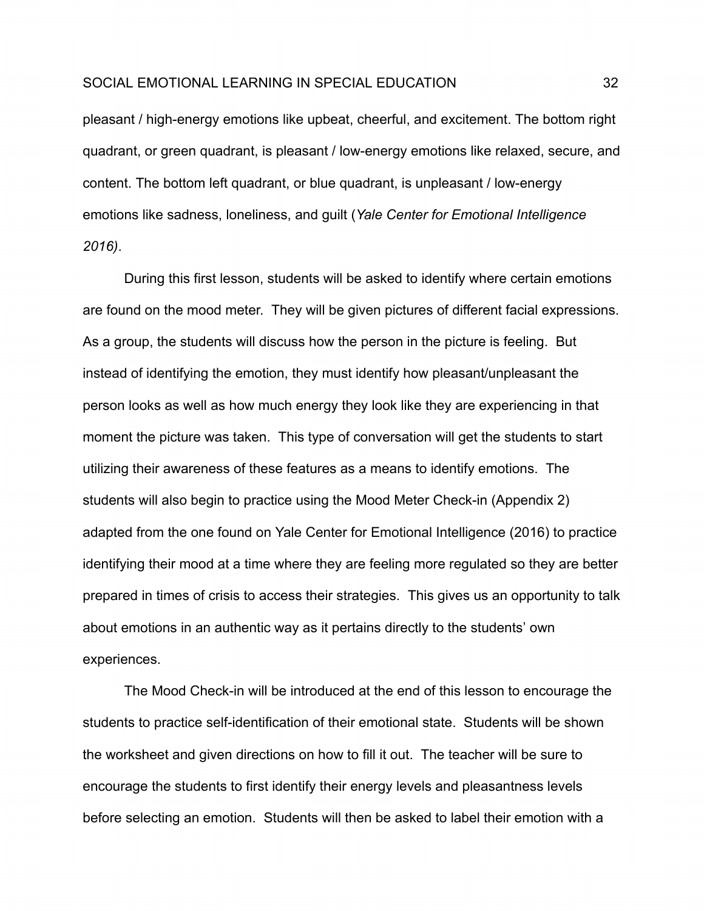pleasant / high-energy emotions like upbeat, cheerful, and excitement. The bottom right quadrant, or green quadrant, is pleasant / low-energy emotions like relaxed, secure, and content. The bottom left quadrant, or blue quadrant, is unpleasant / low-energy emotions like sadness, loneliness, and guilt (*Yale Center for Emotional Intelligence 2016)*.

During this first lesson, students will be asked to identify where certain emotions are found on the mood meter. They will be given pictures of different facial expressions. As a group, the students will discuss how the person in the picture is feeling. But instead of identifying the emotion, they must identify how pleasant/unpleasant the person looks as well as how much energy they look like they are experiencing in that moment the picture was taken. This type of conversation will get the students to start utilizing their awareness of these features as a means to identify emotions. The students will also begin to practice using the Mood Meter Check-in (Appendix 2) adapted from the one found on Yale Center for Emotional Intelligence (2016) to practice identifying their mood at a time where they are feeling more regulated so they are better prepared in times of crisis to access their strategies. This gives us an opportunity to talk about emotions in an authentic way as it pertains directly to the students' own experiences.

The Mood Check-in will be introduced at the end of this lesson to encourage the students to practice self-identification of their emotional state. Students will be shown the worksheet and given directions on how to fill it out. The teacher will be sure to encourage the students to first identify their energy levels and pleasantness levels before selecting an emotion. Students will then be asked to label their emotion with a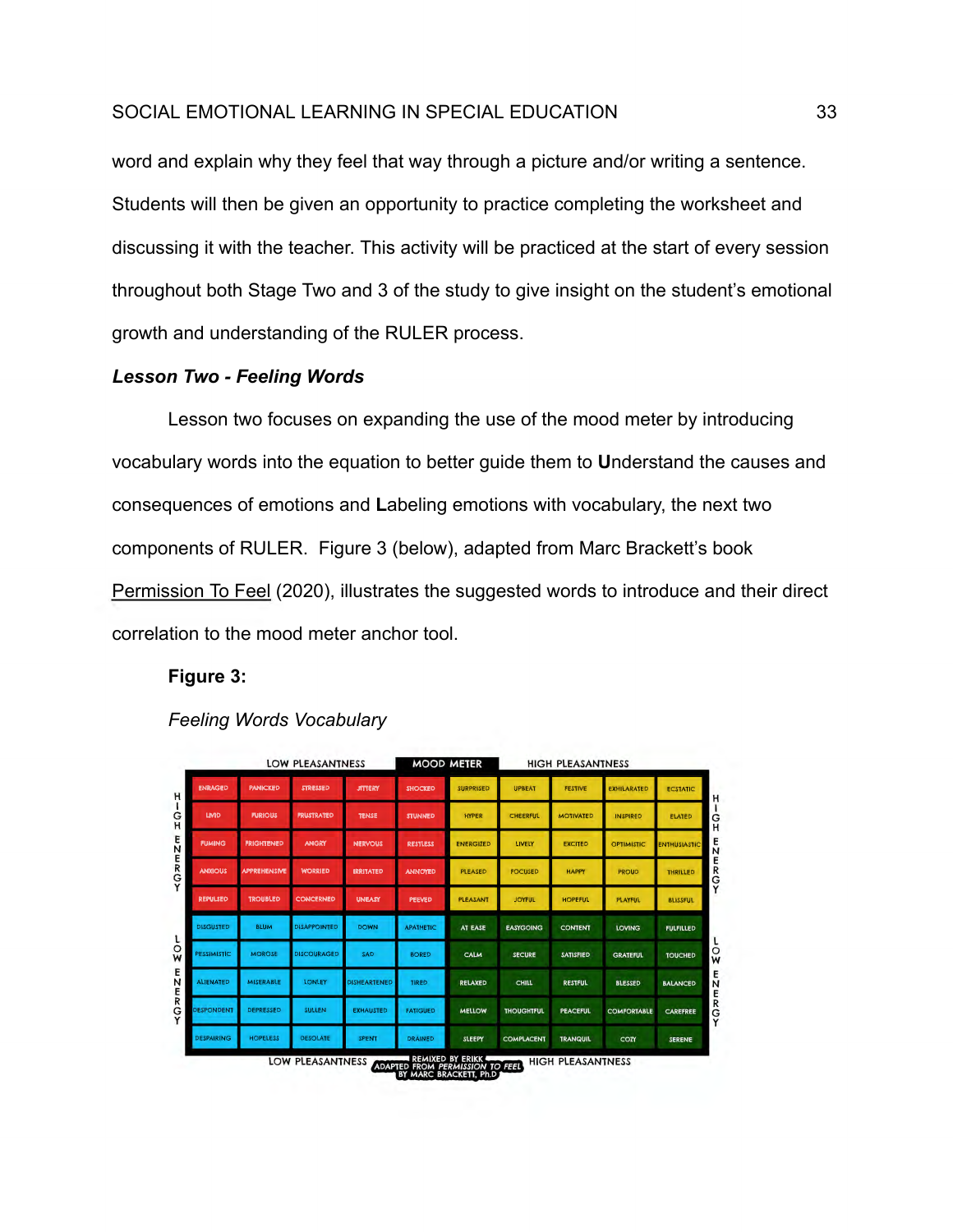word and explain why they feel that way through a picture and/or writing a sentence. Students will then be given an opportunity to practice completing the worksheet and discussing it with the teacher. This activity will be practiced at the start of every session throughout both Stage Two and 3 of the study to give insight on the student's emotional growth and understanding of the RULER process.

### *Lesson Two - Feeling Words*

Lesson two focuses on expanding the use of the mood meter by introducing vocabulary words into the equation to better guide them to **U**nderstand the causes and consequences of emotions and **L**abeling emotions with vocabulary, the next two components of RULER. Figure 3 (below), adapted from Marc Brackett's book Permission To Feel (2020), illustrates the suggested words to introduce and their direct correlation to the mood meter anchor tool.

**Figure 3:**

*Feeling Words Vocabulary*

MOOD METER

| | LOW PLEASANTNESS | | | | | HIGH PLEASANTNESS | | | | |
|---|---|---|---|---|---|---|---|---|---|---|
| HIGH ENERGY | ENRAGED | PANICKED | STRESSED | JITTERY | SHOCKED | SURPRISED | UPBEAT | FESTIVE | EXHILARATED | ECSTATIC |
| HIGH ENERGY | LIVID | FURIOUS | FRUSTRATED | TENSE | STUNNED | HYPER | CHEERFUL | MOTIVATED | INSPIRED | ELATED |
| HIGH ENERGY | FUMING | FRIGHTENED | ANGRY | NERVOUS | RESTLESS | ENERGIZED | LIVELY | EXCITED | OPTIMISTIC | ENTHUSIASTIC |
| HIGH ENERGY | ANXIOUS | APPREHENSIVE | WORRIED | IRRITATED | ANNOYED | PLEASED | FOCUSED | HAPPY | PROUD | THRILLED |
| HIGH ENERGY | REPULSED | TROUBLED | CONCERNED | UNEASY | PEEVED | PLEASANT | JOYFUL | HOPEFUL | PLAYFUL | BLISSFUL |
| LOW ENERGY | DISGUSTED | GLUM | DISAPPOINTED | DOWN | APATHETIC | AT EASE | EASYGOING | CONTENT | LOVING | FULFILLED |
| LOW ENERGY | PESSIMISTIC | MOROSE | DISCOURAGED | SAD | BORED | CALM | SECURE | SATISFIED | GRATEFUL | TOUCHED |
| LOW ENERGY | ALIENATED | MISERABLE | LONELY | DISHEARTENED | TIRED | RELAXED | CHILL | RESTFUL | BLESSED | BALANCED |
| LOW ENERGY | DESPONDENT | DEPRESSED | SULLEN | EXHAUSTED | FATIGUED | MELLOW | THOUGHTFUL | PEACEFUL | COMFORTABLE | CAREFREE |
| LOW ENERGY | DESPAIRING | HOPELESS | DESOLATE | SPENT | DRAINED | SLEEPY | COMPLACENT | TRANQUIL | COZY | SERENE |

REMIXED BY ERIKK ADAPTED FROM *PERMISSION TO FEEL* BY MARC BRACKETT, Ph.D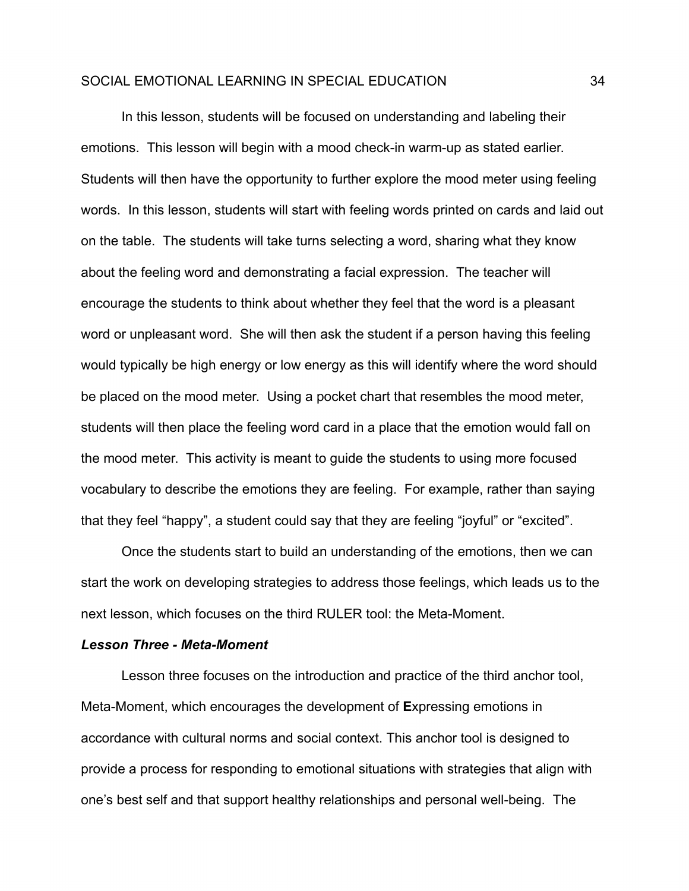In this lesson, students will be focused on understanding and labeling their emotions. This lesson will begin with a mood check-in warm-up as stated earlier. Students will then have the opportunity to further explore the mood meter using feeling words. In this lesson, students will start with feeling words printed on cards and laid out on the table. The students will take turns selecting a word, sharing what they know about the feeling word and demonstrating a facial expression. The teacher will encourage the students to think about whether they feel that the word is a pleasant word or unpleasant word. She will then ask the student if a person having this feeling would typically be high energy or low energy as this will identify where the word should be placed on the mood meter. Using a pocket chart that resembles the mood meter, students will then place the feeling word card in a place that the emotion would fall on the mood meter. This activity is meant to guide the students to using more focused vocabulary to describe the emotions they are feeling. For example, rather than saying that they feel "happy", a student could say that they are feeling "joyful" or "excited".

Once the students start to build an understanding of the emotions, then we can start the work on developing strategies to address those feelings, which leads us to the next lesson, which focuses on the third RULER tool: the Meta-Moment.

### *Lesson Three - Meta-Moment*

Lesson three focuses on the introduction and practice of the third anchor tool, Meta-Moment, which encourages the development of **E**xpressing emotions in accordance with cultural norms and social context. This anchor tool is designed to provide a process for responding to emotional situations with strategies that align with one's best self and that support healthy relationships and personal well-being. The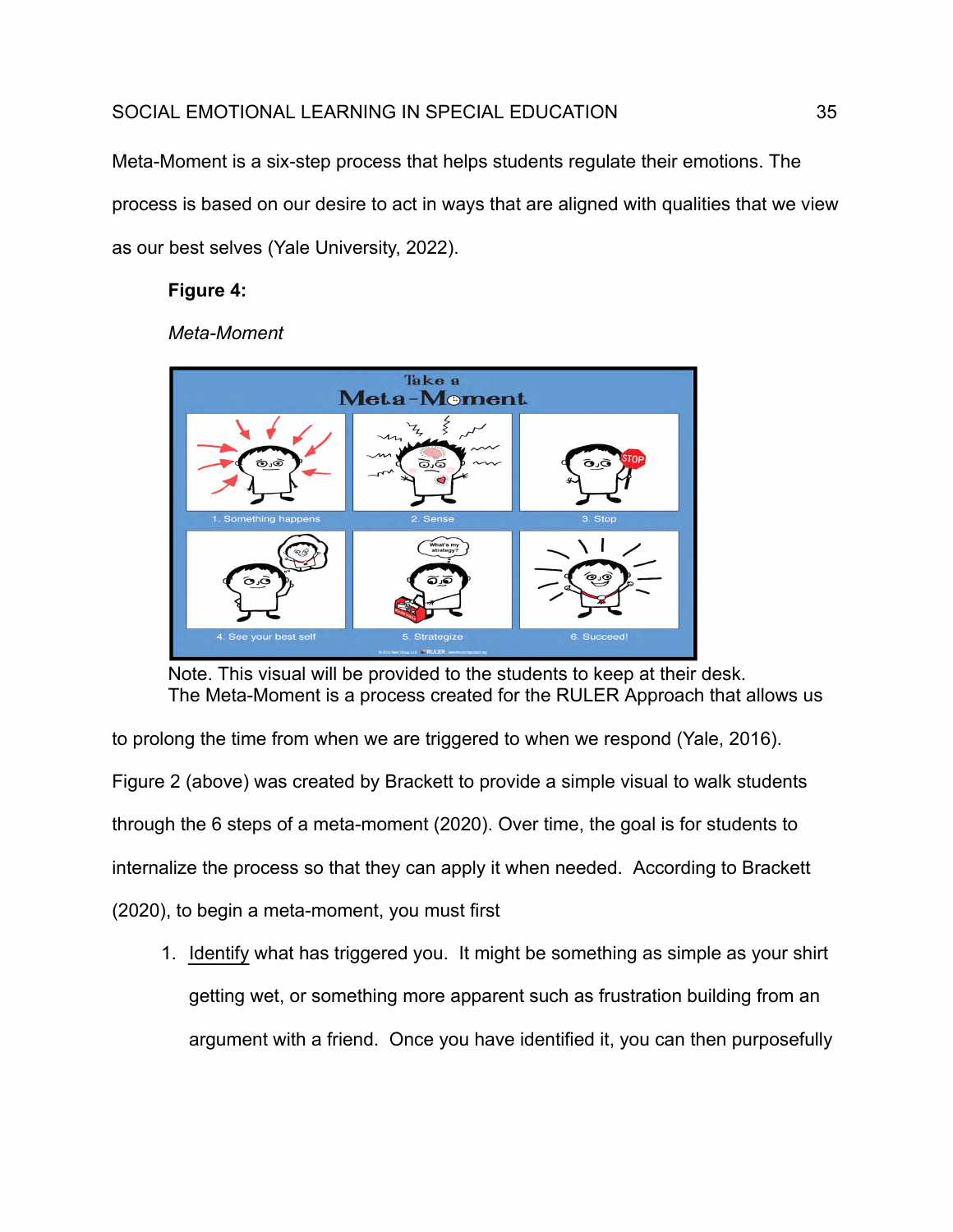Meta-Moment is a six-step process that helps students regulate their emotions. The process is based on our desire to act in ways that are aligned with qualities that we view as our best selves (Yale University, 2022).

**Figure 4:**

*Meta-Moment*

Note. This visual will be provided to the students to keep at their desk.

The Meta-Moment is a process created for the RULER Approach that allows us to prolong the time from when we are triggered to when we respond (Yale, 2016). Figure 2 (above) was created by Brackett to provide a simple visual to walk students through the 6 steps of a meta-moment (2020). Over time, the goal is for students to internalize the process so that they can apply it when needed. According to Brackett (2020), to begin a meta-moment, you must first

1. Identify what has triggered you. It might be something as simple as your shirt getting wet, or something more apparent such as frustration building from an argument with a friend. Once you have identified it, you can then purposefully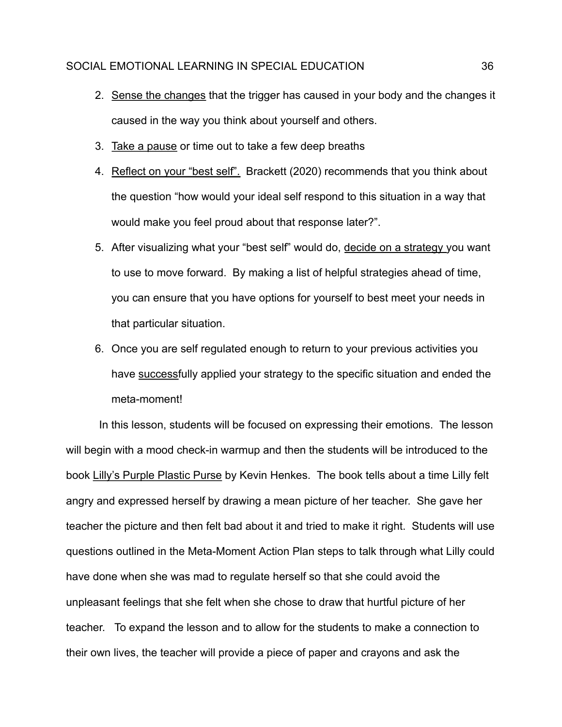2. Sense the changes that the trigger has caused in your body and the changes it caused in the way you think about yourself and others.
3. Take a pause or time out to take a few deep breaths
4. Reflect on your "best self". Brackett (2020) recommends that you think about the question "how would your ideal self respond to this situation in a way that would make you feel proud about that response later?".
5. After visualizing what your "best self" would do, decide on a strategy you want to use to move forward. By making a list of helpful strategies ahead of time, you can ensure that you have options for yourself to best meet your needs in that particular situation.
6. Once you are self regulated enough to return to your previous activities you have successfully applied your strategy to the specific situation and ended the meta-moment!

In this lesson, students will be focused on expressing their emotions. The lesson will begin with a mood check-in warmup and then the students will be introduced to the book Lilly's Purple Plastic Purse by Kevin Henkes. The book tells about a time Lilly felt angry and expressed herself by drawing a mean picture of her teacher. She gave her teacher the picture and then felt bad about it and tried to make it right. Students will use questions outlined in the Meta-Moment Action Plan steps to talk through what Lilly could have done when she was mad to regulate herself so that she could avoid the unpleasant feelings that she felt when she chose to draw that hurtful picture of her teacher. To expand the lesson and to allow for the students to make a connection to their own lives, the teacher will provide a piece of paper and crayons and ask the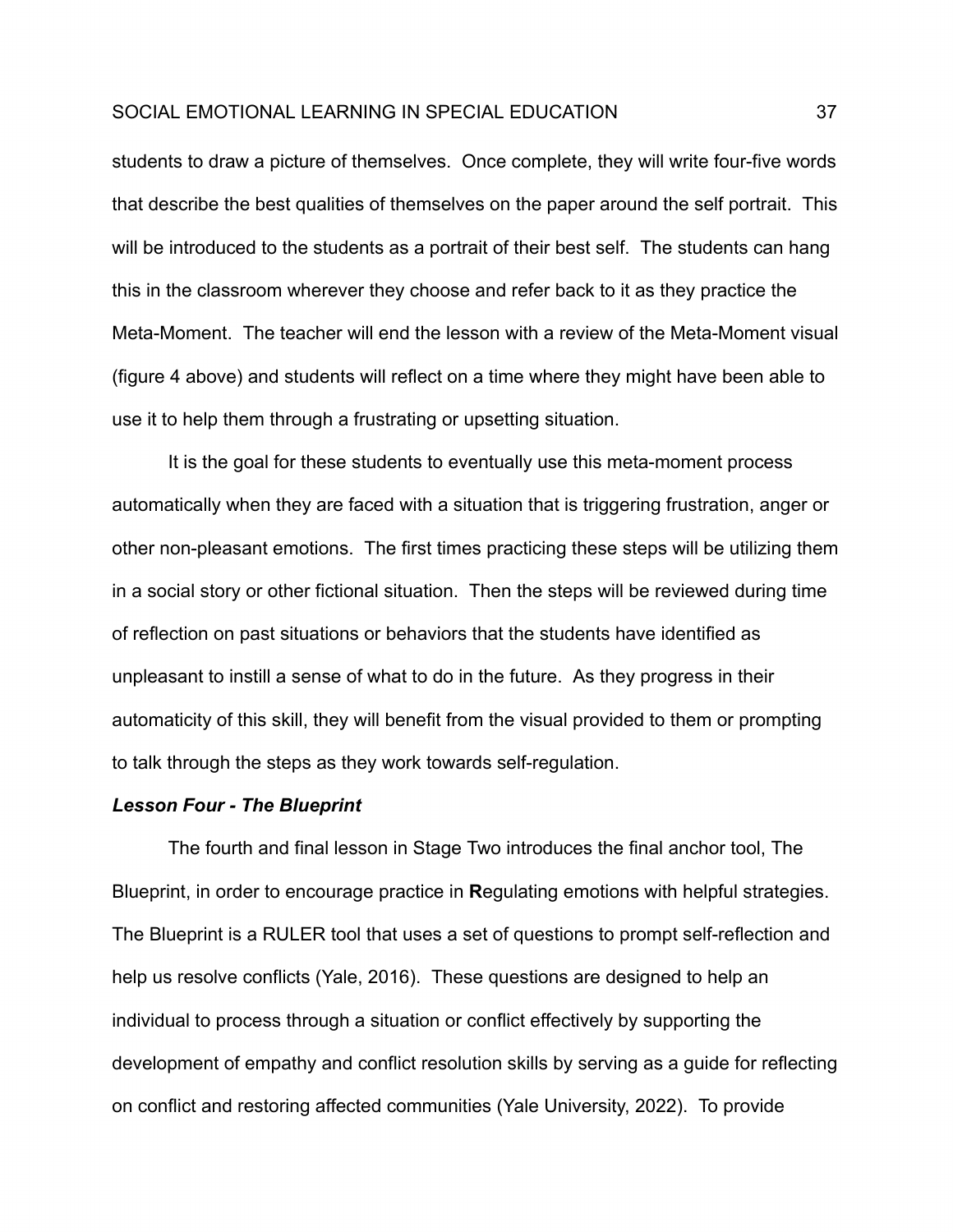students to draw a picture of themselves. Once complete, they will write four-five words that describe the best qualities of themselves on the paper around the self portrait. This will be introduced to the students as a portrait of their best self. The students can hang this in the classroom wherever they choose and refer back to it as they practice the Meta-Moment. The teacher will end the lesson with a review of the Meta-Moment visual (figure 4 above) and students will reflect on a time where they might have been able to use it to help them through a frustrating or upsetting situation.

It is the goal for these students to eventually use this meta-moment process automatically when they are faced with a situation that is triggering frustration, anger or other non-pleasant emotions. The first times practicing these steps will be utilizing them in a social story or other fictional situation. Then the steps will be reviewed during time of reflection on past situations or behaviors that the students have identified as unpleasant to instill a sense of what to do in the future. As they progress in their automaticity of this skill, they will benefit from the visual provided to them or prompting to talk through the steps as they work towards self-regulation.

***Lesson Four - The Blueprint***

The fourth and final lesson in Stage Two introduces the final anchor tool, The Blueprint, in order to encourage practice in **R**egulating emotions with helpful strategies. The Blueprint is a RULER tool that uses a set of questions to prompt self-reflection and help us resolve conflicts (Yale, 2016). These questions are designed to help an individual to process through a situation or conflict effectively by supporting the development of empathy and conflict resolution skills by serving as a guide for reflecting on conflict and restoring affected communities (Yale University, 2022). To provide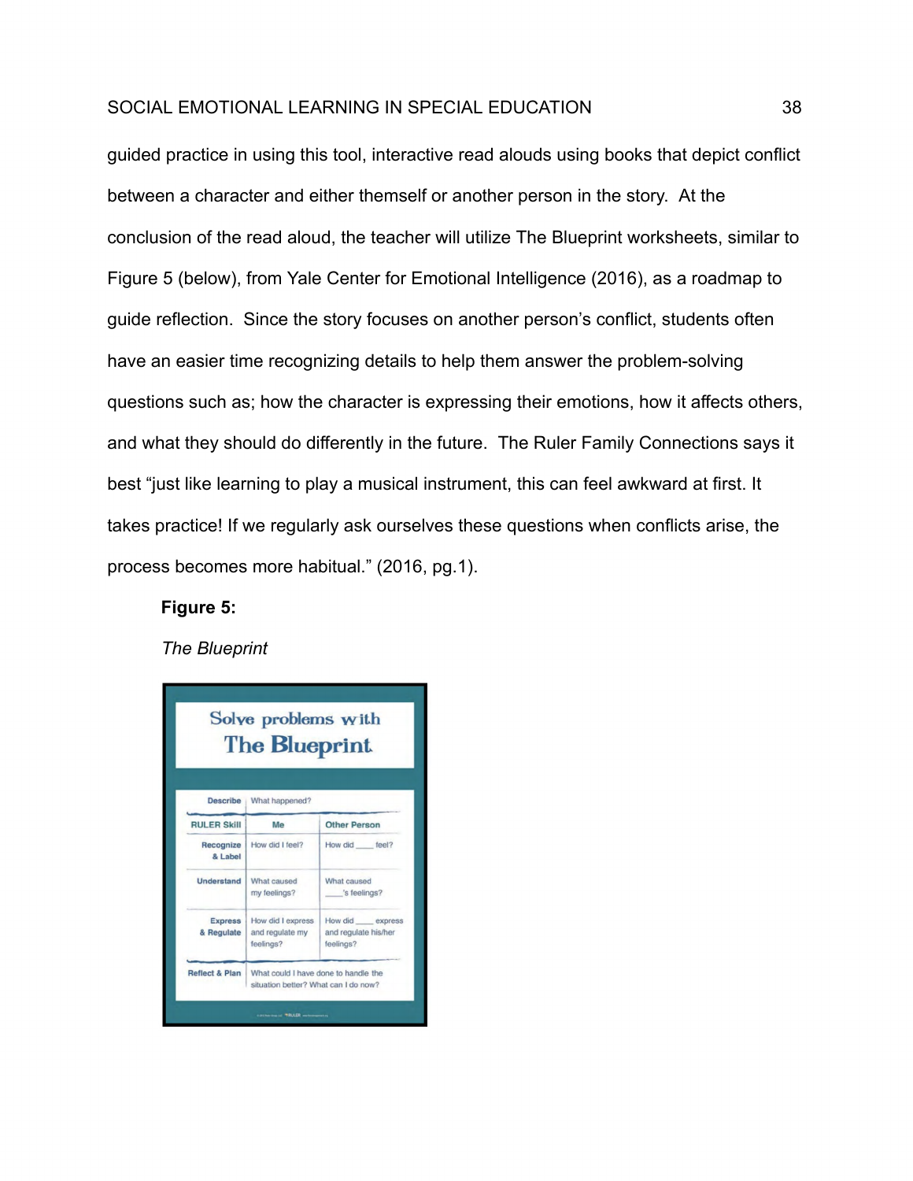guided practice in using this tool, interactive read alouds using books that depict conflict between a character and either themself or another person in the story. At the conclusion of the read aloud, the teacher will utilize The Blueprint worksheets, similar to Figure 5 (below), from Yale Center for Emotional Intelligence (2016), as a roadmap to guide reflection. Since the story focuses on another person's conflict, students often have an easier time recognizing details to help them answer the problem-solving questions such as; how the character is expressing their emotions, how it affects others, and what they should do differently in the future. The Ruler Family Connections says it best "just like learning to play a musical instrument, this can feel awkward at first. It takes practice! If we regularly ask ourselves these questions when conflicts arise, the process becomes more habitual." (2016, pg.1).

**Figure 5:**

*The Blueprint*

Solve problems with The Blueprint

| Describe | What happened? | |
|---|---|---|
| **RULER Skill** | **Me** | **Other Person** |
| Recognize & Label | How did I feel? | How did ____ feel? |
| Understand | What caused my feelings? | What caused ____'s feelings? |
| Express & Regulate | How did I express and regulate my feelings? | How did ____ express and regulate his/her feelings? |
| Reflect & Plan | What could I have done to handle the situation better? What can I do now? | |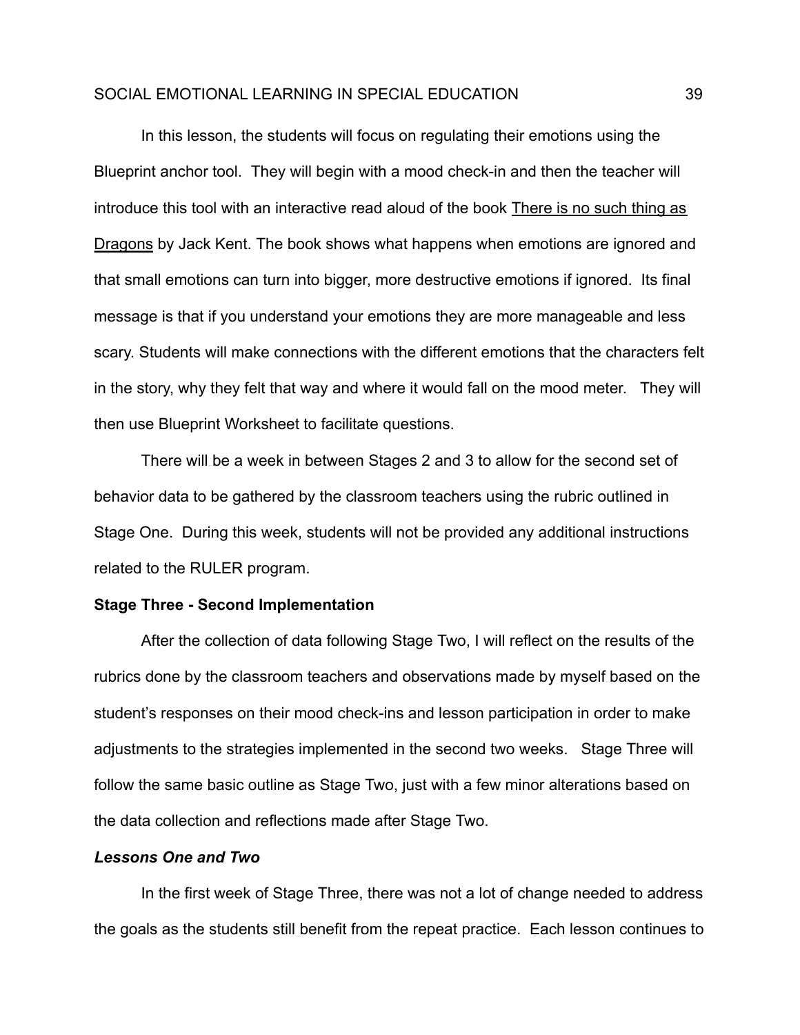In this lesson, the students will focus on regulating their emotions using the Blueprint anchor tool. They will begin with a mood check-in and then the teacher will introduce this tool with an interactive read aloud of the book There is no such thing as Dragons by Jack Kent. The book shows what happens when emotions are ignored and that small emotions can turn into bigger, more destructive emotions if ignored. Its final message is that if you understand your emotions they are more manageable and less scary. Students will make connections with the different emotions that the characters felt in the story, why they felt that way and where it would fall on the mood meter. They will then use Blueprint Worksheet to facilitate questions.

There will be a week in between Stages 2 and 3 to allow for the second set of behavior data to be gathered by the classroom teachers using the rubric outlined in Stage One. During this week, students will not be provided any additional instructions related to the RULER program.

**Stage Three - Second Implementation**

After the collection of data following Stage Two, I will reflect on the results of the rubrics done by the classroom teachers and observations made by myself based on the student's responses on their mood check-ins and lesson participation in order to make adjustments to the strategies implemented in the second two weeks. Stage Three will follow the same basic outline as Stage Two, just with a few minor alterations based on the data collection and reflections made after Stage Two.

***Lessons One and Two***

In the first week of Stage Three, there was not a lot of change needed to address the goals as the students still benefit from the repeat practice. Each lesson continues to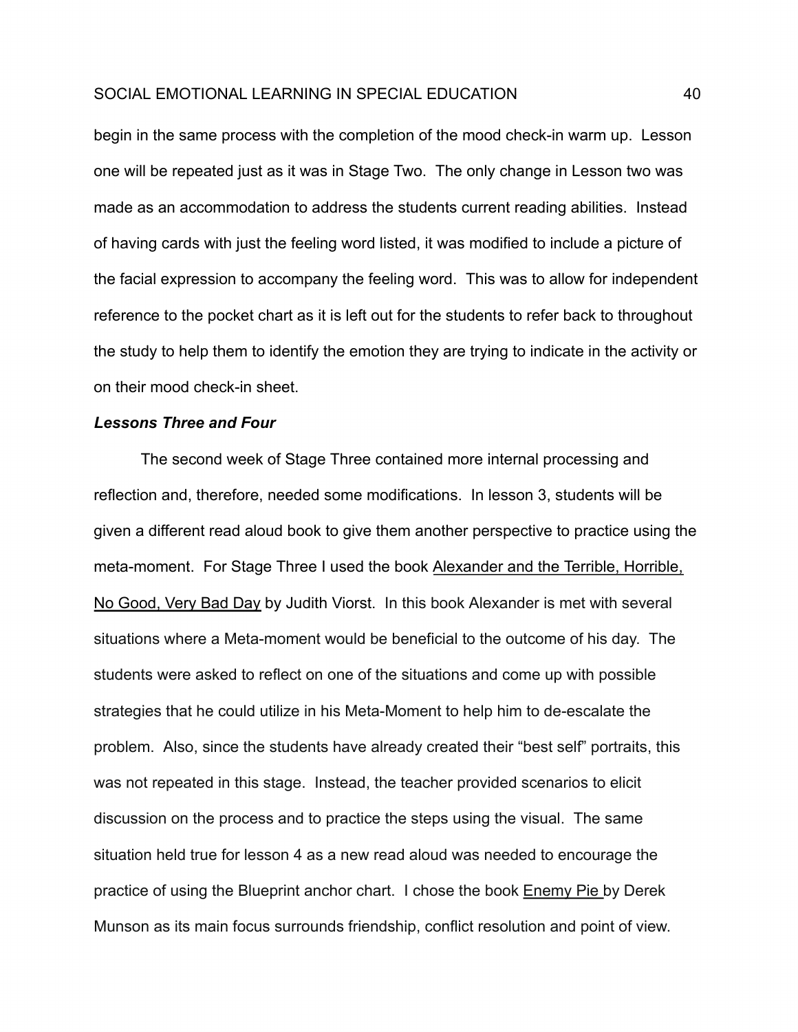begin in the same process with the completion of the mood check-in warm up. Lesson one will be repeated just as it was in Stage Two. The only change in Lesson two was made as an accommodation to address the students current reading abilities. Instead of having cards with just the feeling word listed, it was modified to include a picture of the facial expression to accompany the feeling word. This was to allow for independent reference to the pocket chart as it is left out for the students to refer back to throughout the study to help them to identify the emotion they are trying to indicate in the activity or on their mood check-in sheet.

### ***Lessons Three and Four***

The second week of Stage Three contained more internal processing and reflection and, therefore, needed some modifications. In lesson 3, students will be given a different read aloud book to give them another perspective to practice using the meta-moment. For Stage Three I used the book <u>Alexander and the Terrible, Horrible, No Good, Very Bad Day</u> by Judith Viorst. In this book Alexander is met with several situations where a Meta-moment would be beneficial to the outcome of his day. The students were asked to reflect on one of the situations and come up with possible strategies that he could utilize in his Meta-Moment to help him to de-escalate the problem. Also, since the students have already created their "best self" portraits, this was not repeated in this stage. Instead, the teacher provided scenarios to elicit discussion on the process and to practice the steps using the visual. The same situation held true for lesson 4 as a new read aloud was needed to encourage the practice of using the Blueprint anchor chart. I chose the book <u>Enemy Pie</u> by Derek Munson as its main focus surrounds friendship, conflict resolution and point of view.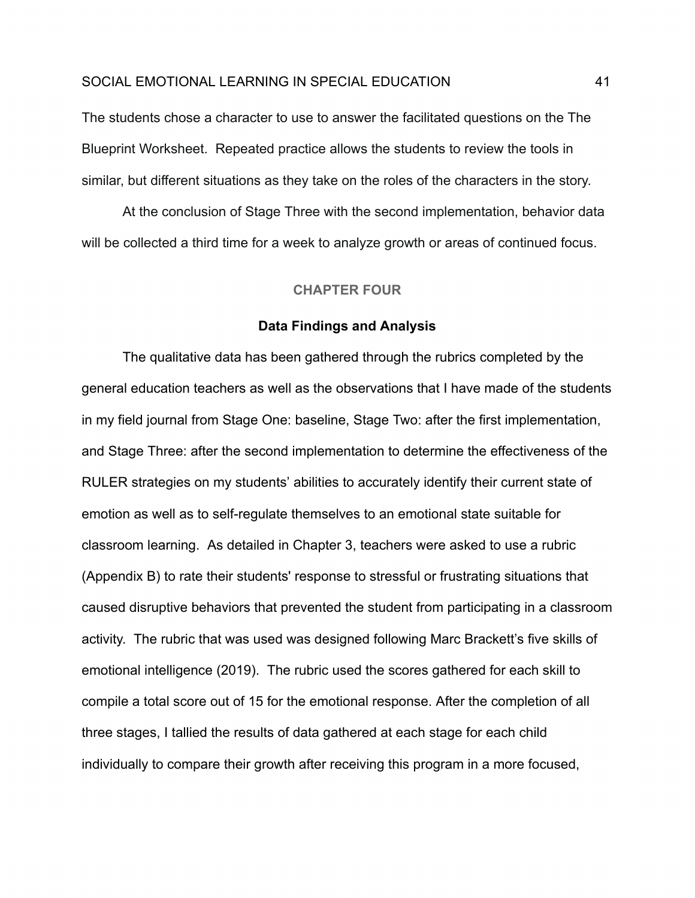The students chose a character to use to answer the facilitated questions on the The Blueprint Worksheet. Repeated practice allows the students to review the tools in similar, but different situations as they take on the roles of the characters in the story.

At the conclusion of Stage Three with the second implementation, behavior data will be collected a third time for a week to analyze growth or areas of continued focus.

# CHAPTER FOUR

## Data Findings and Analysis

The qualitative data has been gathered through the rubrics completed by the general education teachers as well as the observations that I have made of the students in my field journal from Stage One: baseline, Stage Two: after the first implementation, and Stage Three: after the second implementation to determine the effectiveness of the RULER strategies on my students' abilities to accurately identify their current state of emotion as well as to self-regulate themselves to an emotional state suitable for classroom learning. As detailed in Chapter 3, teachers were asked to use a rubric (Appendix B) to rate their students' response to stressful or frustrating situations that caused disruptive behaviors that prevented the student from participating in a classroom activity. The rubric that was used was designed following Marc Brackett's five skills of emotional intelligence (2019). The rubric used the scores gathered for each skill to compile a total score out of 15 for the emotional response. After the completion of all three stages, I tallied the results of data gathered at each stage for each child individually to compare their growth after receiving this program in a more focused,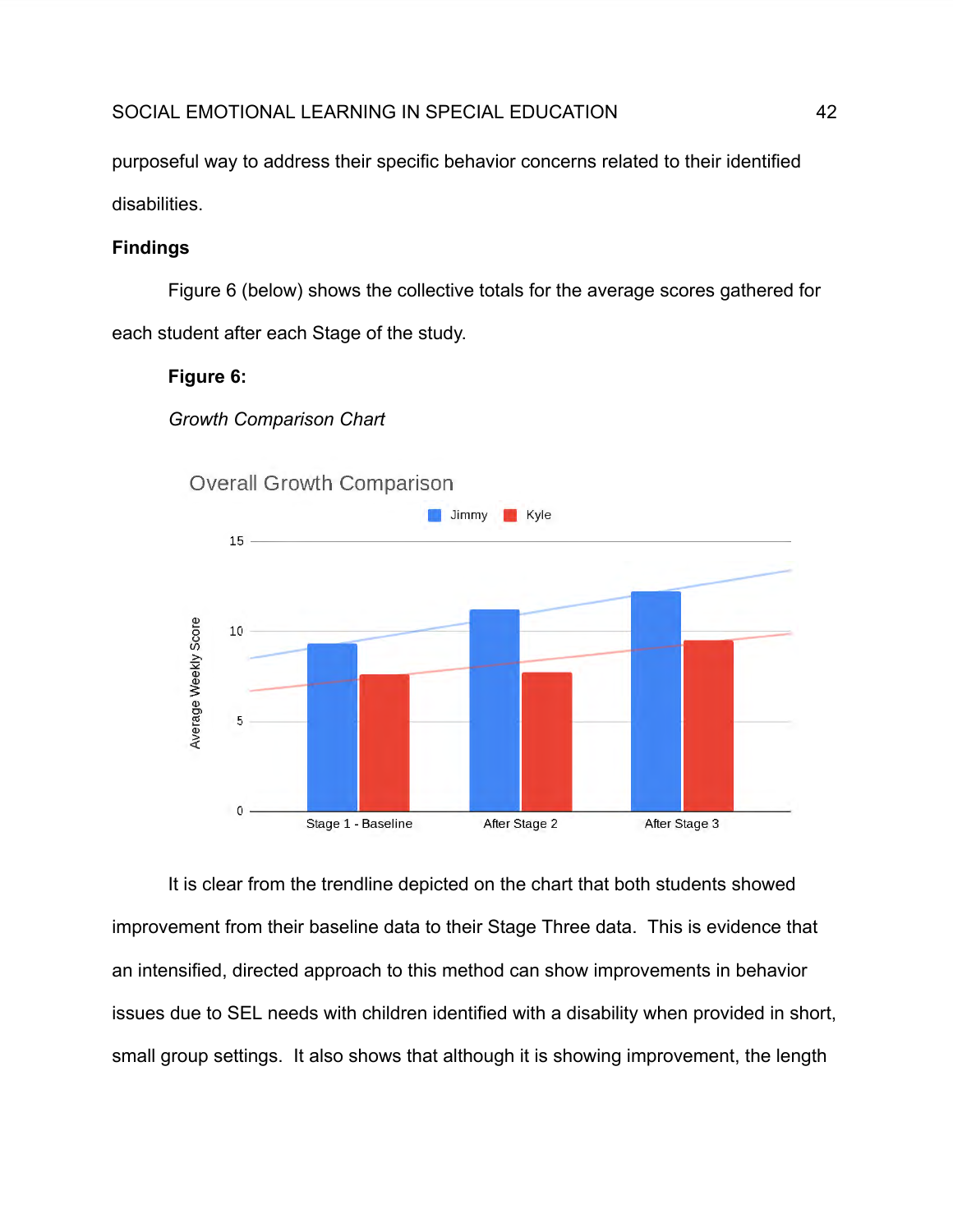purposeful way to address their specific behavior concerns related to their identified disabilities.

### Findings

Figure 6 (below) shows the collective totals for the average scores gathered for each student after each Stage of the study.

**Figure 6:**

*Growth Comparison Chart*

It is clear from the trendline depicted on the chart that both students showed improvement from their baseline data to their Stage Three data. This is evidence that an intensified, directed approach to this method can show improvements in behavior issues due to SEL needs with children identified with a disability when provided in short, small group settings. It also shows that although it is showing improvement, the length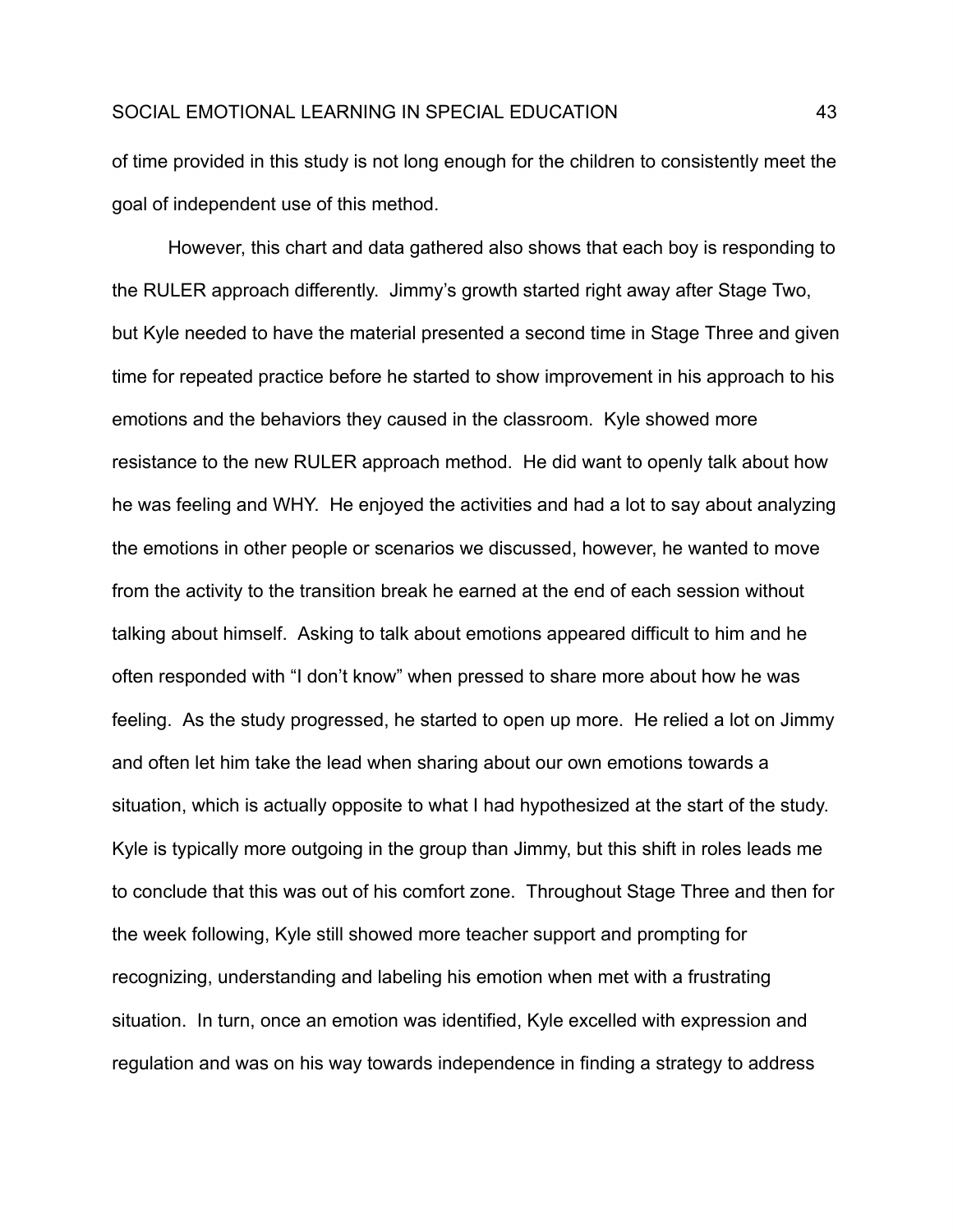of time provided in this study is not long enough for the children to consistently meet the goal of independent use of this method.

However, this chart and data gathered also shows that each boy is responding to the RULER approach differently. Jimmy's growth started right away after Stage Two, but Kyle needed to have the material presented a second time in Stage Three and given time for repeated practice before he started to show improvement in his approach to his emotions and the behaviors they caused in the classroom. Kyle showed more resistance to the new RULER approach method. He did want to openly talk about how he was feeling and WHY. He enjoyed the activities and had a lot to say about analyzing the emotions in other people or scenarios we discussed, however, he wanted to move from the activity to the transition break he earned at the end of each session without talking about himself. Asking to talk about emotions appeared difficult to him and he often responded with "I don't know" when pressed to share more about how he was feeling. As the study progressed, he started to open up more. He relied a lot on Jimmy and often let him take the lead when sharing about our own emotions towards a situation, which is actually opposite to what I had hypothesized at the start of the study. Kyle is typically more outgoing in the group than Jimmy, but this shift in roles leads me to conclude that this was out of his comfort zone. Throughout Stage Three and then for the week following, Kyle still showed more teacher support and prompting for recognizing, understanding and labeling his emotion when met with a frustrating situation. In turn, once an emotion was identified, Kyle excelled with expression and regulation and was on his way towards independence in finding a strategy to address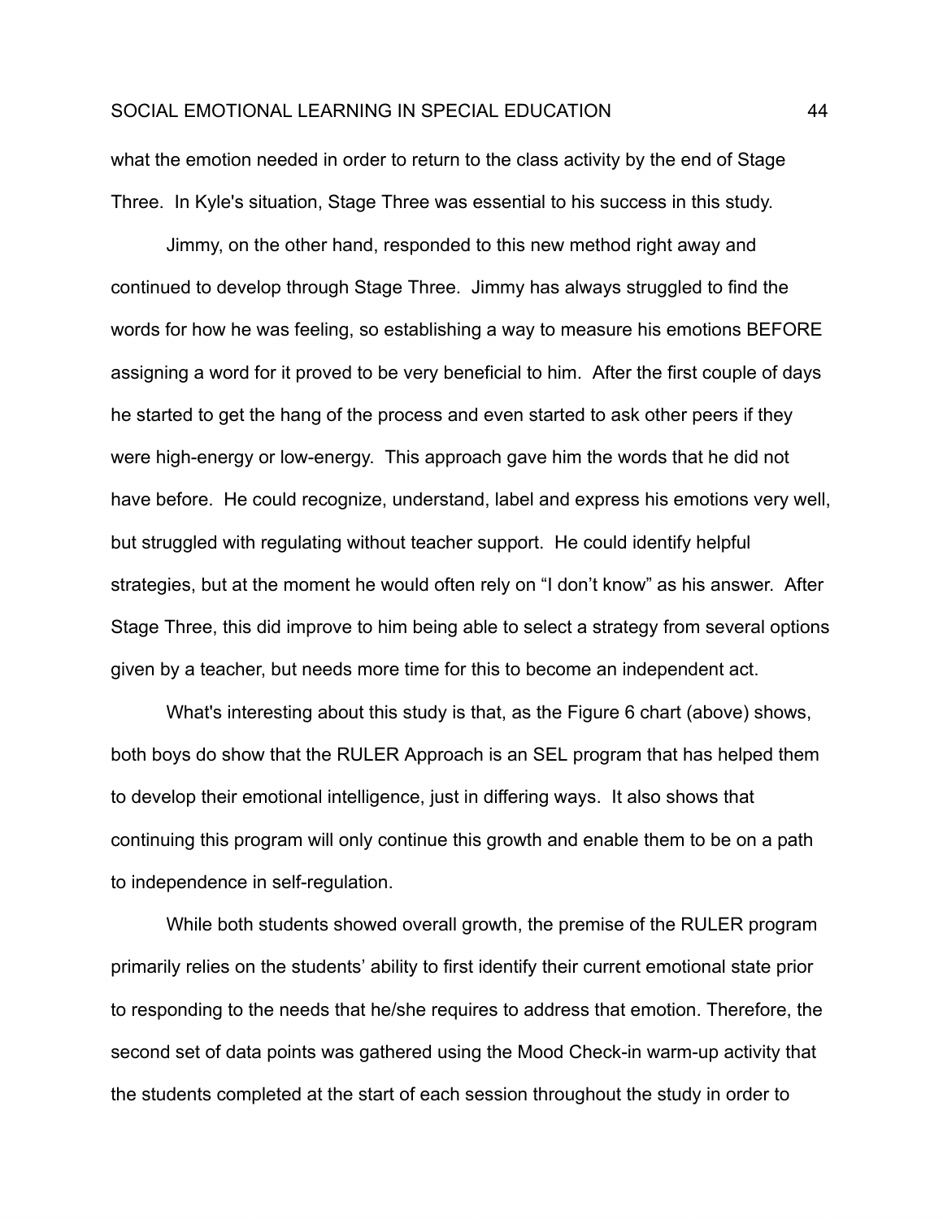what the emotion needed in order to return to the class activity by the end of Stage Three. In Kyle's situation, Stage Three was essential to his success in this study.

Jimmy, on the other hand, responded to this new method right away and continued to develop through Stage Three. Jimmy has always struggled to find the words for how he was feeling, so establishing a way to measure his emotions BEFORE assigning a word for it proved to be very beneficial to him. After the first couple of days he started to get the hang of the process and even started to ask other peers if they were high-energy or low-energy. This approach gave him the words that he did not have before. He could recognize, understand, label and express his emotions very well, but struggled with regulating without teacher support. He could identify helpful strategies, but at the moment he would often rely on "I don't know" as his answer. After Stage Three, this did improve to him being able to select a strategy from several options given by a teacher, but needs more time for this to become an independent act.

What's interesting about this study is that, as the Figure 6 chart (above) shows, both boys do show that the RULER Approach is an SEL program that has helped them to develop their emotional intelligence, just in differing ways. It also shows that continuing this program will only continue this growth and enable them to be on a path to independence in self-regulation.

While both students showed overall growth, the premise of the RULER program primarily relies on the students' ability to first identify their current emotional state prior to responding to the needs that he/she requires to address that emotion. Therefore, the second set of data points was gathered using the Mood Check-in warm-up activity that the students completed at the start of each session throughout the study in order to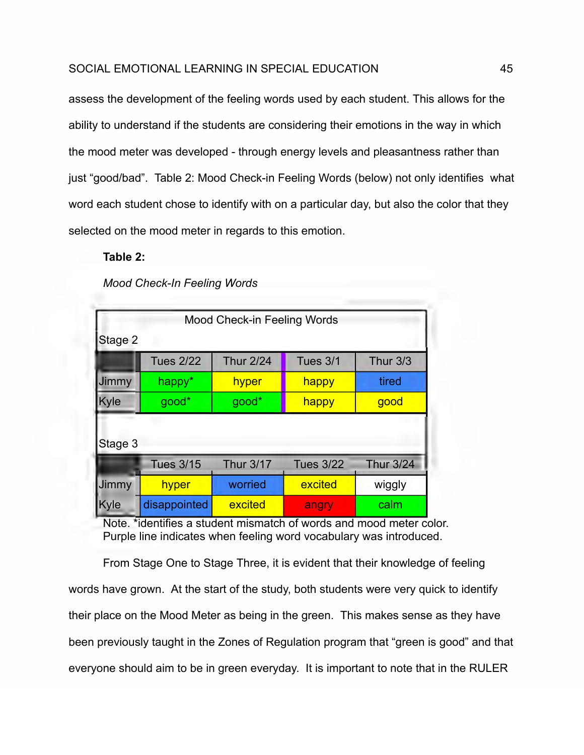assess the development of the feeling words used by each student. This allows for the ability to understand if the students are considering their emotions in the way in which the mood meter was developed - through energy levels and pleasantness rather than just "good/bad". Table 2: Mood Check-in Feeling Words (below) not only identifies what word each student chose to identify with on a particular day, but also the color that they selected on the mood meter in regards to this emotion.

**Table 2:**

*Mood Check-In Feeling Words*

| Mood Check-in Feeling Words | | | | |
|---|---|---|---|---|
| **Stage 2** | | | | |
| | Tues 2/22 | Thur 2/24 | Tues 3/1 | Thur 3/3 |
| Jimmy | happy* | hyper | happy | tired |
| Kyle | good* | good* | happy | good |
| **Stage 3** | | | | |
| | Tues 3/15 | Thur 3/17 | Tues 3/22 | Thur 3/24 |
| Jimmy | hyper | worried | excited | wiggly |
| Kyle | disappointed | excited | angry | calm |

Note. *identifies a student mismatch of words and mood meter color.
Purple line indicates when feeling word vocabulary was introduced.

From Stage One to Stage Three, it is evident that their knowledge of feeling words have grown. At the start of the study, both students were very quick to identify their place on the Mood Meter as being in the green. This makes sense as they have been previously taught in the Zones of Regulation program that "green is good" and that everyone should aim to be in green everyday. It is important to note that in the RULER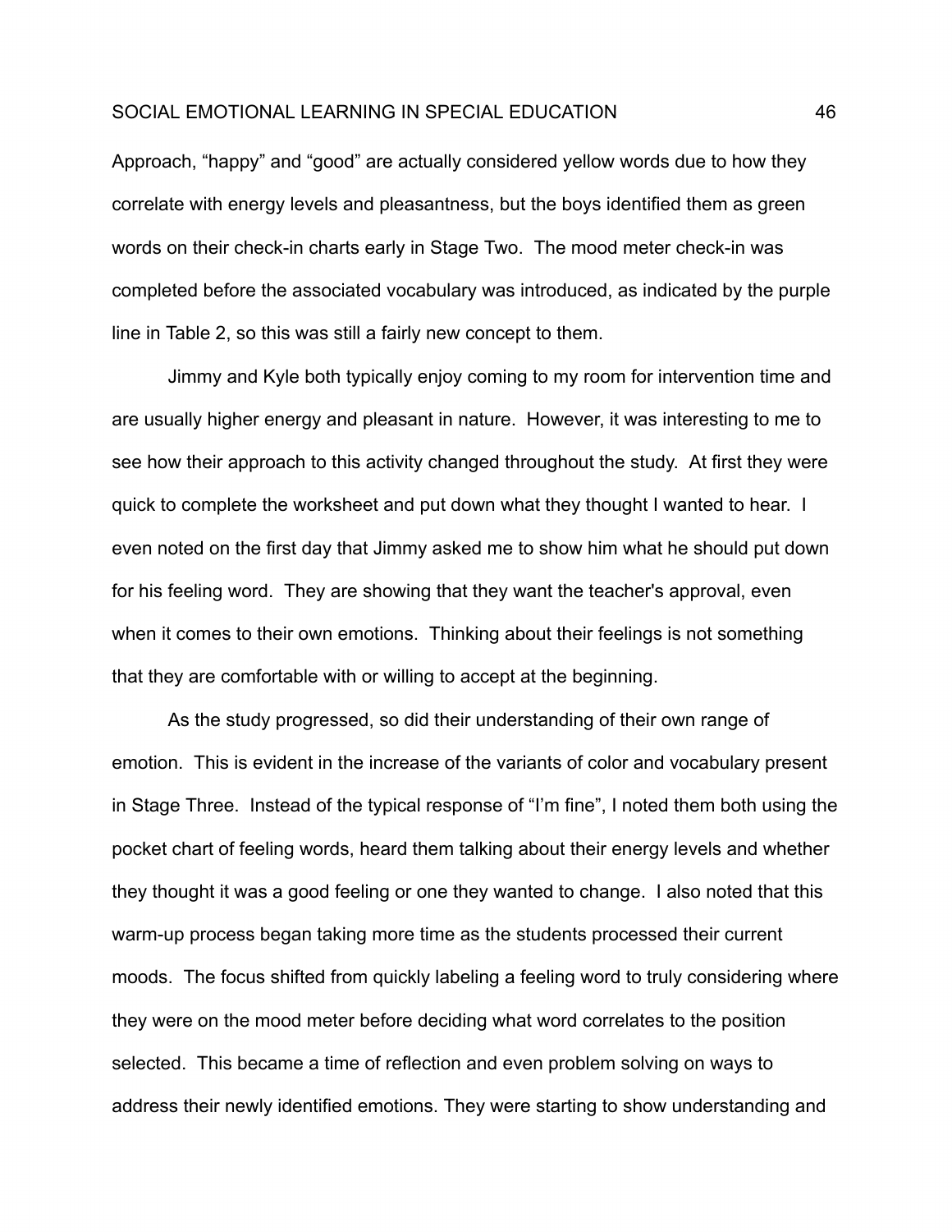Approach, “happy” and “good” are actually considered yellow words due to how they correlate with energy levels and pleasantness, but the boys identified them as green words on their check-in charts early in Stage Two. The mood meter check-in was completed before the associated vocabulary was introduced, as indicated by the purple line in Table 2, so this was still a fairly new concept to them.

Jimmy and Kyle both typically enjoy coming to my room for intervention time and are usually higher energy and pleasant in nature. However, it was interesting to me to see how their approach to this activity changed throughout the study. At first they were quick to complete the worksheet and put down what they thought I wanted to hear. I even noted on the first day that Jimmy asked me to show him what he should put down for his feeling word. They are showing that they want the teacher's approval, even when it comes to their own emotions. Thinking about their feelings is not something that they are comfortable with or willing to accept at the beginning.

As the study progressed, so did their understanding of their own range of emotion. This is evident in the increase of the variants of color and vocabulary present in Stage Three. Instead of the typical response of “I’m fine”, I noted them both using the pocket chart of feeling words, heard them talking about their energy levels and whether they thought it was a good feeling or one they wanted to change. I also noted that this warm-up process began taking more time as the students processed their current moods. The focus shifted from quickly labeling a feeling word to truly considering where they were on the mood meter before deciding what word correlates to the position selected. This became a time of reflection and even problem solving on ways to address their newly identified emotions. They were starting to show understanding and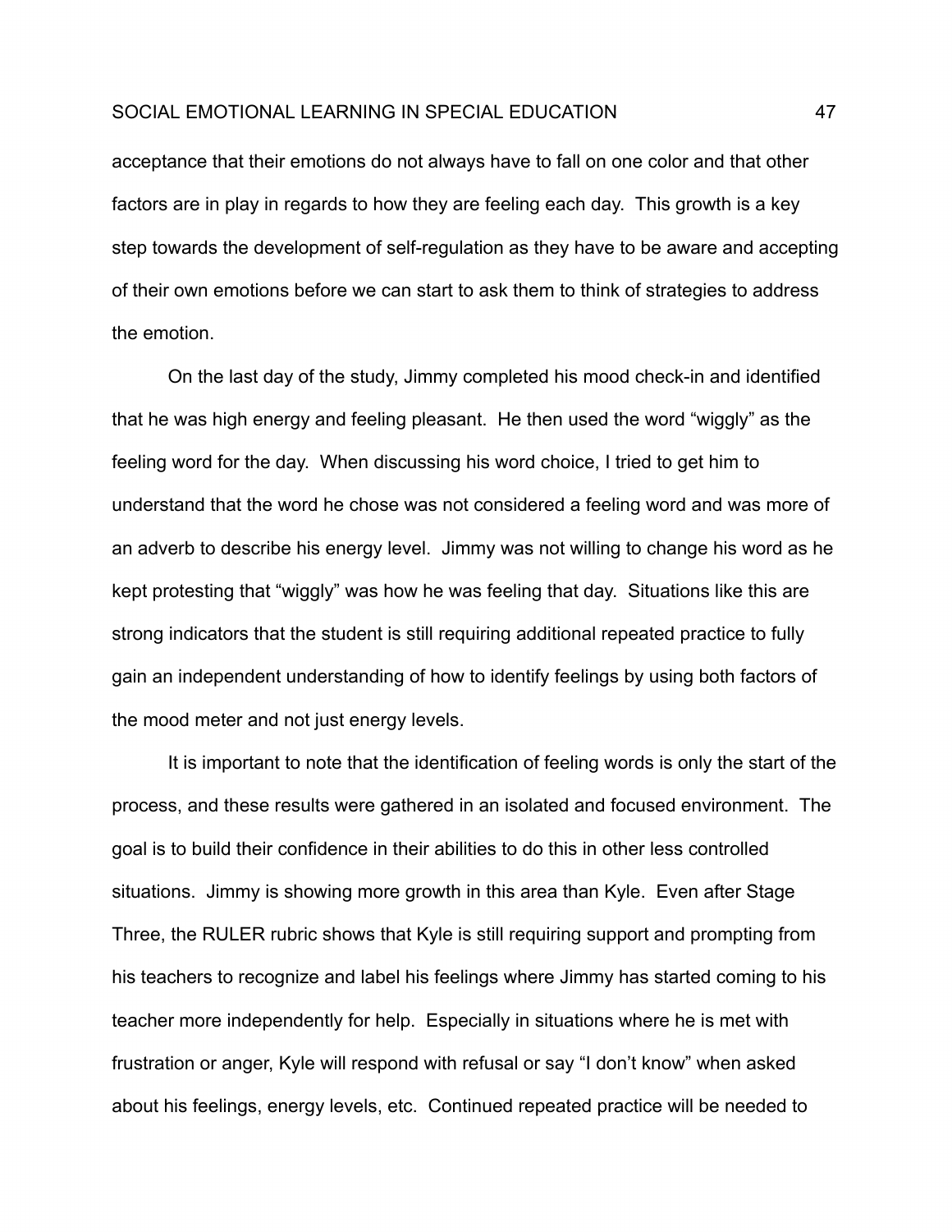acceptance that their emotions do not always have to fall on one color and that other factors are in play in regards to how they are feeling each day. This growth is a key step towards the development of self-regulation as they have to be aware and accepting of their own emotions before we can start to ask them to think of strategies to address the emotion.

On the last day of the study, Jimmy completed his mood check-in and identified that he was high energy and feeling pleasant. He then used the word "wiggly" as the feeling word for the day. When discussing his word choice, I tried to get him to understand that the word he chose was not considered a feeling word and was more of an adverb to describe his energy level. Jimmy was not willing to change his word as he kept protesting that "wiggly" was how he was feeling that day. Situations like this are strong indicators that the student is still requiring additional repeated practice to fully gain an independent understanding of how to identify feelings by using both factors of the mood meter and not just energy levels.

It is important to note that the identification of feeling words is only the start of the process, and these results were gathered in an isolated and focused environment. The goal is to build their confidence in their abilities to do this in other less controlled situations. Jimmy is showing more growth in this area than Kyle. Even after Stage Three, the RULER rubric shows that Kyle is still requiring support and prompting from his teachers to recognize and label his feelings where Jimmy has started coming to his teacher more independently for help. Especially in situations where he is met with frustration or anger, Kyle will respond with refusal or say "I don't know" when asked about his feelings, energy levels, etc. Continued repeated practice will be needed to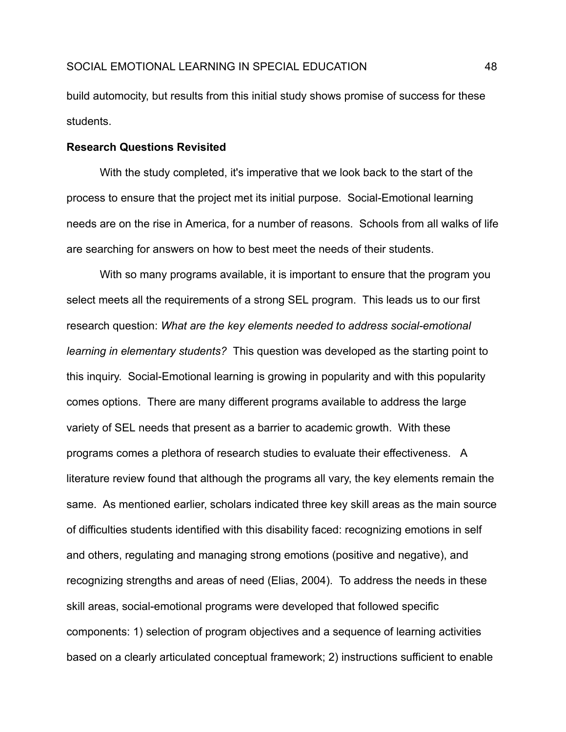build automocity, but results from this initial study shows promise of success for these students.

**Research Questions Revisited**

With the study completed, it's imperative that we look back to the start of the process to ensure that the project met its initial purpose. Social-Emotional learning needs are on the rise in America, for a number of reasons. Schools from all walks of life are searching for answers on how to best meet the needs of their students.

With so many programs available, it is important to ensure that the program you select meets all the requirements of a strong SEL program. This leads us to our first research question: *What are the key elements needed to address social-emotional learning in elementary students?* This question was developed as the starting point to this inquiry. Social-Emotional learning is growing in popularity and with this popularity comes options. There are many different programs available to address the large variety of SEL needs that present as a barrier to academic growth. With these programs comes a plethora of research studies to evaluate their effectiveness. A literature review found that although the programs all vary, the key elements remain the same. As mentioned earlier, scholars indicated three key skill areas as the main source of difficulties students identified with this disability faced: recognizing emotions in self and others, regulating and managing strong emotions (positive and negative), and recognizing strengths and areas of need (Elias, 2004). To address the needs in these skill areas, social-emotional programs were developed that followed specific components: 1) selection of program objectives and a sequence of learning activities based on a clearly articulated conceptual framework; 2) instructions sufficient to enable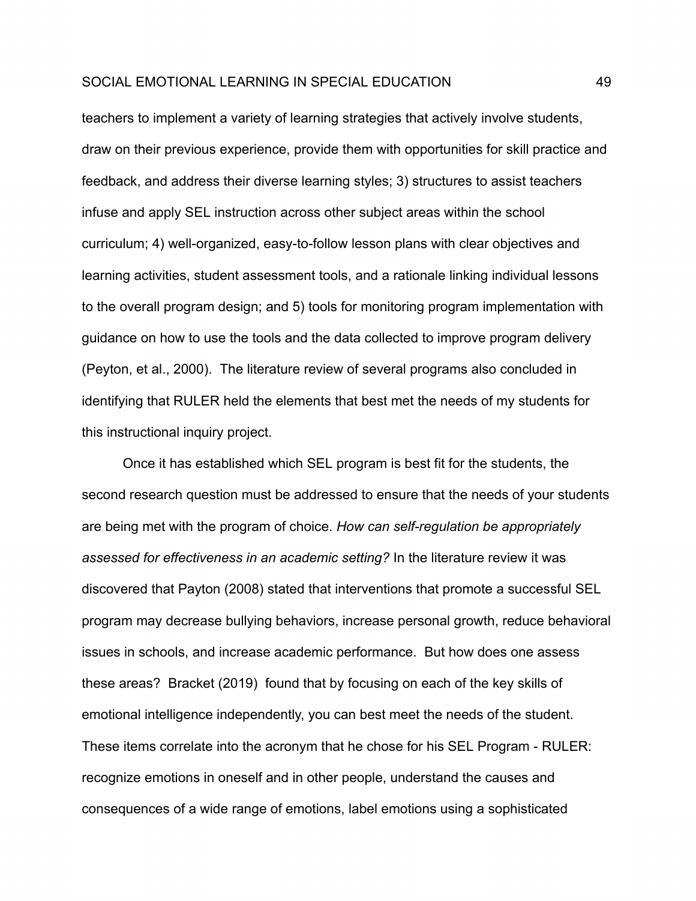teachers to implement a variety of learning strategies that actively involve students, draw on their previous experience, provide them with opportunities for skill practice and feedback, and address their diverse learning styles; 3) structures to assist teachers infuse and apply SEL instruction across other subject areas within the school curriculum; 4) well-organized, easy-to-follow lesson plans with clear objectives and learning activities, student assessment tools, and a rationale linking individual lessons to the overall program design; and 5) tools for monitoring program implementation with guidance on how to use the tools and the data collected to improve program delivery (Peyton, et al., 2000). The literature review of several programs also concluded in identifying that RULER held the elements that best met the needs of my students for this instructional inquiry project.

Once it has established which SEL program is best fit for the students, the second research question must be addressed to ensure that the needs of your students are being met with the program of choice. *How can self-regulation be appropriately assessed for effectiveness in an academic setting?* In the literature review it was discovered that Payton (2008) stated that interventions that promote a successful SEL program may decrease bullying behaviors, increase personal growth, reduce behavioral issues in schools, and increase academic performance. But how does one assess these areas? Bracket (2019) found that by focusing on each of the key skills of emotional intelligence independently, you can best meet the needs of the student. These items correlate into the acronym that he chose for his SEL Program - RULER: recognize emotions in oneself and in other people, understand the causes and consequences of a wide range of emotions, label emotions using a sophisticated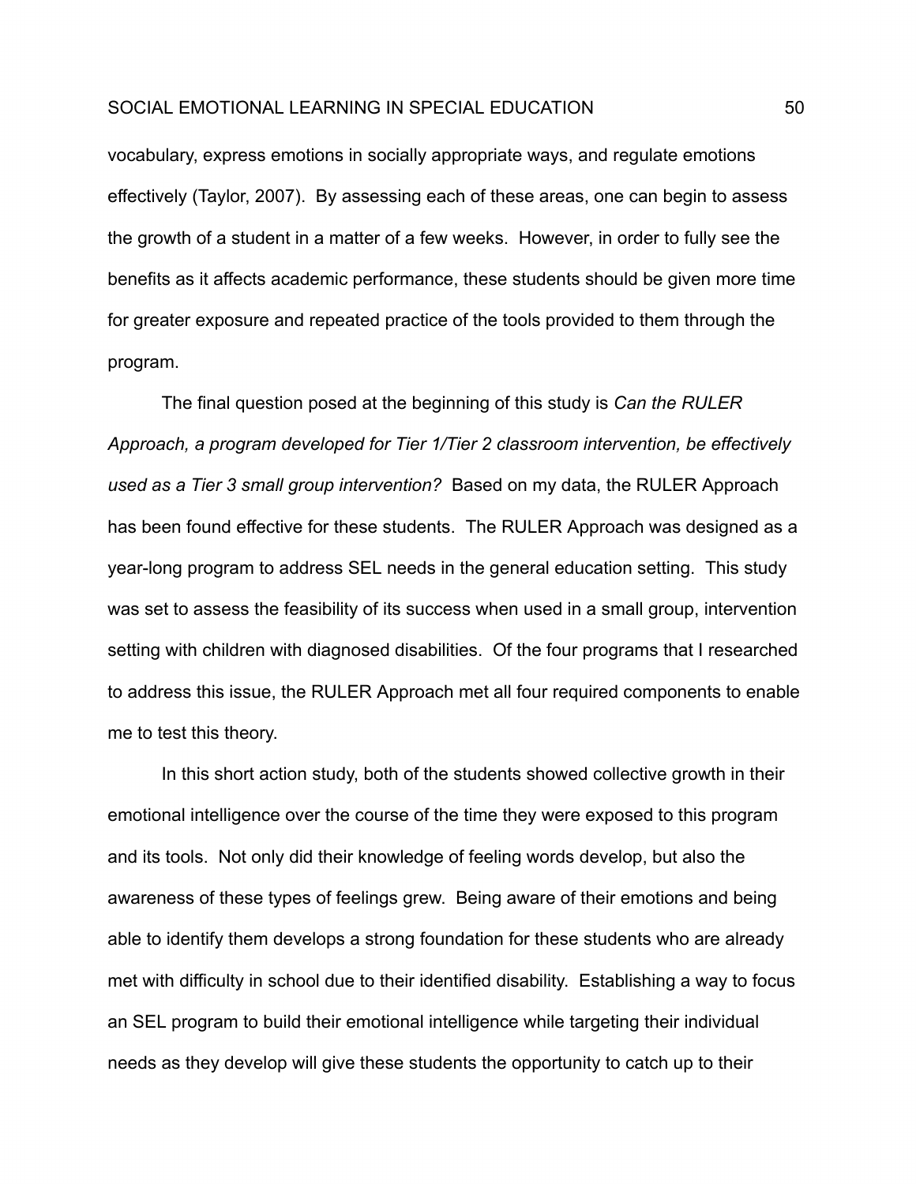vocabulary, express emotions in socially appropriate ways, and regulate emotions effectively (Taylor, 2007). By assessing each of these areas, one can begin to assess the growth of a student in a matter of a few weeks. However, in order to fully see the benefits as it affects academic performance, these students should be given more time for greater exposure and repeated practice of the tools provided to them through the program.

The final question posed at the beginning of this study is *Can the RULER Approach, a program developed for Tier 1/Tier 2 classroom intervention, be effectively used as a Tier 3 small group intervention?* Based on my data, the RULER Approach has been found effective for these students. The RULER Approach was designed as a year-long program to address SEL needs in the general education setting. This study was set to assess the feasibility of its success when used in a small group, intervention setting with children with diagnosed disabilities. Of the four programs that I researched to address this issue, the RULER Approach met all four required components to enable me to test this theory.

In this short action study, both of the students showed collective growth in their emotional intelligence over the course of the time they were exposed to this program and its tools. Not only did their knowledge of feeling words develop, but also the awareness of these types of feelings grew. Being aware of their emotions and being able to identify them develops a strong foundation for these students who are already met with difficulty in school due to their identified disability. Establishing a way to focus an SEL program to build their emotional intelligence while targeting their individual needs as they develop will give these students the opportunity to catch up to their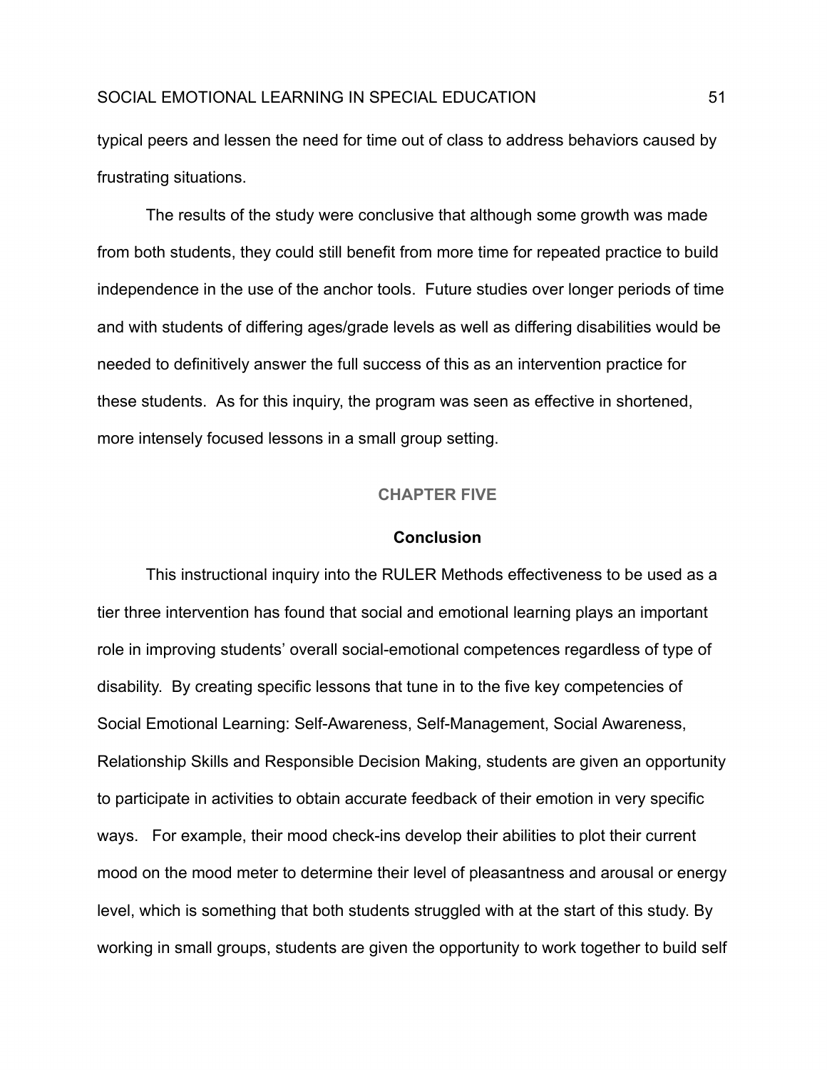typical peers and lessen the need for time out of class to address behaviors caused by frustrating situations.

The results of the study were conclusive that although some growth was made from both students, they could still benefit from more time for repeated practice to build independence in the use of the anchor tools. Future studies over longer periods of time and with students of differing ages/grade levels as well as differing disabilities would be needed to definitively answer the full success of this as an intervention practice for these students. As for this inquiry, the program was seen as effective in shortened, more intensely focused lessons in a small group setting.

# CHAPTER FIVE

## Conclusion

This instructional inquiry into the RULER Methods effectiveness to be used as a tier three intervention has found that social and emotional learning plays an important role in improving students' overall social-emotional competences regardless of type of disability. By creating specific lessons that tune in to the five key competencies of Social Emotional Learning: Self-Awareness, Self-Management, Social Awareness, Relationship Skills and Responsible Decision Making, students are given an opportunity to participate in activities to obtain accurate feedback of their emotion in very specific ways. For example, their mood check-ins develop their abilities to plot their current mood on the mood meter to determine their level of pleasantness and arousal or energy level, which is something that both students struggled with at the start of this study. By working in small groups, students are given the opportunity to work together to build self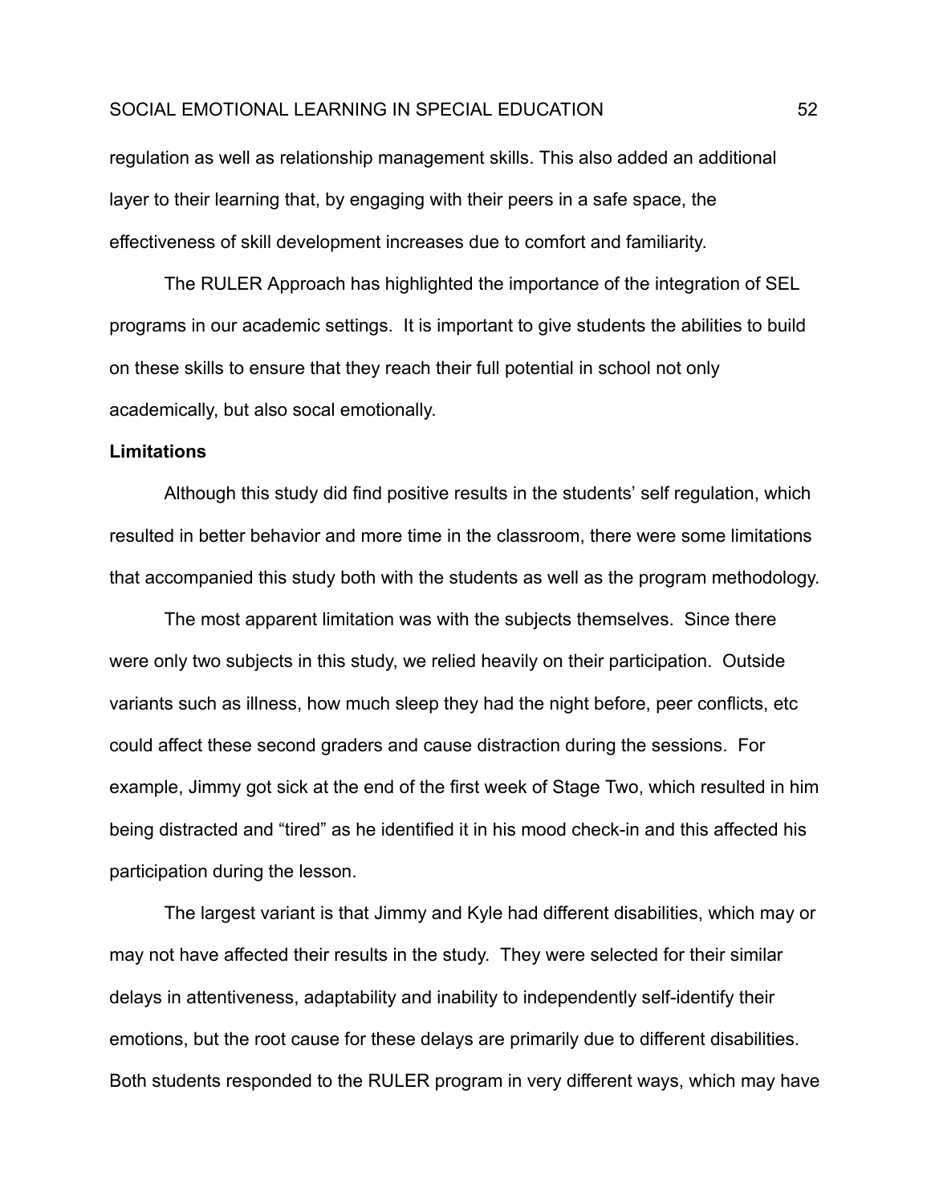regulation as well as relationship management skills. This also added an additional layer to their learning that, by engaging with their peers in a safe space, the effectiveness of skill development increases due to comfort and familiarity.

The RULER Approach has highlighted the importance of the integration of SEL programs in our academic settings. It is important to give students the abilities to build on these skills to ensure that they reach their full potential in school not only academically, but also socal emotionally.

**Limitations**

Although this study did find positive results in the students' self regulation, which resulted in better behavior and more time in the classroom, there were some limitations that accompanied this study both with the students as well as the program methodology.

The most apparent limitation was with the subjects themselves. Since there were only two subjects in this study, we relied heavily on their participation. Outside variants such as illness, how much sleep they had the night before, peer conflicts, etc could affect these second graders and cause distraction during the sessions. For example, Jimmy got sick at the end of the first week of Stage Two, which resulted in him being distracted and "tired" as he identified it in his mood check-in and this affected his participation during the lesson.

The largest variant is that Jimmy and Kyle had different disabilities, which may or may not have affected their results in the study. They were selected for their similar delays in attentiveness, adaptability and inability to independently self-identify their emotions, but the root cause for these delays are primarily due to different disabilities. Both students responded to the RULER program in very different ways, which may have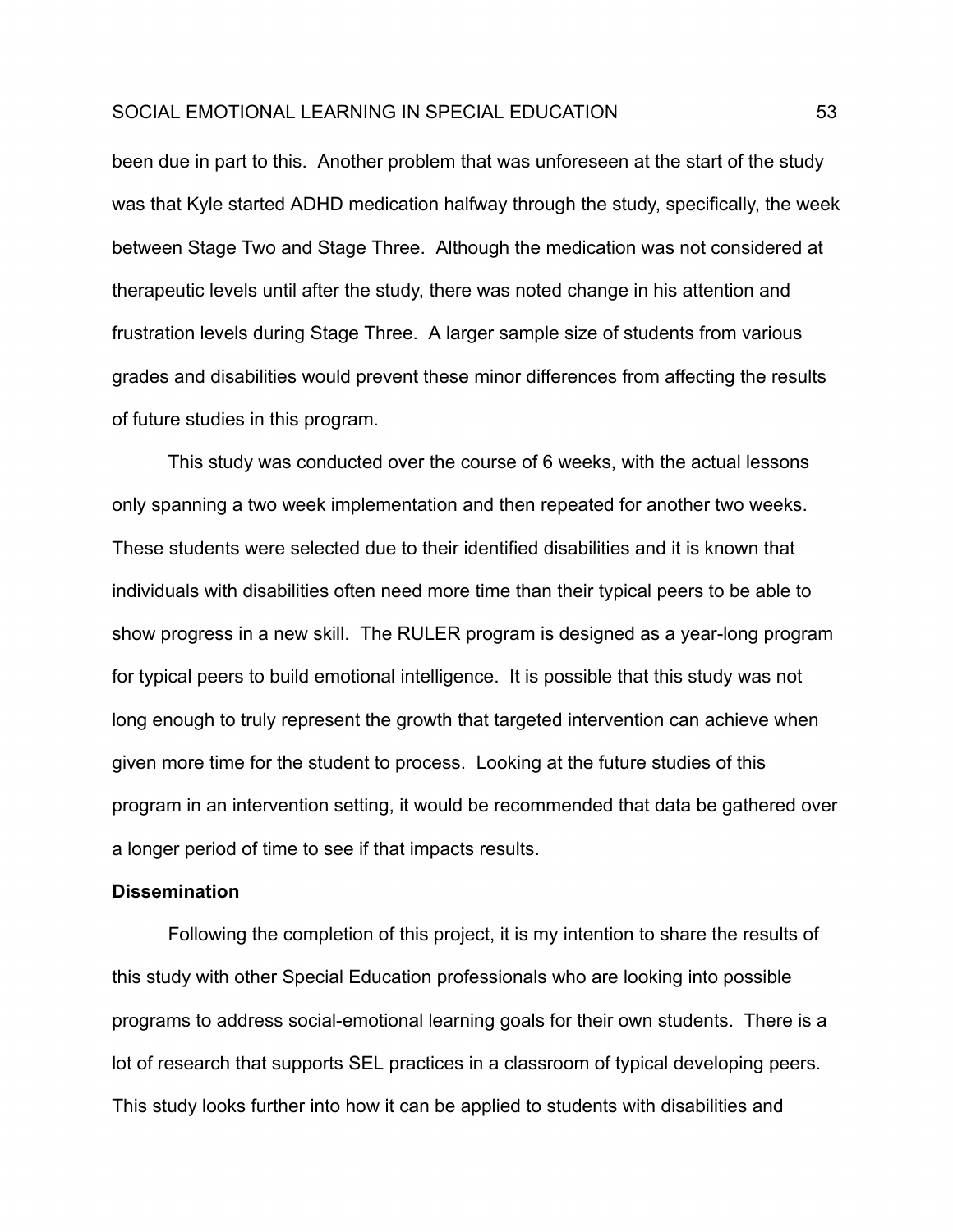been due in part to this. Another problem that was unforeseen at the start of the study was that Kyle started ADHD medication halfway through the study, specifically, the week between Stage Two and Stage Three. Although the medication was not considered at therapeutic levels until after the study, there was noted change in his attention and frustration levels during Stage Three. A larger sample size of students from various grades and disabilities would prevent these minor differences from affecting the results of future studies in this program.

This study was conducted over the course of 6 weeks, with the actual lessons only spanning a two week implementation and then repeated for another two weeks. These students were selected due to their identified disabilities and it is known that individuals with disabilities often need more time than their typical peers to be able to show progress in a new skill. The RULER program is designed as a year-long program for typical peers to build emotional intelligence. It is possible that this study was not long enough to truly represent the growth that targeted intervention can achieve when given more time for the student to process. Looking at the future studies of this program in an intervention setting, it would be recommended that data be gathered over a longer period of time to see if that impacts results.

**Dissemination**

Following the completion of this project, it is my intention to share the results of this study with other Special Education professionals who are looking into possible programs to address social-emotional learning goals for their own students. There is a lot of research that supports SEL practices in a classroom of typical developing peers. This study looks further into how it can be applied to students with disabilities and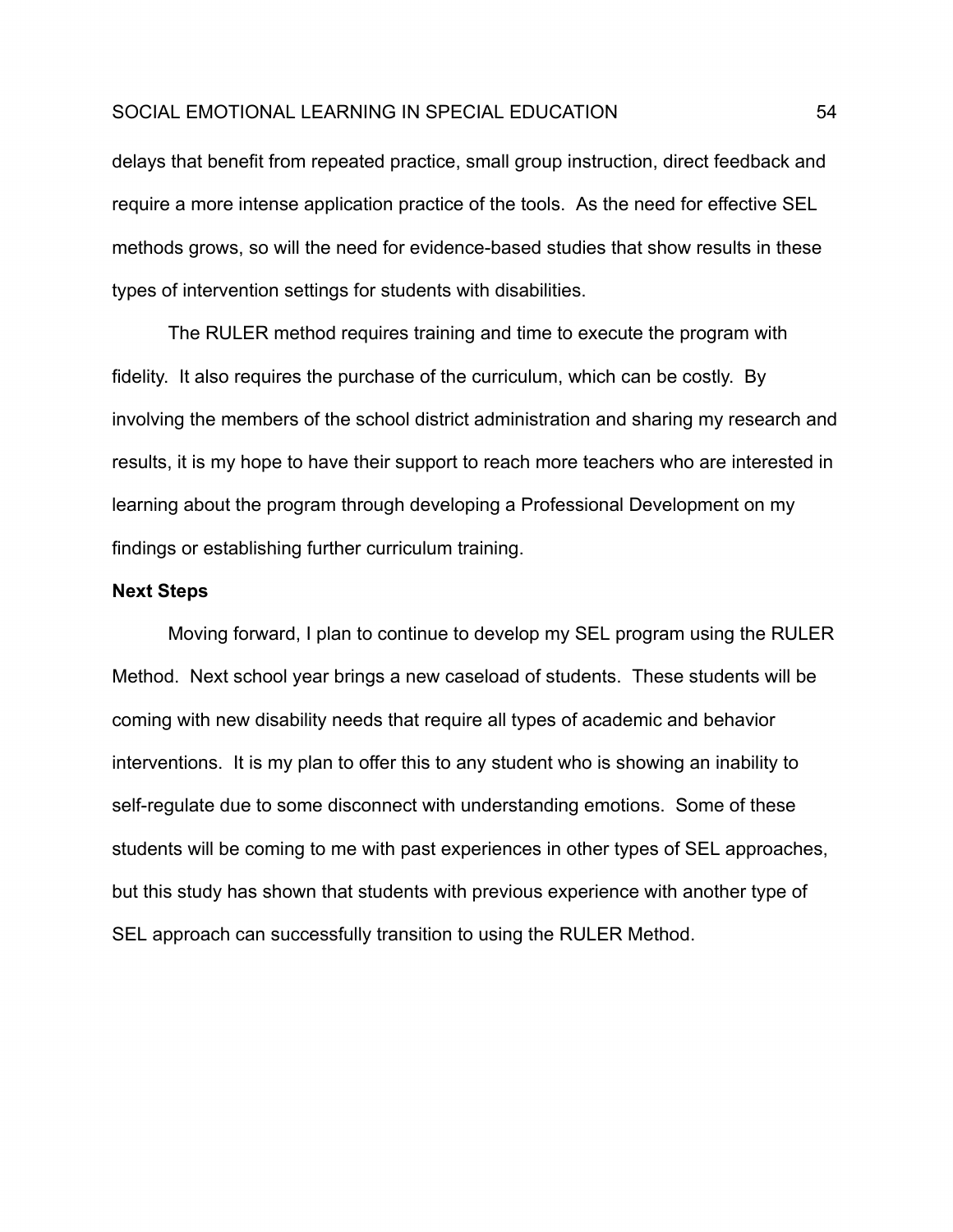delays that benefit from repeated practice, small group instruction, direct feedback and require a more intense application practice of the tools.  As the need for effective SEL methods grows, so will the need for evidence-based studies that show results in these types of intervention settings for students with disabilities.

The RULER method requires training and time to execute the program with fidelity.  It also requires the purchase of the curriculum, which can be costly.  By involving the members of the school district administration and sharing my research and results, it is my hope to have their support to reach more teachers who are interested in learning about the program through developing a Professional Development on my findings or establishing further curriculum training.

**Next Steps**

Moving forward, I plan to continue to develop my SEL program using the RULER Method.  Next school year brings a new caseload of students.  These students will be coming with new disability needs that require all types of academic and behavior interventions.  It is my plan to offer this to any student who is showing an inability to self-regulate due to some disconnect with understanding emotions.  Some of these students will be coming to me with past experiences in other types of SEL approaches, but this study has shown that students with previous experience with another type of SEL approach can successfully transition to using the RULER Method.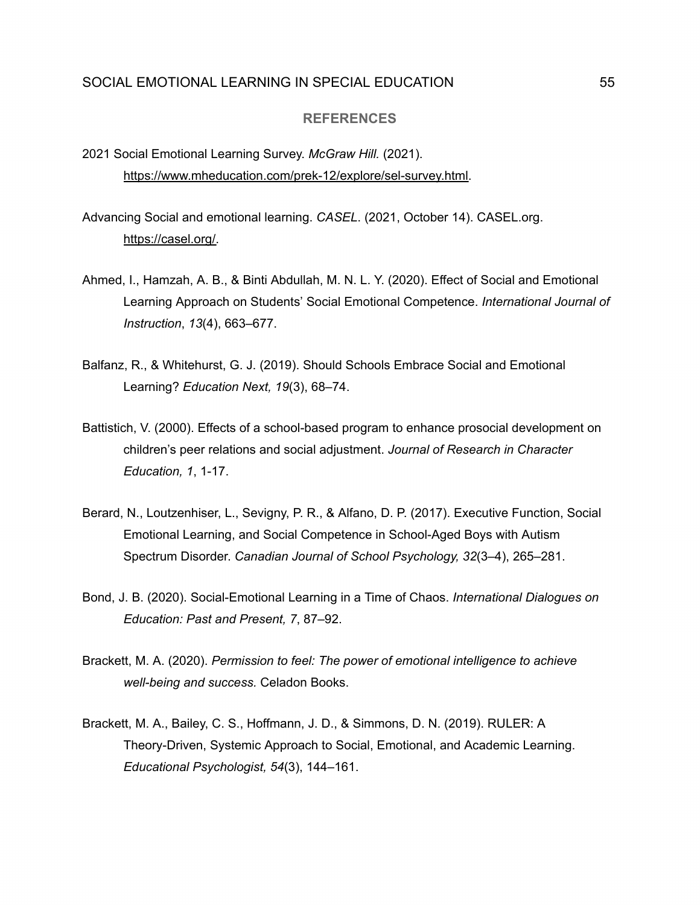## REFERENCES

2021 Social Emotional Learning Survey. *McGraw Hill.* (2021). https://www.mheducation.com/prek-12/explore/sel-survey.html.

Advancing Social and emotional learning. *CASEL*. (2021, October 14). CASEL.org. https://casel.org/.

Ahmed, I., Hamzah, A. B., & Binti Abdullah, M. N. L. Y. (2020). Effect of Social and Emotional Learning Approach on Students' Social Emotional Competence. *International Journal of Instruction*, *13*(4), 663–677.

Balfanz, R., & Whitehurst, G. J. (2019). Should Schools Embrace Social and Emotional Learning? *Education Next, 19*(3), 68–74.

Battistich, V. (2000). Effects of a school-based program to enhance prosocial development on children's peer relations and social adjustment. *Journal of Research in Character Education, 1*, 1-17.

Berard, N., Loutzenhiser, L., Sevigny, P. R., & Alfano, D. P. (2017). Executive Function, Social Emotional Learning, and Social Competence in School-Aged Boys with Autism Spectrum Disorder. *Canadian Journal of School Psychology, 32*(3–4), 265–281.

Bond, J. B. (2020). Social-Emotional Learning in a Time of Chaos. *International Dialogues on Education: Past and Present, 7*, 87–92.

Brackett, M. A. (2020). *Permission to feel: The power of emotional intelligence to achieve well-being and success.* Celadon Books.

Brackett, M. A., Bailey, C. S., Hoffmann, J. D., & Simmons, D. N. (2019). RULER: A Theory-Driven, Systemic Approach to Social, Emotional, and Academic Learning. *Educational Psychologist, 54*(3), 144–161.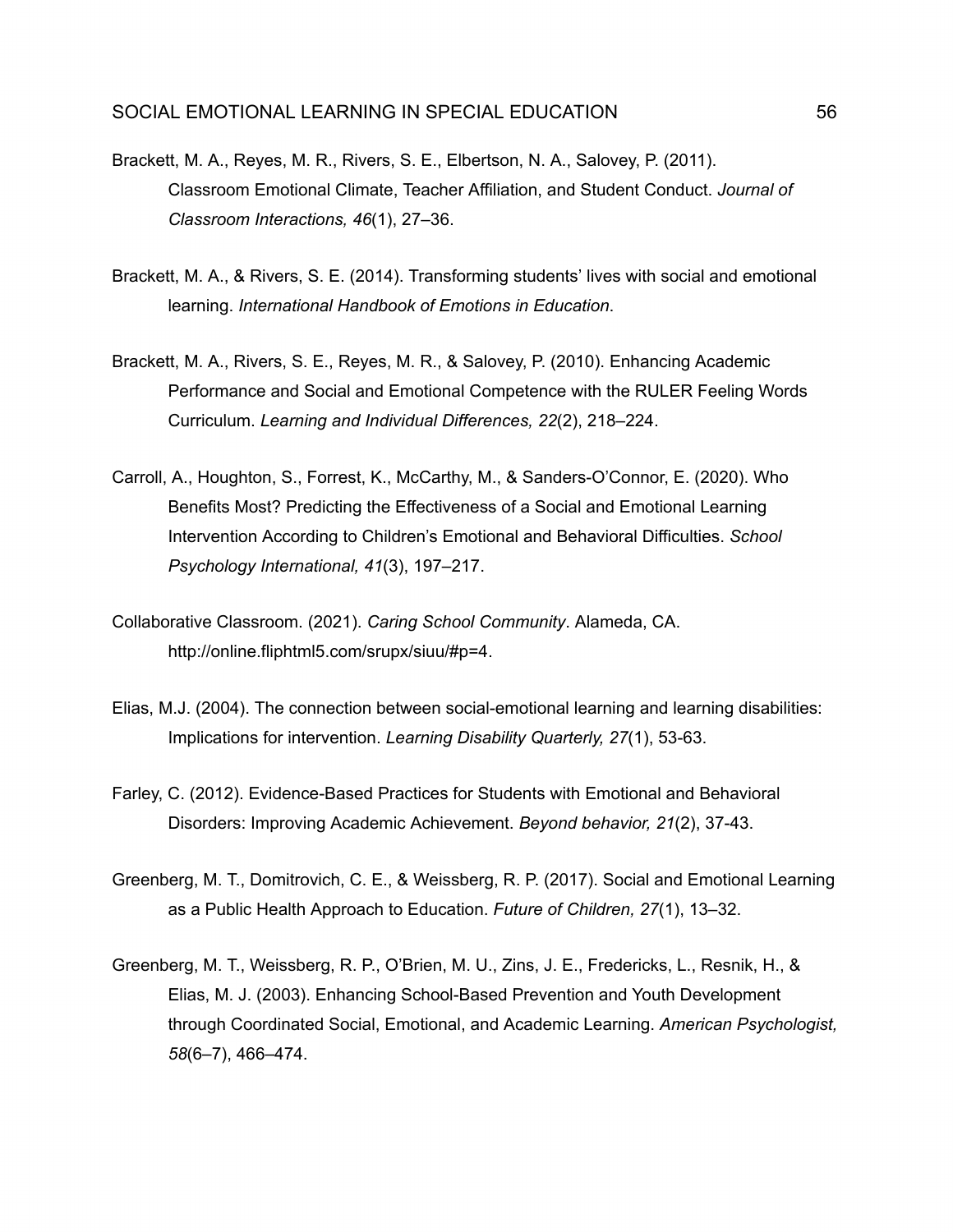Brackett, M. A., Reyes, M. R., Rivers, S. E., Elbertson, N. A., Salovey, P. (2011). Classroom Emotional Climate, Teacher Affiliation, and Student Conduct. *Journal of Classroom Interactions, 46*(1), 27–36.

Brackett, M. A., & Rivers, S. E. (2014). Transforming students' lives with social and emotional learning. *International Handbook of Emotions in Education*.

Brackett, M. A., Rivers, S. E., Reyes, M. R., & Salovey, P. (2010). Enhancing Academic Performance and Social and Emotional Competence with the RULER Feeling Words Curriculum. *Learning and Individual Differences, 22*(2), 218–224.

Carroll, A., Houghton, S., Forrest, K., McCarthy, M., & Sanders-O'Connor, E. (2020). Who Benefits Most? Predicting the Effectiveness of a Social and Emotional Learning Intervention According to Children's Emotional and Behavioral Difficulties. *School Psychology International, 41*(3), 197–217.

Collaborative Classroom. (2021). *Caring School Community*. Alameda, CA. http://online.fliphtml5.com/srupx/siuu/#p=4.

Elias, M.J. (2004). The connection between social-emotional learning and learning disabilities: Implications for intervention. *Learning Disability Quarterly, 27*(1), 53-63.

Farley, C. (2012). Evidence-Based Practices for Students with Emotional and Behavioral Disorders: Improving Academic Achievement. *Beyond behavior, 21*(2), 37-43.

Greenberg, M. T., Domitrovich, C. E., & Weissberg, R. P. (2017). Social and Emotional Learning as a Public Health Approach to Education. *Future of Children, 27*(1), 13–32.

Greenberg, M. T., Weissberg, R. P., O'Brien, M. U., Zins, J. E., Fredericks, L., Resnik, H., & Elias, M. J. (2003). Enhancing School-Based Prevention and Youth Development through Coordinated Social, Emotional, and Academic Learning. *American Psychologist, 58*(6–7), 466–474.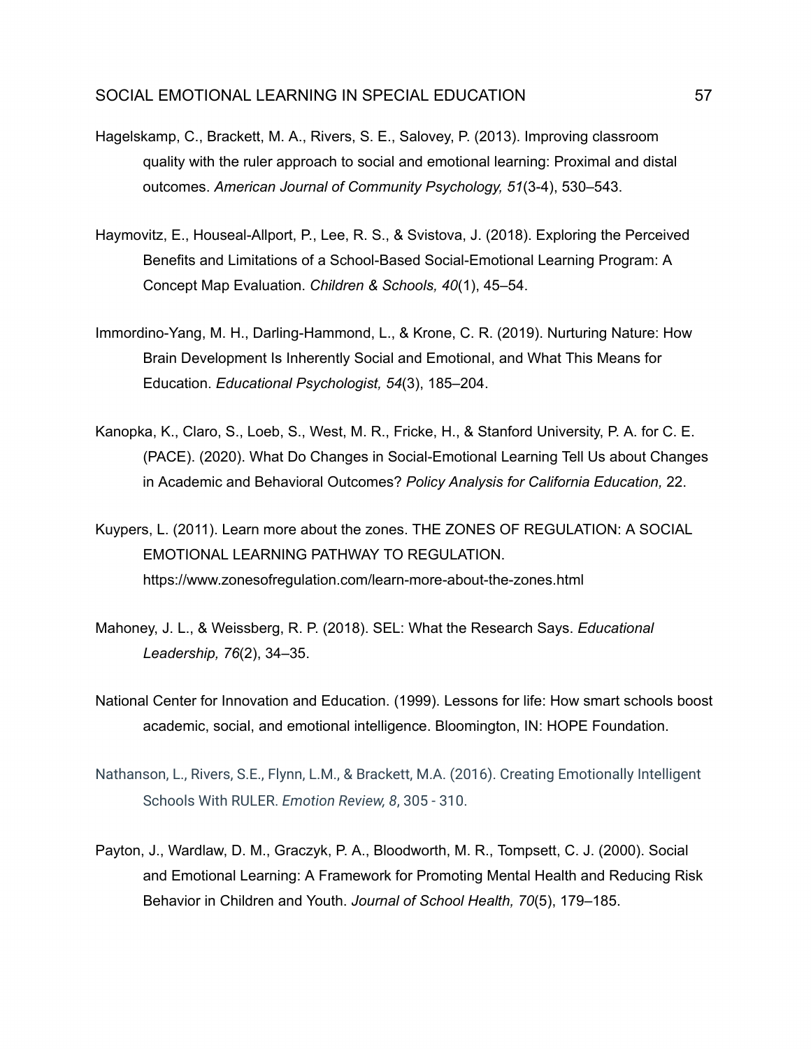Hagelskamp, C., Brackett, M. A., Rivers, S. E., Salovey, P. (2013). Improving classroom quality with the ruler approach to social and emotional learning: Proximal and distal outcomes. *American Journal of Community Psychology, 51*(3-4), 530–543.

Haymovitz, E., Houseal-Allport, P., Lee, R. S., & Svistova, J. (2018). Exploring the Perceived Benefits and Limitations of a School-Based Social-Emotional Learning Program: A Concept Map Evaluation. *Children & Schools, 40*(1), 45–54.

Immordino-Yang, M. H., Darling-Hammond, L., & Krone, C. R. (2019). Nurturing Nature: How Brain Development Is Inherently Social and Emotional, and What This Means for Education. *Educational Psychologist, 54*(3), 185–204.

Kanopka, K., Claro, S., Loeb, S., West, M. R., Fricke, H., & Stanford University, P. A. for C. E. (PACE). (2020). What Do Changes in Social-Emotional Learning Tell Us about Changes in Academic and Behavioral Outcomes? *Policy Analysis for California Education,* 22.

Kuypers, L. (2011). Learn more about the zones. THE ZONES OF REGULATION: A SOCIAL EMOTIONAL LEARNING PATHWAY TO REGULATION. https://www.zonesofregulation.com/learn-more-about-the-zones.html

Mahoney, J. L., & Weissberg, R. P. (2018). SEL: What the Research Says. *Educational Leadership, 76*(2), 34–35.

National Center for Innovation and Education. (1999). Lessons for life: How smart schools boost academic, social, and emotional intelligence. Bloomington, IN: HOPE Foundation.

Nathanson, L., Rivers, S.E., Flynn, L.M., & Brackett, M.A. (2016). Creating Emotionally Intelligent Schools With RULER. *Emotion Review, 8*, 305 - 310.

Payton, J., Wardlaw, D. M., Graczyk, P. A., Bloodworth, M. R., Tompsett, C. J. (2000). Social and Emotional Learning: A Framework for Promoting Mental Health and Reducing Risk Behavior in Children and Youth. *Journal of School Health, 70*(5), 179–185.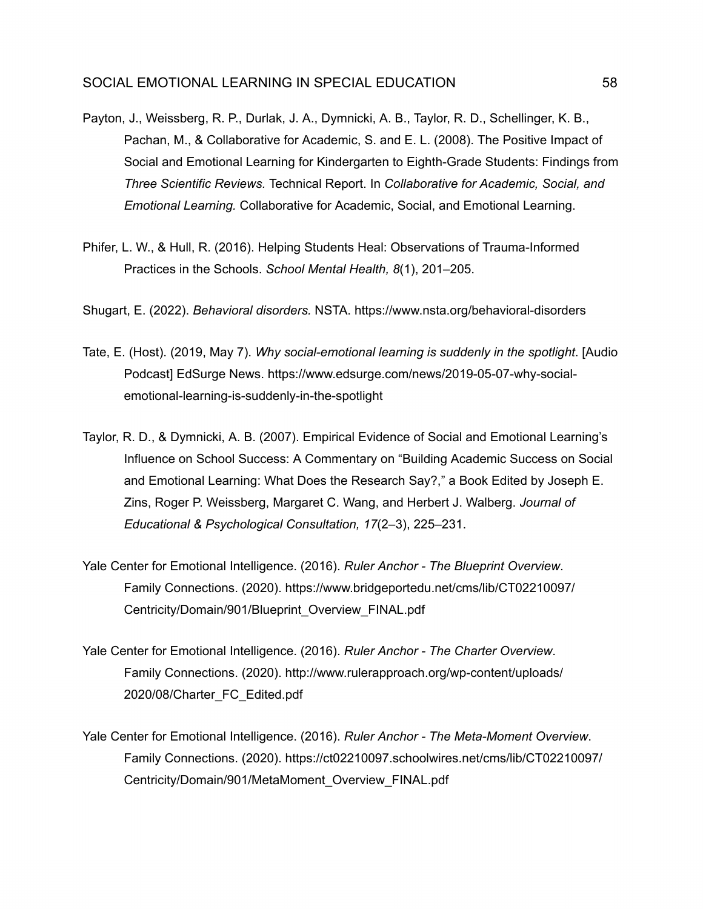Payton, J., Weissberg, R. P., Durlak, J. A., Dymnicki, A. B., Taylor, R. D., Schellinger, K. B., Pachan, M., & Collaborative for Academic, S. and E. L. (2008). The Positive Impact of Social and Emotional Learning for Kindergarten to Eighth-Grade Students: Findings from *Three Scientific Reviews.* Technical Report. In *Collaborative for Academic, Social, and Emotional Learning.* Collaborative for Academic, Social, and Emotional Learning.

Phifer, L. W., & Hull, R. (2016). Helping Students Heal: Observations of Trauma-Informed Practices in the Schools. *School Mental Health, 8*(1), 201–205.

Shugart, E. (2022). *Behavioral disorders.* NSTA. https://www.nsta.org/behavioral-disorders

Tate, E. (Host). (2019, May 7). *Why social-emotional learning is suddenly in the spotlight*. [Audio Podcast] EdSurge News. https://www.edsurge.com/news/2019-05-07-why-social-emotional-learning-is-suddenly-in-the-spotlight

Taylor, R. D., & Dymnicki, A. B. (2007). Empirical Evidence of Social and Emotional Learning's Influence on School Success: A Commentary on "Building Academic Success on Social and Emotional Learning: What Does the Research Say?," a Book Edited by Joseph E. Zins, Roger P. Weissberg, Margaret C. Wang, and Herbert J. Walberg. *Journal of Educational & Psychological Consultation, 17*(2–3), 225–231.

Yale Center for Emotional Intelligence. (2016). *Ruler Anchor - The Blueprint Overview*. Family Connections. (2020). https://www.bridgeportedu.net/cms/lib/CT02210097/Centricity/Domain/901/Blueprint_Overview_FINAL.pdf

Yale Center for Emotional Intelligence. (2016). *Ruler Anchor - The Charter Overview*. Family Connections. (2020). http://www.rulerapproach.org/wp-content/uploads/2020/08/Charter_FC_Edited.pdf

Yale Center for Emotional Intelligence. (2016). *Ruler Anchor - The Meta-Moment Overview*. Family Connections. (2020). https://ct02210097.schoolwires.net/cms/lib/CT02210097/Centricity/Domain/901/MetaMoment_Overview_FINAL.pdf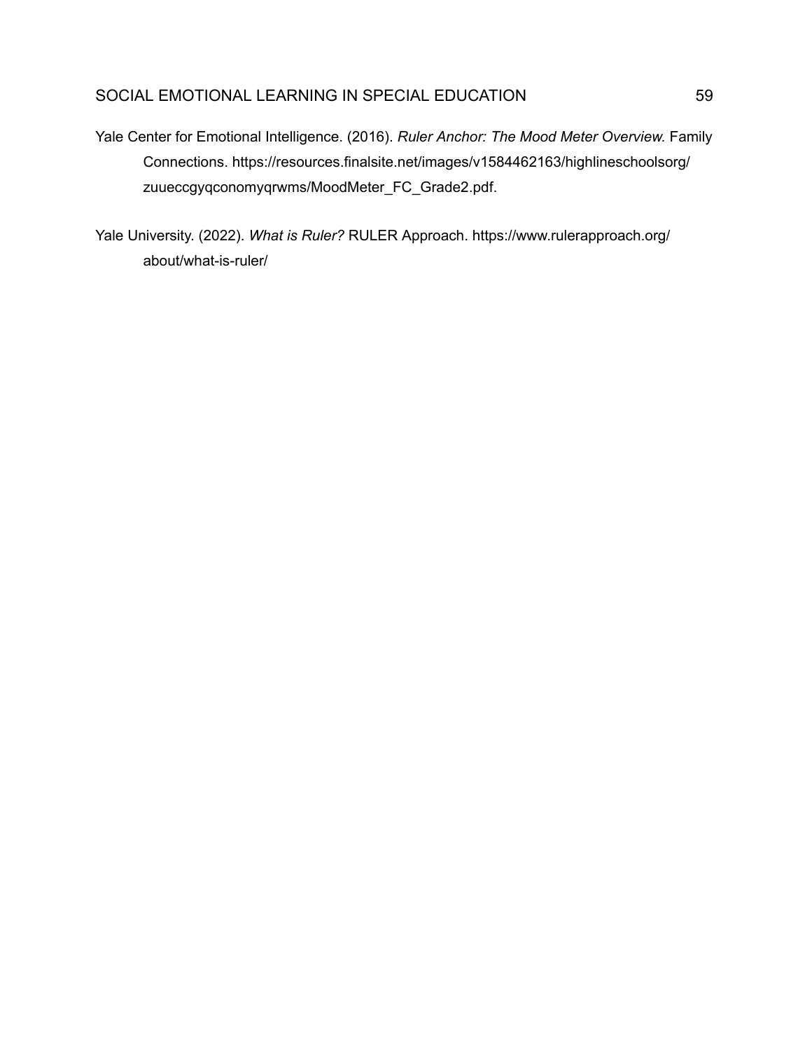Yale Center for Emotional Intelligence. (2016). *Ruler Anchor: The Mood Meter Overview.* Family Connections. https://resources.finalsite.net/images/v1584462163/highlineschoolsorg/zuueccgyqconomyqrwms/MoodMeter_FC_Grade2.pdf.

Yale University. (2022). *What is Ruler?* RULER Approach. https://www.rulerapproach.org/about/what-is-ruler/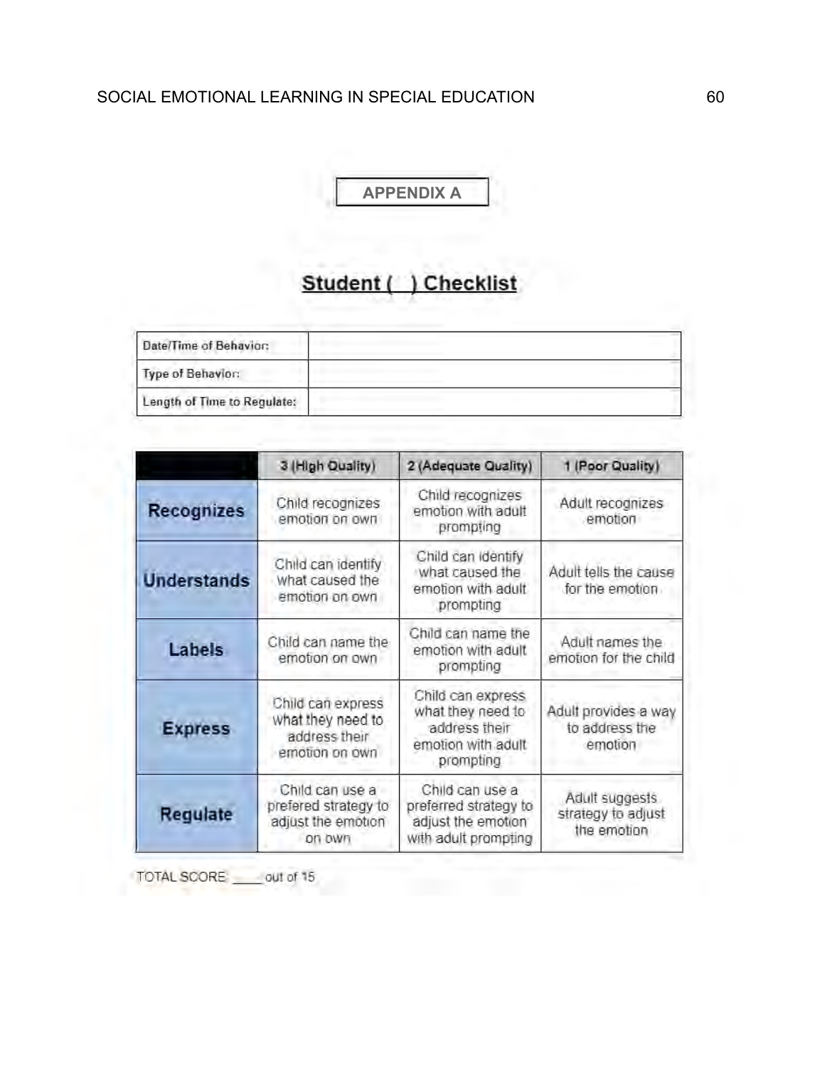# APPENDIX A

## Student ( ) Checklist

| Date/Time of Behavior: | |
|---|---|
| Type of Behavior: | |
| Length of Time to Regulate: | |

| | 3 (High Quality) | 2 (Adequate Quality) | 1 (Poor Quality) |
|---|---|---|---|
| **Recognizes** | Child recognizes emotion on own | Child recognizes emotion with adult prompting | Adult recognizes emotion |
| **Understands** | Child can identify what caused the emotion on own | Child can identify what caused the emotion with adult prompting | Adult tells the cause for the emotion |
| **Labels** | Child can name the emotion on own | Child can name the emotion with adult prompting | Adult names the emotion for the child |
| **Express** | Child can express what they need to address their emotion on own | Child can express what they need to address their emotion with adult prompting | Adult provides a way to address the emotion |
| **Regulate** | Child can use a prefered strategy to adjust the emotion on own | Child can use a preferred strategy to adjust the emotion with adult prompting | Adult suggests strategy to adjust the emotion |

TOTAL SCORE ____ out of 15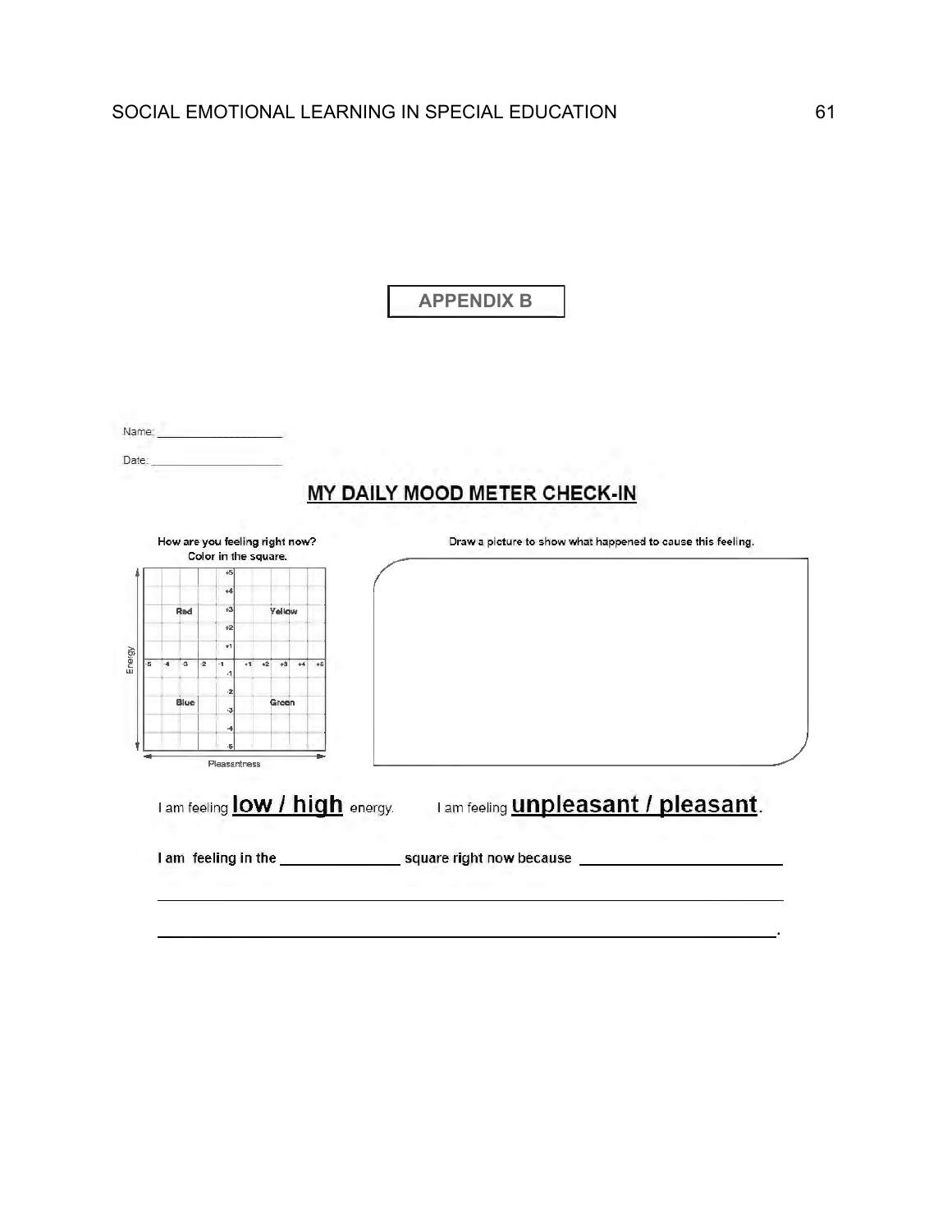**APPENDIX B**

Name: ____________________

Date: ____________________

## MY DAILY MOOD METER CHECK-IN

How are you feeling right now?
Color in the square.

+5
+4
Red
+3
Yellow
+2
+1
Energy
-5 -4 -3 -2 -1 +1 +2 +3 +4 +5
-1
-2
Blue
-3
Green
-4
-5
Pleasantness

Draw a picture to show what happened to cause this feeling.

I am feeling **low / high** energy. I am feeling **unpleasant / pleasant**.

**I am feeling in the _______________ square right now because** _________________________

_____________________________________________________________________________

_____________________________________________________________________________.